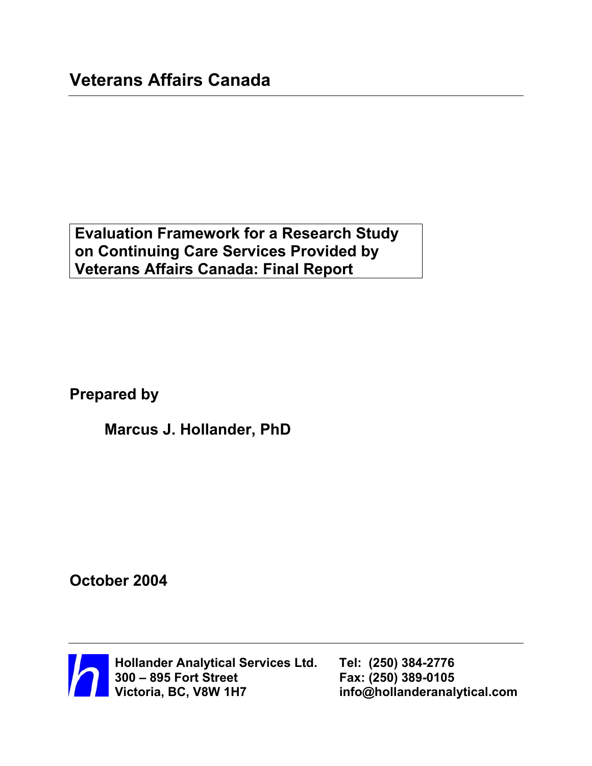# Veterans Affairs Canada

**Evaluation Framework for a Research Study on Continuing Care Services Provided by Veterans Affairs Canada: Final Report**

**Prepared by**

**Marcus J. Hollander, PhD**

**October 2004**

**Hollander Analytical Services Ltd.**
**300 – 895 Fort Street**
**Victoria, BC, V8W 1H7**

**Tel: (250) 384-2776**
**Fax: (250) 389-0105**
**info@hollanderanalytical.com**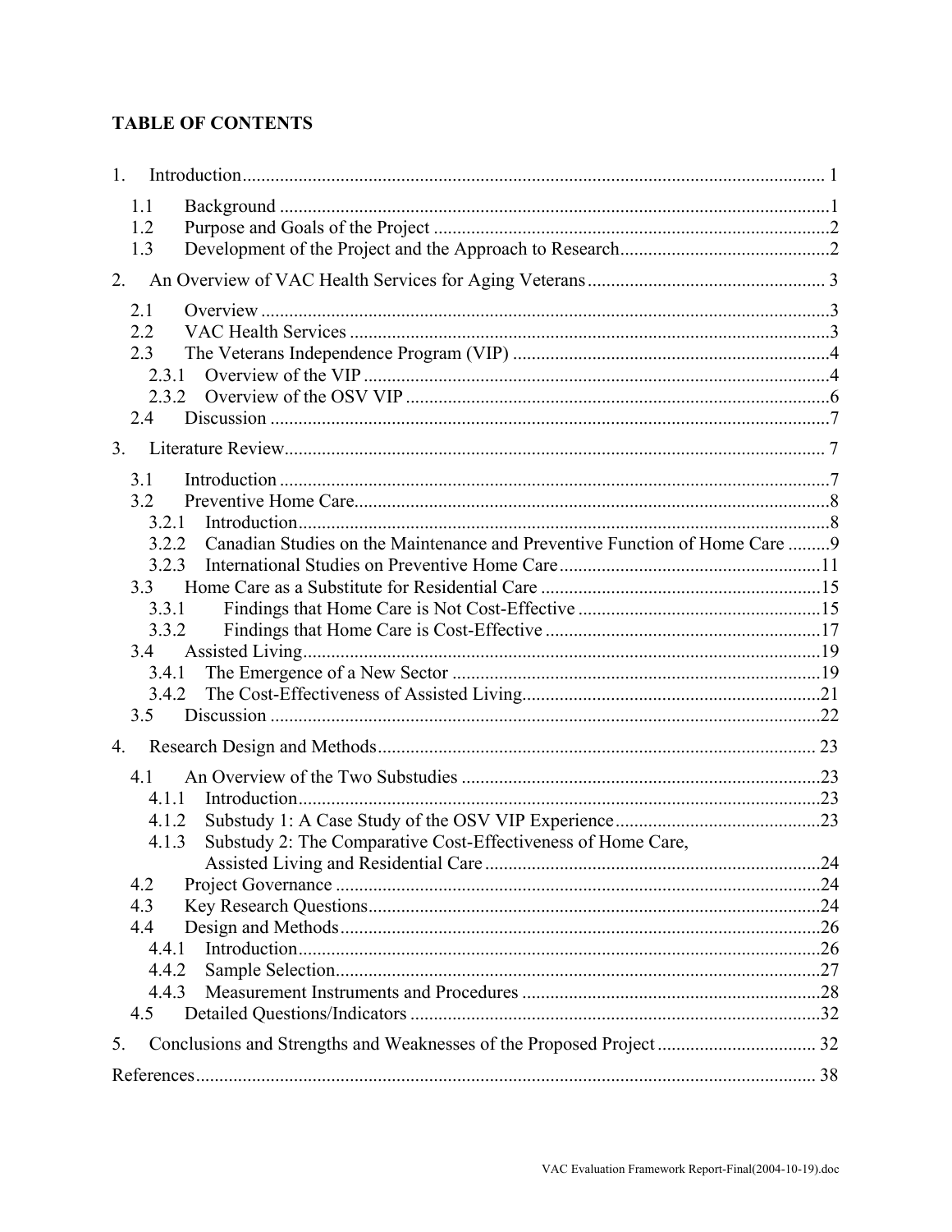# TABLE OF CONTENTS

1. Introduction ... 1
   - 1.1 Background ... 1
   - 1.2 Purpose and Goals of the Project ... 2
   - 1.3 Development of the Project and the Approach to Research ... 2
2. An Overview of VAC Health Services for Aging Veterans ... 3
   - 2.1 Overview ... 3
   - 2.2 VAC Health Services ... 3
   - 2.3 The Veterans Independence Program (VIP) ... 4
     - 2.3.1 Overview of the VIP ... 4
     - 2.3.2 Overview of the OSV VIP ... 6
   - 2.4 Discussion ... 7
3. Literature Review ... 7
   - 3.1 Introduction ... 7
   - 3.2 Preventive Home Care ... 8
     - 3.2.1 Introduction ... 8
     - 3.2.2 Canadian Studies on the Maintenance and Preventive Function of Home Care ... 9
     - 3.2.3 International Studies on Preventive Home Care ... 11
   - 3.3 Home Care as a Substitute for Residential Care ... 15
     - 3.3.1 Findings that Home Care is Not Cost-Effective ... 15
     - 3.3.2 Findings that Home Care is Cost-Effective ... 17
   - 3.4 Assisted Living ... 19
     - 3.4.1 The Emergence of a New Sector ... 19
     - 3.4.2 The Cost-Effectiveness of Assisted Living ... 21
   - 3.5 Discussion ... 22
4. Research Design and Methods ... 23
   - 4.1 An Overview of the Two Substudies ... 23
     - 4.1.1 Introduction ... 23
     - 4.1.2 Substudy 1: A Case Study of the OSV VIP Experience ... 23
     - 4.1.3 Substudy 2: The Comparative Cost-Effectiveness of Home Care, Assisted Living and Residential Care ... 24
   - 4.2 Project Governance ... 24
   - 4.3 Key Research Questions ... 24
   - 4.4 Design and Methods ... 26
     - 4.4.1 Introduction ... 26
     - 4.4.2 Sample Selection ... 27
     - 4.4.3 Measurement Instruments and Procedures ... 28
   - 4.5 Detailed Questions/Indicators ... 32
5. Conclusions and Strengths and Weaknesses of the Proposed Project ... 32

References ... 38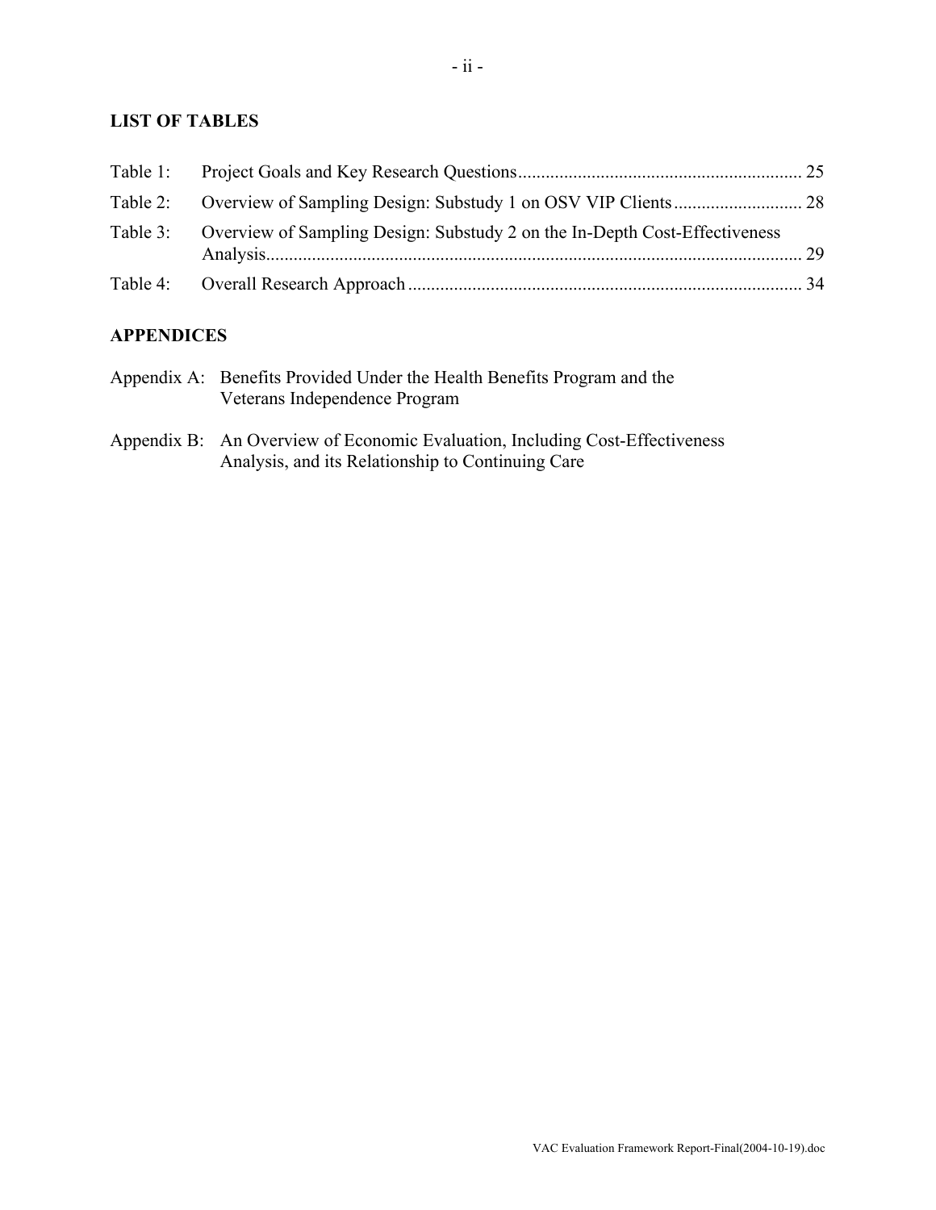## LIST OF TABLES

| | | |
|---|---|---|
| Table 1: | Project Goals and Key Research Questions | 25 |
| Table 2: | Overview of Sampling Design: Substudy 1 on OSV VIP Clients | 28 |
| Table 3: | Overview of Sampling Design: Substudy 2 on the In-Depth Cost-Effectiveness Analysis | 29 |
| Table 4: | Overall Research Approach | 34 |

## APPENDICES

Appendix A: Benefits Provided Under the Health Benefits Program and the Veterans Independence Program

Appendix B: An Overview of Economic Evaluation, Including Cost-Effectiveness Analysis, and its Relationship to Continuing Care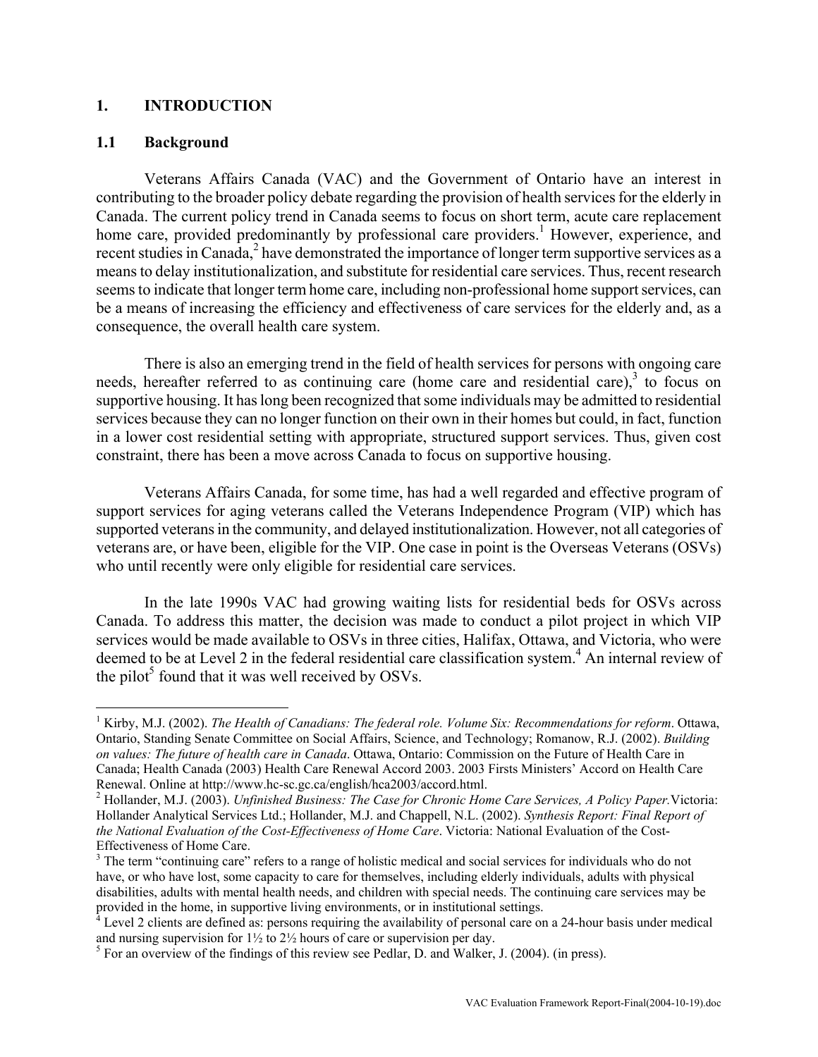# 1. INTRODUCTION

## 1.1 Background

Veterans Affairs Canada (VAC) and the Government of Ontario have an interest in contributing to the broader policy debate regarding the provision of health services for the elderly in Canada. The current policy trend in Canada seems to focus on short term, acute care replacement home care, provided predominantly by professional care providers.[1] However, experience, and recent studies in Canada,[2] have demonstrated the importance of longer term supportive services as a means to delay institutionalization, and substitute for residential care services. Thus, recent research seems to indicate that longer term home care, including non-professional home support services, can be a means of increasing the efficiency and effectiveness of care services for the elderly and, as a consequence, the overall health care system.

There is also an emerging trend in the field of health services for persons with ongoing care needs, hereafter referred to as continuing care (home care and residential care),[3] to focus on supportive housing. It has long been recognized that some individuals may be admitted to residential services because they can no longer function on their own in their homes but could, in fact, function in a lower cost residential setting with appropriate, structured support services. Thus, given cost constraint, there has been a move across Canada to focus on supportive housing.

Veterans Affairs Canada, for some time, has had a well regarded and effective program of support services for aging veterans called the Veterans Independence Program (VIP) which has supported veterans in the community, and delayed institutionalization. However, not all categories of veterans are, or have been, eligible for the VIP. One case in point is the Overseas Veterans (OSVs) who until recently were only eligible for residential care services.

In the late 1990s VAC had growing waiting lists for residential beds for OSVs across Canada. To address this matter, the decision was made to conduct a pilot project in which VIP services would be made available to OSVs in three cities, Halifax, Ottawa, and Victoria, who were deemed to be at Level 2 in the federal residential care classification system.[4] An internal review of the pilot[5] found that it was well received by OSVs.

---

[1] Kirby, M.J. (2002). *The Health of Canadians: The federal role. Volume Six: Recommendations for reform*. Ottawa, Ontario, Standing Senate Committee on Social Affairs, Science, and Technology; Romanow, R.J. (2002). *Building on values: The future of health care in Canada*. Ottawa, Ontario: Commission on the Future of Health Care in Canada; Health Canada (2003) Health Care Renewal Accord 2003. 2003 Firsts Ministers' Accord on Health Care Renewal. Online at http://www.hc-sc.gc.ca/english/hca2003/accord.html.

[2] Hollander, M.J. (2003). *Unfinished Business: The Case for Chronic Home Care Services, A Policy Paper.* Victoria: Hollander Analytical Services Ltd.; Hollander, M.J. and Chappell, N.L. (2002). *Synthesis Report: Final Report of the National Evaluation of the Cost-Effectiveness of Home Care*. Victoria: National Evaluation of the Cost-Effectiveness of Home Care.

[3] The term "continuing care" refers to a range of holistic medical and social services for individuals who do not have, or who have lost, some capacity to care for themselves, including elderly individuals, adults with physical disabilities, adults with mental health needs, and children with special needs. The continuing care services may be provided in the home, in supportive living environments, or in institutional settings.

[4] Level 2 clients are defined as: persons requiring the availability of personal care on a 24-hour basis under medical and nursing supervision for 1½ to 2½ hours of care or supervision per day.

[5] For an overview of the findings of this review see Pedlar, D. and Walker, J. (2004). (in press).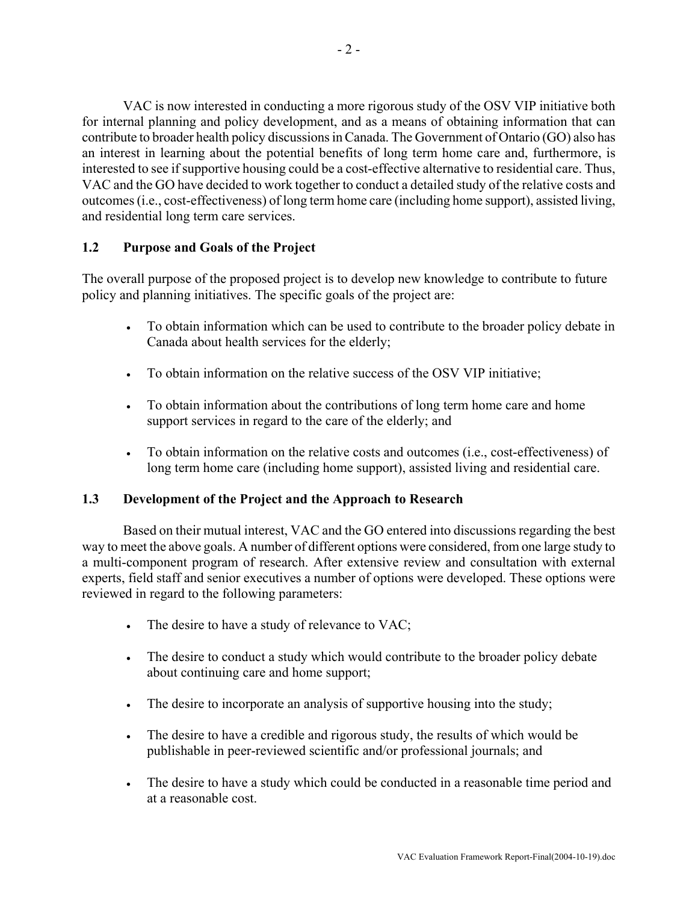VAC is now interested in conducting a more rigorous study of the OSV VIP initiative both for internal planning and policy development, and as a means of obtaining information that can contribute to broader health policy discussions in Canada. The Government of Ontario (GO) also has an interest in learning about the potential benefits of long term home care and, furthermore, is interested to see if supportive housing could be a cost-effective alternative to residential care. Thus, VAC and the GO have decided to work together to conduct a detailed study of the relative costs and outcomes (i.e., cost-effectiveness) of long term home care (including home support), assisted living, and residential long term care services.

### 1.2 Purpose and Goals of the Project

The overall purpose of the proposed project is to develop new knowledge to contribute to future policy and planning initiatives. The specific goals of the project are:

- To obtain information which can be used to contribute to the broader policy debate in Canada about health services for the elderly;
- To obtain information on the relative success of the OSV VIP initiative;
- To obtain information about the contributions of long term home care and home support services in regard to the care of the elderly; and
- To obtain information on the relative costs and outcomes (i.e., cost-effectiveness) of long term home care (including home support), assisted living and residential care.

### 1.3 Development of the Project and the Approach to Research

Based on their mutual interest, VAC and the GO entered into discussions regarding the best way to meet the above goals. A number of different options were considered, from one large study to a multi-component program of research. After extensive review and consultation with external experts, field staff and senior executives a number of options were developed. These options were reviewed in regard to the following parameters:

- The desire to have a study of relevance to VAC;
- The desire to conduct a study which would contribute to the broader policy debate about continuing care and home support;
- The desire to incorporate an analysis of supportive housing into the study;
- The desire to have a credible and rigorous study, the results of which would be publishable in peer-reviewed scientific and/or professional journals; and
- The desire to have a study which could be conducted in a reasonable time period and at a reasonable cost.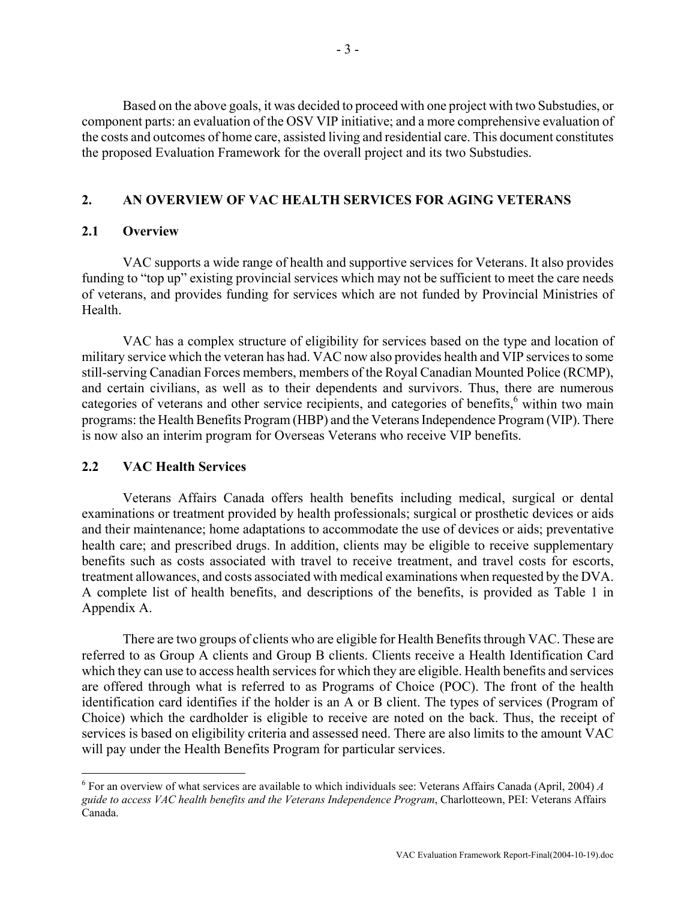Based on the above goals, it was decided to proceed with one project with two Substudies, or component parts: an evaluation of the OSV VIP initiative; and a more comprehensive evaluation of the costs and outcomes of home care, assisted living and residential care. This document constitutes the proposed Evaluation Framework for the overall project and its two Substudies.

## 2. AN OVERVIEW OF VAC HEALTH SERVICES FOR AGING VETERANS

### 2.1 Overview

VAC supports a wide range of health and supportive services for Veterans. It also provides funding to "top up" existing provincial services which may not be sufficient to meet the care needs of veterans, and provides funding for services which are not funded by Provincial Ministries of Health.

VAC has a complex structure of eligibility for services based on the type and location of military service which the veteran has had. VAC now also provides health and VIP services to some still-serving Canadian Forces members, members of the Royal Canadian Mounted Police (RCMP), and certain civilians, as well as to their dependents and survivors. Thus, there are numerous categories of veterans and other service recipients, and categories of benefits,[6] within two main programs: the Health Benefits Program (HBP) and the Veterans Independence Program (VIP). There is now also an interim program for Overseas Veterans who receive VIP benefits.

### 2.2 VAC Health Services

Veterans Affairs Canada offers health benefits including medical, surgical or dental examinations or treatment provided by health professionals; surgical or prosthetic devices or aids and their maintenance; home adaptations to accommodate the use of devices or aids; preventative health care; and prescribed drugs. In addition, clients may be eligible to receive supplementary benefits such as costs associated with travel to receive treatment, and travel costs for escorts, treatment allowances, and costs associated with medical examinations when requested by the DVA. A complete list of health benefits, and descriptions of the benefits, is provided as Table 1 in Appendix A.

There are two groups of clients who are eligible for Health Benefits through VAC. These are referred to as Group A clients and Group B clients. Clients receive a Health Identification Card which they can use to access health services for which they are eligible. Health benefits and services are offered through what is referred to as Programs of Choice (POC). The front of the health identification card identifies if the holder is an A or B client. The types of services (Program of Choice) which the cardholder is eligible to receive are noted on the back. Thus, the receipt of services is based on eligibility criteria and assessed need. There are also limits to the amount VAC will pay under the Health Benefits Program for particular services.

---

[6] For an overview of what services are available to which individuals see: Veterans Affairs Canada (April, 2004) *A guide to access VAC health benefits and the Veterans Independence Program*, Charlottetown, PEI: Veterans Affairs Canada.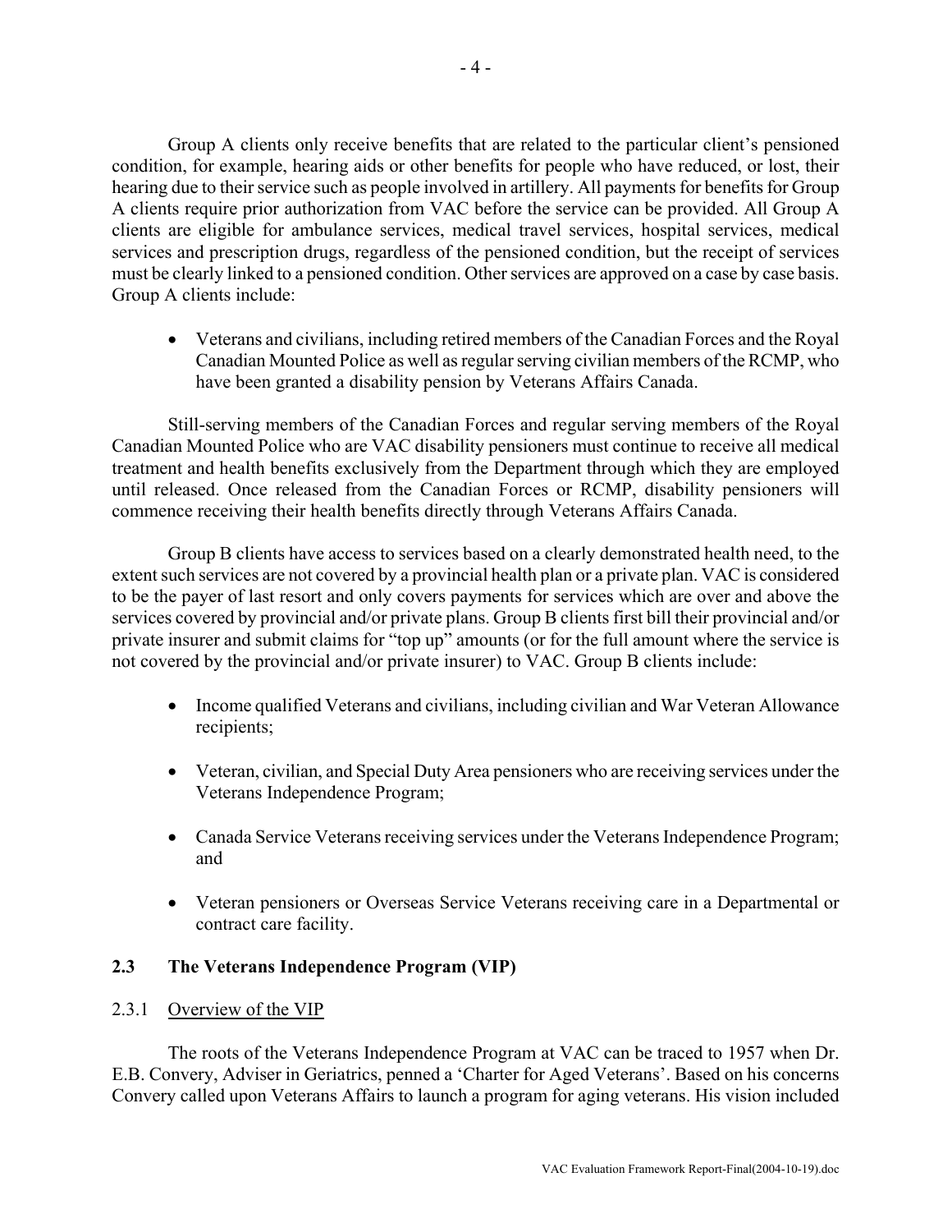Group A clients only receive benefits that are related to the particular client's pensioned condition, for example, hearing aids or other benefits for people who have reduced, or lost, their hearing due to their service such as people involved in artillery. All payments for benefits for Group A clients require prior authorization from VAC before the service can be provided. All Group A clients are eligible for ambulance services, medical travel services, hospital services, medical services and prescription drugs, regardless of the pensioned condition, but the receipt of services must be clearly linked to a pensioned condition. Other services are approved on a case by case basis. Group A clients include:

- Veterans and civilians, including retired members of the Canadian Forces and the Royal Canadian Mounted Police as well as regular serving civilian members of the RCMP, who have been granted a disability pension by Veterans Affairs Canada.

Still-serving members of the Canadian Forces and regular serving members of the Royal Canadian Mounted Police who are VAC disability pensioners must continue to receive all medical treatment and health benefits exclusively from the Department through which they are employed until released. Once released from the Canadian Forces or RCMP, disability pensioners will commence receiving their health benefits directly through Veterans Affairs Canada.

Group B clients have access to services based on a clearly demonstrated health need, to the extent such services are not covered by a provincial health plan or a private plan. VAC is considered to be the payer of last resort and only covers payments for services which are over and above the services covered by provincial and/or private plans. Group B clients first bill their provincial and/or private insurer and submit claims for "top up" amounts (or for the full amount where the service is not covered by the provincial and/or private insurer) to VAC. Group B clients include:

- Income qualified Veterans and civilians, including civilian and War Veteran Allowance recipients;
- Veteran, civilian, and Special Duty Area pensioners who are receiving services under the Veterans Independence Program;
- Canada Service Veterans receiving services under the Veterans Independence Program; and
- Veteran pensioners or Overseas Service Veterans receiving care in a Departmental or contract care facility.

## 2.3 The Veterans Independence Program (VIP)

### 2.3.1 Overview of the VIP

The roots of the Veterans Independence Program at VAC can be traced to 1957 when Dr. E.B. Convery, Adviser in Geriatrics, penned a 'Charter for Aged Veterans'. Based on his concerns Convery called upon Veterans Affairs to launch a program for aging veterans. His vision included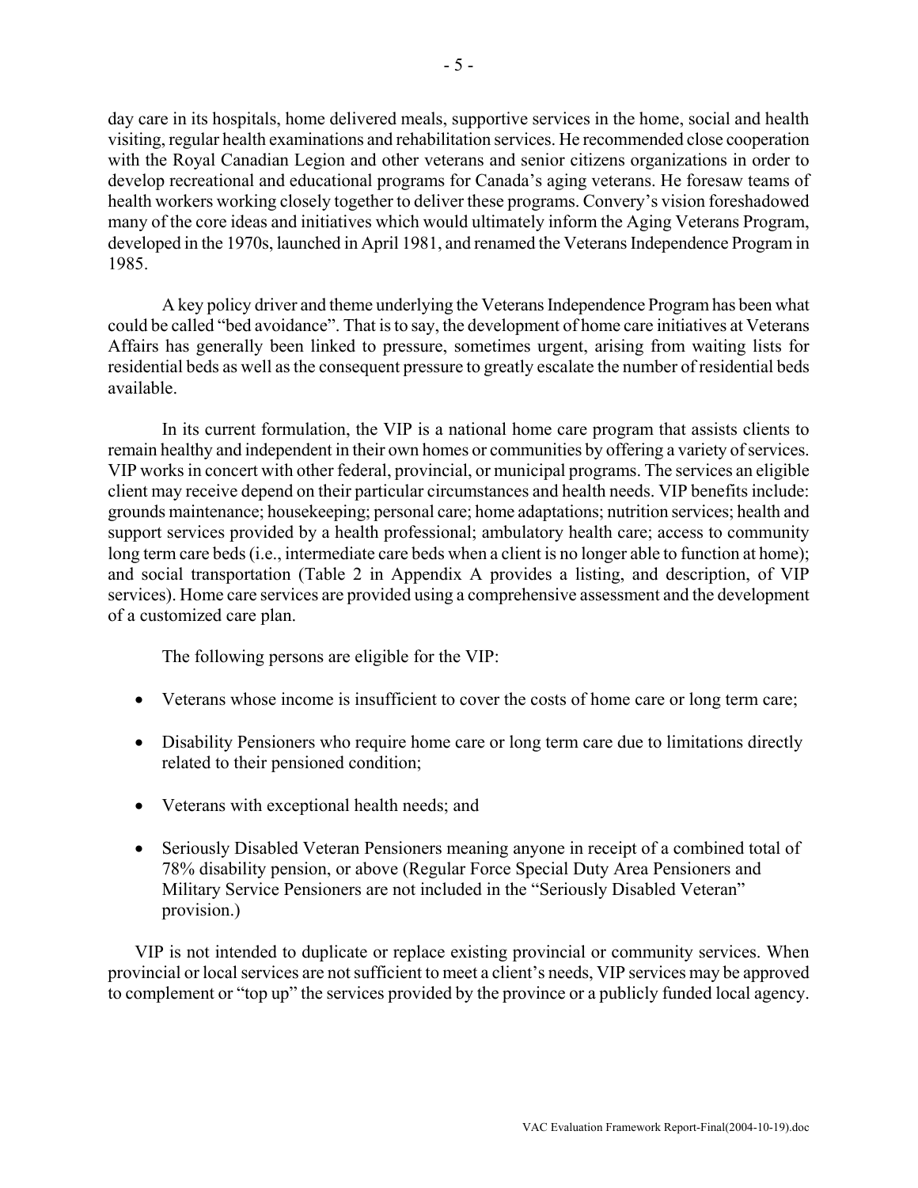day care in its hospitals, home delivered meals, supportive services in the home, social and health visiting, regular health examinations and rehabilitation services. He recommended close cooperation with the Royal Canadian Legion and other veterans and senior citizens organizations in order to develop recreational and educational programs for Canada's aging veterans. He foresaw teams of health workers working closely together to deliver these programs. Convery's vision foreshadowed many of the core ideas and initiatives which would ultimately inform the Aging Veterans Program, developed in the 1970s, launched in April 1981, and renamed the Veterans Independence Program in 1985.

A key policy driver and theme underlying the Veterans Independence Program has been what could be called "bed avoidance". That is to say, the development of home care initiatives at Veterans Affairs has generally been linked to pressure, sometimes urgent, arising from waiting lists for residential beds as well as the consequent pressure to greatly escalate the number of residential beds available.

In its current formulation, the VIP is a national home care program that assists clients to remain healthy and independent in their own homes or communities by offering a variety of services. VIP works in concert with other federal, provincial, or municipal programs. The services an eligible client may receive depend on their particular circumstances and health needs. VIP benefits include: grounds maintenance; housekeeping; personal care; home adaptations; nutrition services; health and support services provided by a health professional; ambulatory health care; access to community long term care beds (i.e., intermediate care beds when a client is no longer able to function at home); and social transportation (Table 2 in Appendix A provides a listing, and description, of VIP services). Home care services are provided using a comprehensive assessment and the development of a customized care plan.

The following persons are eligible for the VIP:

- Veterans whose income is insufficient to cover the costs of home care or long term care;
- Disability Pensioners who require home care or long term care due to limitations directly related to their pensioned condition;
- Veterans with exceptional health needs; and
- Seriously Disabled Veteran Pensioners meaning anyone in receipt of a combined total of 78% disability pension, or above (Regular Force Special Duty Area Pensioners and Military Service Pensioners are not included in the "Seriously Disabled Veteran" provision.)

VIP is not intended to duplicate or replace existing provincial or community services. When provincial or local services are not sufficient to meet a client's needs, VIP services may be approved to complement or "top up" the services provided by the province or a publicly funded local agency.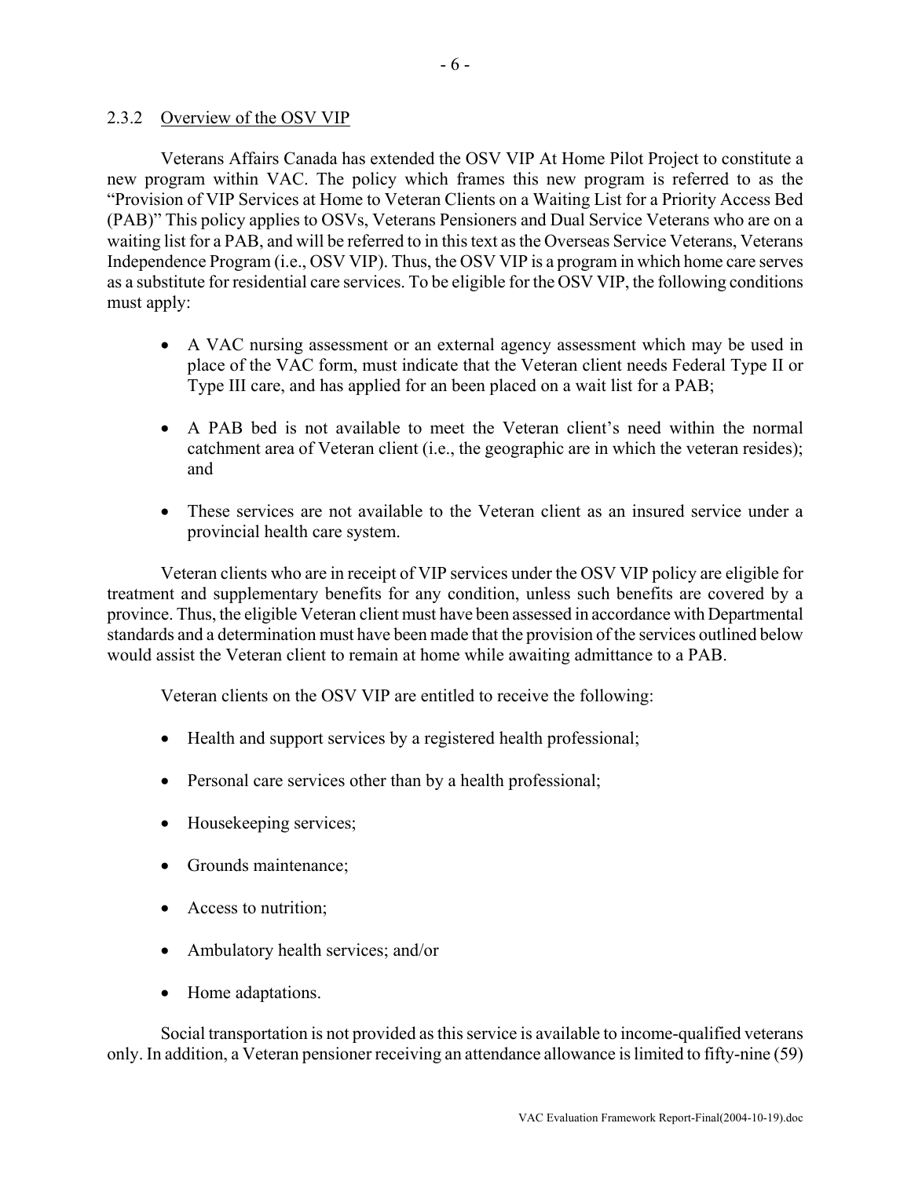### 2.3.2 Overview of the OSV VIP

Veterans Affairs Canada has extended the OSV VIP At Home Pilot Project to constitute a new program within VAC. The policy which frames this new program is referred to as the "Provision of VIP Services at Home to Veteran Clients on a Waiting List for a Priority Access Bed (PAB)" This policy applies to OSVs, Veterans Pensioners and Dual Service Veterans who are on a waiting list for a PAB, and will be referred to in this text as the Overseas Service Veterans, Veterans Independence Program (i.e., OSV VIP). Thus, the OSV VIP is a program in which home care serves as a substitute for residential care services. To be eligible for the OSV VIP, the following conditions must apply:

- A VAC nursing assessment or an external agency assessment which may be used in place of the VAC form, must indicate that the Veteran client needs Federal Type II or Type III care, and has applied for an been placed on a wait list for a PAB;
- A PAB bed is not available to meet the Veteran client's need within the normal catchment area of Veteran client (i.e., the geographic are in which the veteran resides); and
- These services are not available to the Veteran client as an insured service under a provincial health care system.

Veteran clients who are in receipt of VIP services under the OSV VIP policy are eligible for treatment and supplementary benefits for any condition, unless such benefits are covered by a province. Thus, the eligible Veteran client must have been assessed in accordance with Departmental standards and a determination must have been made that the provision of the services outlined below would assist the Veteran client to remain at home while awaiting admittance to a PAB.

Veteran clients on the OSV VIP are entitled to receive the following:

- Health and support services by a registered health professional;
- Personal care services other than by a health professional;
- Housekeeping services;
- Grounds maintenance;
- Access to nutrition;
- Ambulatory health services; and/or
- Home adaptations.

Social transportation is not provided as this service is available to income-qualified veterans only. In addition, a Veteran pensioner receiving an attendance allowance is limited to fifty-nine (59)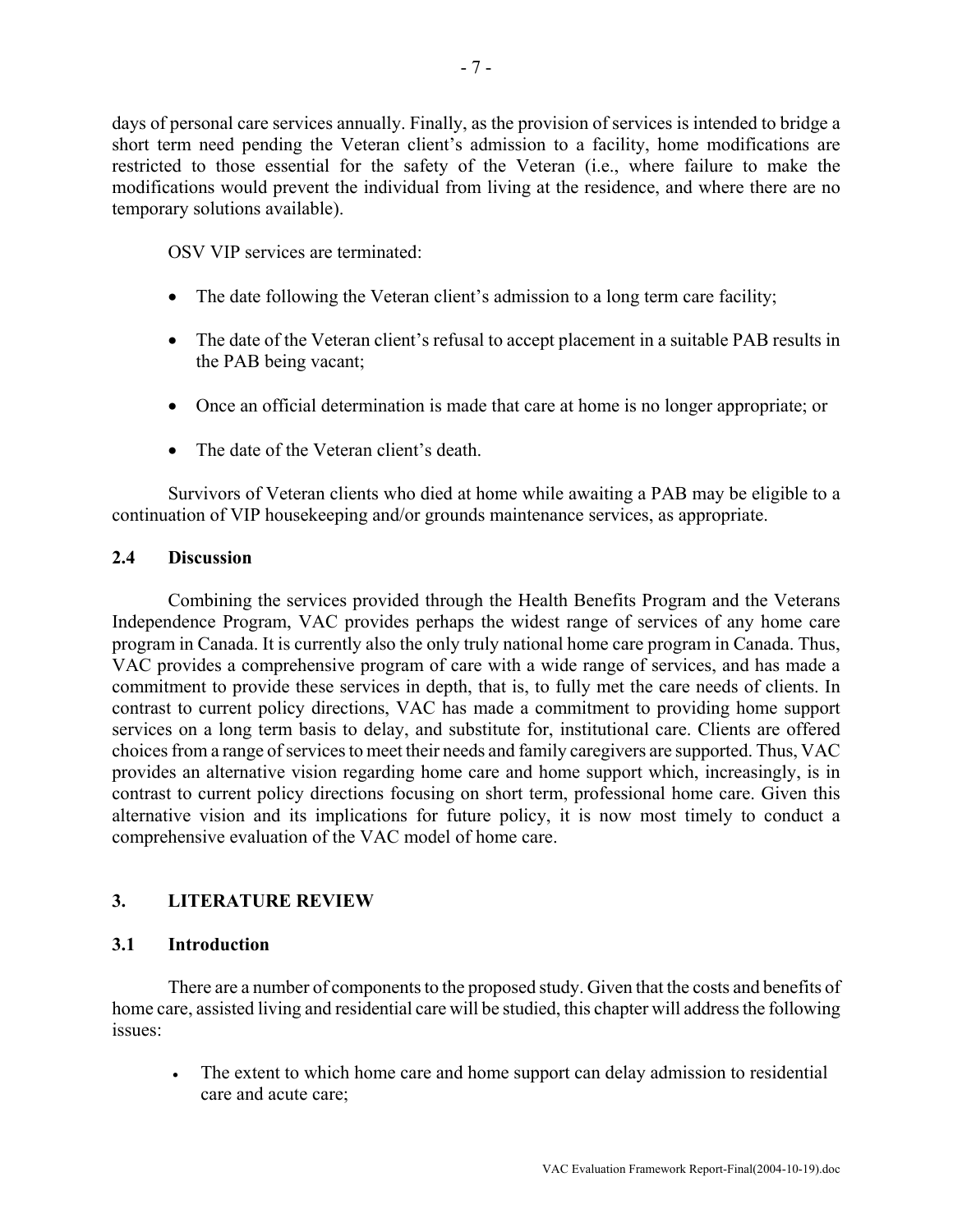days of personal care services annually. Finally, as the provision of services is intended to bridge a short term need pending the Veteran client's admission to a facility, home modifications are restricted to those essential for the safety of the Veteran (i.e., where failure to make the modifications would prevent the individual from living at the residence, and where there are no temporary solutions available).

OSV VIP services are terminated:

- The date following the Veteran client's admission to a long term care facility;
- The date of the Veteran client's refusal to accept placement in a suitable PAB results in the PAB being vacant;
- Once an official determination is made that care at home is no longer appropriate; or
- The date of the Veteran client's death.

Survivors of Veteran clients who died at home while awaiting a PAB may be eligible to a continuation of VIP housekeeping and/or grounds maintenance services, as appropriate.

### 2.4 Discussion

Combining the services provided through the Health Benefits Program and the Veterans Independence Program, VAC provides perhaps the widest range of services of any home care program in Canada. It is currently also the only truly national home care program in Canada. Thus, VAC provides a comprehensive program of care with a wide range of services, and has made a commitment to provide these services in depth, that is, to fully met the care needs of clients. In contrast to current policy directions, VAC has made a commitment to providing home support services on a long term basis to delay, and substitute for, institutional care. Clients are offered choices from a range of services to meet their needs and family caregivers are supported. Thus, VAC provides an alternative vision regarding home care and home support which, increasingly, is in contrast to current policy directions focusing on short term, professional home care. Given this alternative vision and its implications for future policy, it is now most timely to conduct a comprehensive evaluation of the VAC model of home care.

## 3. LITERATURE REVIEW

### 3.1 Introduction

There are a number of components to the proposed study. Given that the costs and benefits of home care, assisted living and residential care will be studied, this chapter will address the following issues:

- The extent to which home care and home support can delay admission to residential care and acute care;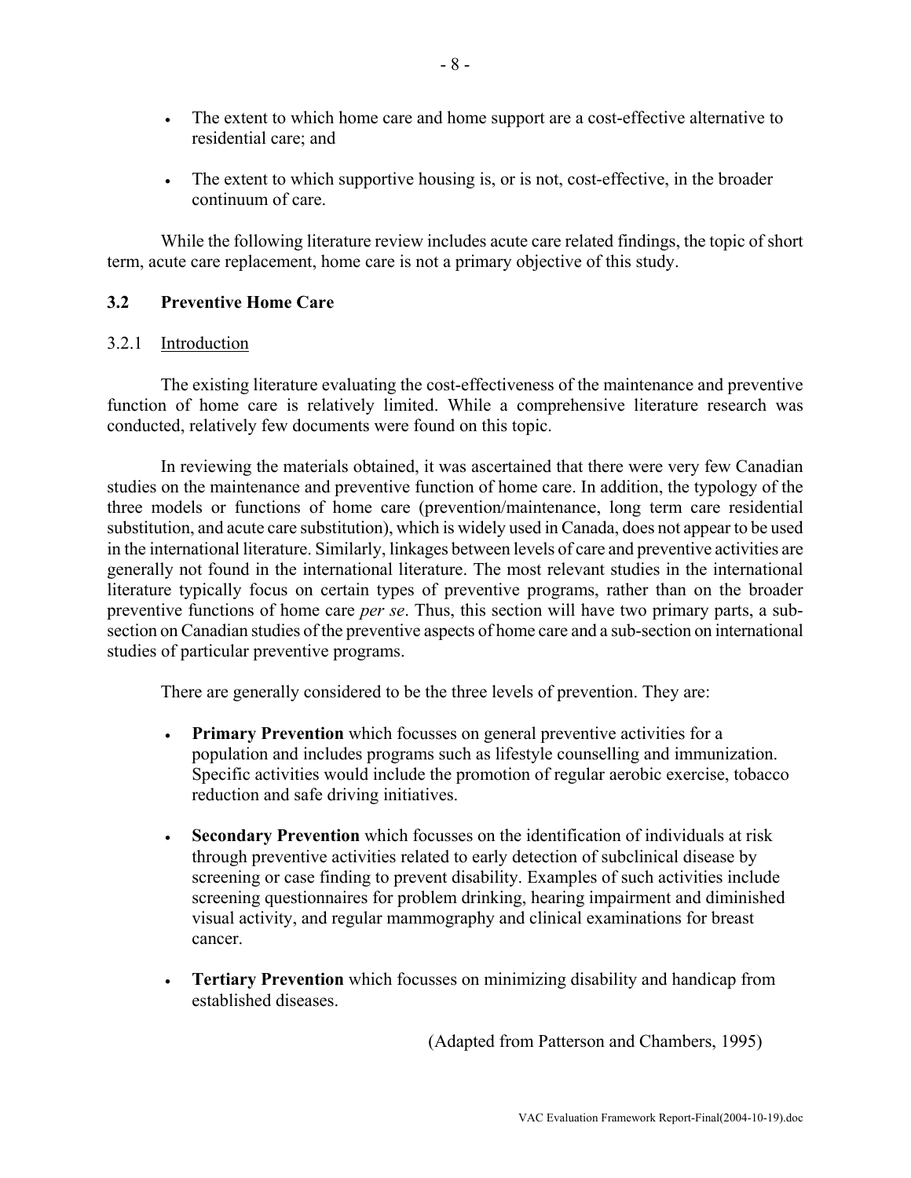- The extent to which home care and home support are a cost-effective alternative to residential care; and
- The extent to which supportive housing is, or is not, cost-effective, in the broader continuum of care.

While the following literature review includes acute care related findings, the topic of short term, acute care replacement, home care is not a primary objective of this study.

## 3.2 Preventive Home Care

### 3.2.1 Introduction

The existing literature evaluating the cost-effectiveness of the maintenance and preventive function of home care is relatively limited. While a comprehensive literature research was conducted, relatively few documents were found on this topic.

In reviewing the materials obtained, it was ascertained that there were very few Canadian studies on the maintenance and preventive function of home care. In addition, the typology of the three models or functions of home care (prevention/maintenance, long term care residential substitution, and acute care substitution), which is widely used in Canada, does not appear to be used in the international literature. Similarly, linkages between levels of care and preventive activities are generally not found in the international literature. The most relevant studies in the international literature typically focus on certain types of preventive programs, rather than on the broader preventive functions of home care *per se*. Thus, this section will have two primary parts, a sub-section on Canadian studies of the preventive aspects of home care and a sub-section on international studies of particular preventive programs.

There are generally considered to be the three levels of prevention. They are:

- **Primary Prevention** which focusses on general preventive activities for a population and includes programs such as lifestyle counselling and immunization. Specific activities would include the promotion of regular aerobic exercise, tobacco reduction and safe driving initiatives.
- **Secondary Prevention** which focusses on the identification of individuals at risk through preventive activities related to early detection of subclinical disease by screening or case finding to prevent disability. Examples of such activities include screening questionnaires for problem drinking, hearing impairment and diminished visual activity, and regular mammography and clinical examinations for breast cancer.
- **Tertiary Prevention** which focusses on minimizing disability and handicap from established diseases.

(Adapted from Patterson and Chambers, 1995)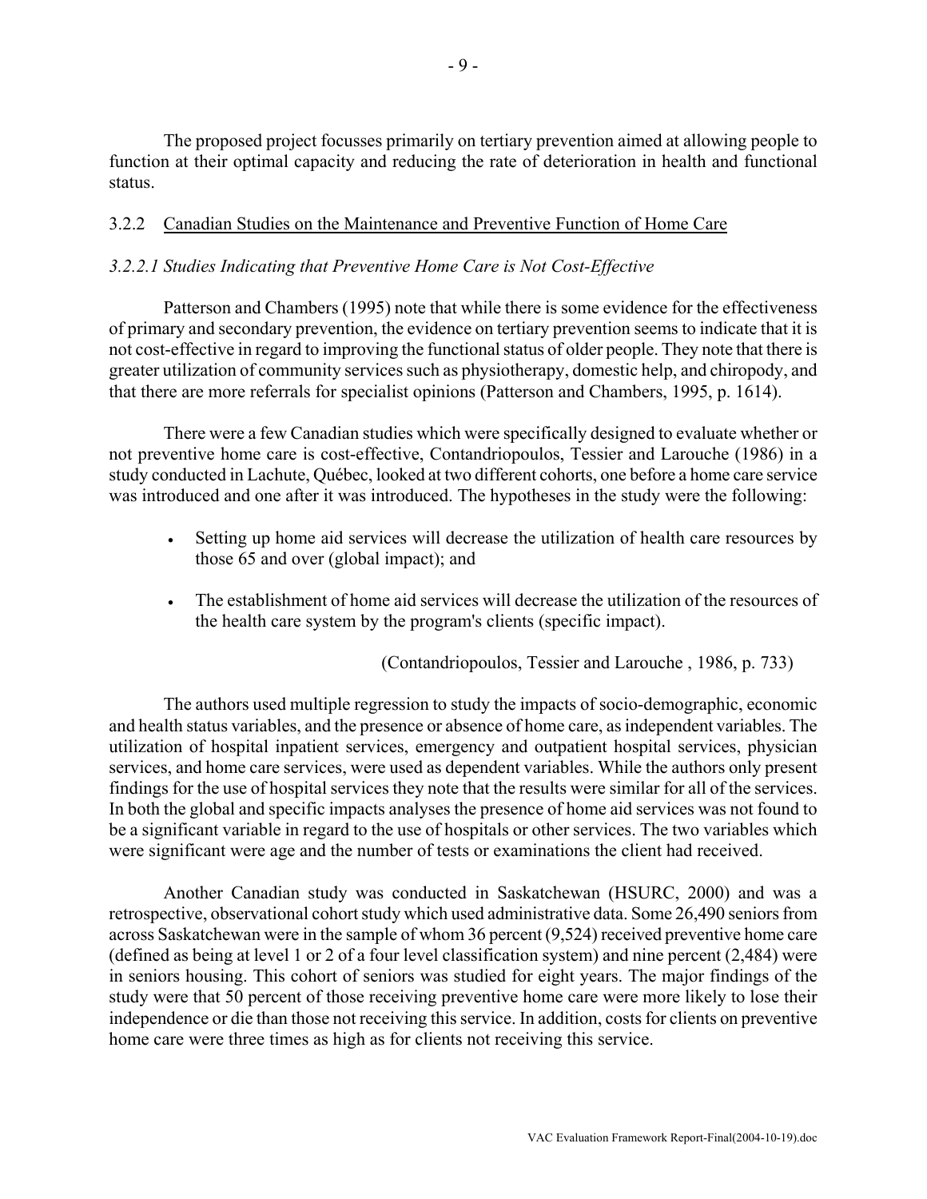The proposed project focusses primarily on tertiary prevention aimed at allowing people to function at their optimal capacity and reducing the rate of deterioration in health and functional status.

### 3.2.2 Canadian Studies on the Maintenance and Preventive Function of Home Care

#### *3.2.2.1 Studies Indicating that Preventive Home Care is Not Cost-Effective*

Patterson and Chambers (1995) note that while there is some evidence for the effectiveness of primary and secondary prevention, the evidence on tertiary prevention seems to indicate that it is not cost-effective in regard to improving the functional status of older people. They note that there is greater utilization of community services such as physiotherapy, domestic help, and chiropody, and that there are more referrals for specialist opinions (Patterson and Chambers, 1995, p. 1614).

There were a few Canadian studies which were specifically designed to evaluate whether or not preventive home care is cost-effective, Contandriopoulos, Tessier and Larouche (1986) in a study conducted in Lachute, Québec, looked at two different cohorts, one before a home care service was introduced and one after it was introduced. The hypotheses in the study were the following:

- Setting up home aid services will decrease the utilization of health care resources by those 65 and over (global impact); and
- The establishment of home aid services will decrease the utilization of the resources of the health care system by the program's clients (specific impact).

(Contandriopoulos, Tessier and Larouche , 1986, p. 733)

The authors used multiple regression to study the impacts of socio-demographic, economic and health status variables, and the presence or absence of home care, as independent variables. The utilization of hospital inpatient services, emergency and outpatient hospital services, physician services, and home care services, were used as dependent variables. While the authors only present findings for the use of hospital services they note that the results were similar for all of the services. In both the global and specific impacts analyses the presence of home aid services was not found to be a significant variable in regard to the use of hospitals or other services. The two variables which were significant were age and the number of tests or examinations the client had received.

Another Canadian study was conducted in Saskatchewan (HSURC, 2000) and was a retrospective, observational cohort study which used administrative data. Some 26,490 seniors from across Saskatchewan were in the sample of whom 36 percent (9,524) received preventive home care (defined as being at level 1 or 2 of a four level classification system) and nine percent (2,484) were in seniors housing. This cohort of seniors was studied for eight years. The major findings of the study were that 50 percent of those receiving preventive home care were more likely to lose their independence or die than those not receiving this service. In addition, costs for clients on preventive home care were three times as high as for clients not receiving this service.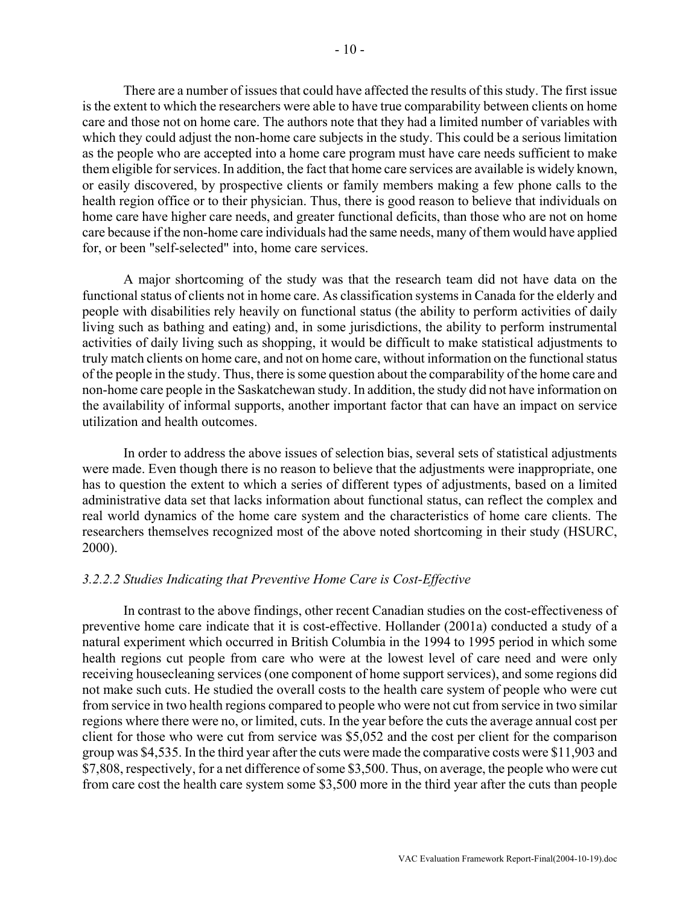There are a number of issues that could have affected the results of this study. The first issue is the extent to which the researchers were able to have true comparability between clients on home care and those not on home care. The authors note that they had a limited number of variables with which they could adjust the non-home care subjects in the study. This could be a serious limitation as the people who are accepted into a home care program must have care needs sufficient to make them eligible for services. In addition, the fact that home care services are available is widely known, or easily discovered, by prospective clients or family members making a few phone calls to the health region office or to their physician. Thus, there is good reason to believe that individuals on home care have higher care needs, and greater functional deficits, than those who are not on home care because if the non-home care individuals had the same needs, many of them would have applied for, or been "self-selected" into, home care services.

A major shortcoming of the study was that the research team did not have data on the functional status of clients not in home care. As classification systems in Canada for the elderly and people with disabilities rely heavily on functional status (the ability to perform activities of daily living such as bathing and eating) and, in some jurisdictions, the ability to perform instrumental activities of daily living such as shopping, it would be difficult to make statistical adjustments to truly match clients on home care, and not on home care, without information on the functional status of the people in the study. Thus, there is some question about the comparability of the home care and non-home care people in the Saskatchewan study. In addition, the study did not have information on the availability of informal supports, another important factor that can have an impact on service utilization and health outcomes.

In order to address the above issues of selection bias, several sets of statistical adjustments were made. Even though there is no reason to believe that the adjustments were inappropriate, one has to question the extent to which a series of different types of adjustments, based on a limited administrative data set that lacks information about functional status, can reflect the complex and real world dynamics of the home care system and the characteristics of home care clients. The researchers themselves recognized most of the above noted shortcoming in their study (HSURC, 2000).

#### *3.2.2.2 Studies Indicating that Preventive Home Care is Cost-Effective*

In contrast to the above findings, other recent Canadian studies on the cost-effectiveness of preventive home care indicate that it is cost-effective. Hollander (2001a) conducted a study of a natural experiment which occurred in British Columbia in the 1994 to 1995 period in which some health regions cut people from care who were at the lowest level of care need and were only receiving housecleaning services (one component of home support services), and some regions did not make such cuts. He studied the overall costs to the health care system of people who were cut from service in two health regions compared to people who were not cut from service in two similar regions where there were no, or limited, cuts. In the year before the cuts the average annual cost per client for those who were cut from service was $5,052 and the cost per client for the comparison group was $4,535. In the third year after the cuts were made the comparative costs were $11,903 and $7,808, respectively, for a net difference of some $3,500. Thus, on average, the people who were cut from care cost the health care system some $3,500 more in the third year after the cuts than people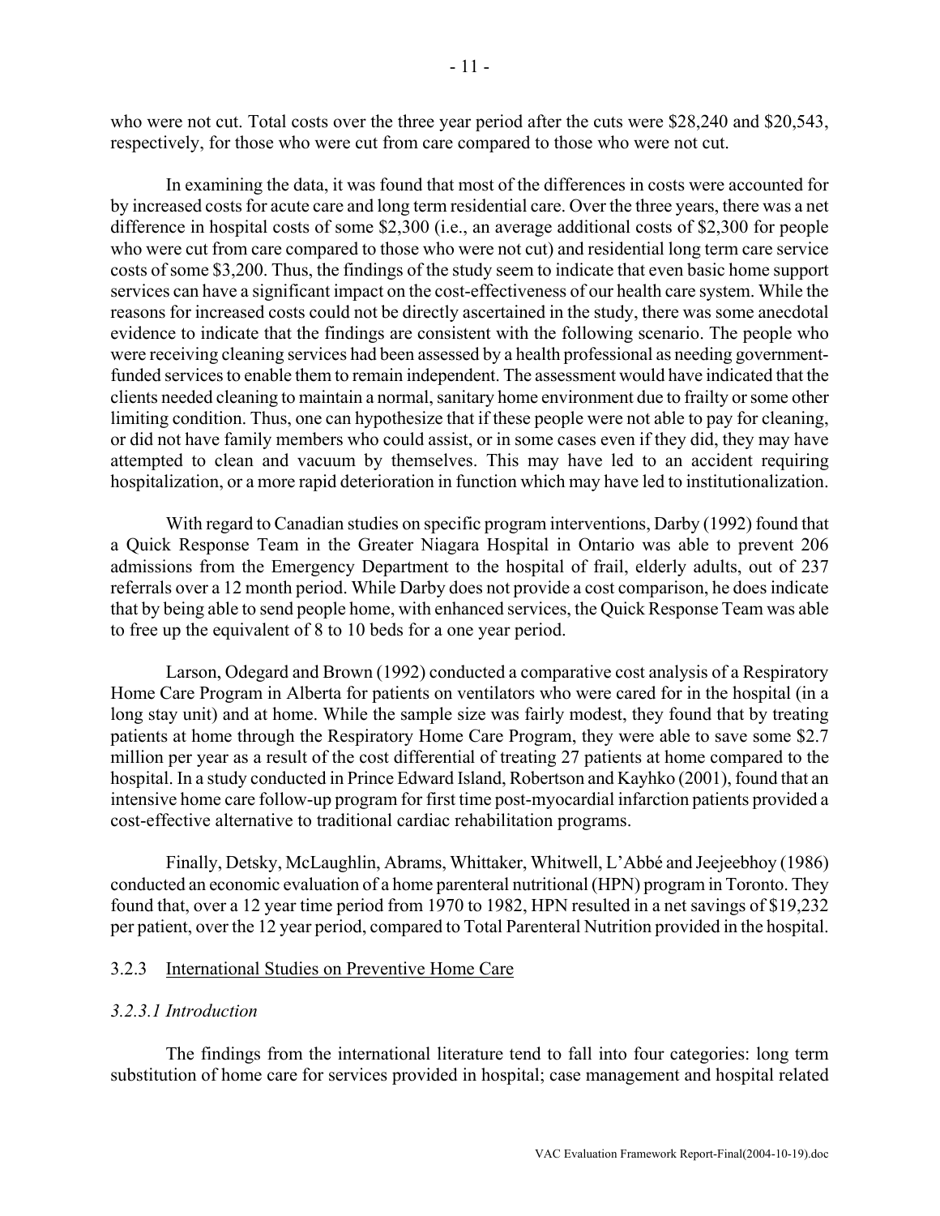who were not cut. Total costs over the three year period after the cuts were $28,240 and $20,543, respectively, for those who were cut from care compared to those who were not cut.

In examining the data, it was found that most of the differences in costs were accounted for by increased costs for acute care and long term residential care. Over the three years, there was a net difference in hospital costs of some $2,300 (i.e., an average additional costs of $2,300 for people who were cut from care compared to those who were not cut) and residential long term care service costs of some $3,200. Thus, the findings of the study seem to indicate that even basic home support services can have a significant impact on the cost-effectiveness of our health care system. While the reasons for increased costs could not be directly ascertained in the study, there was some anecdotal evidence to indicate that the findings are consistent with the following scenario. The people who were receiving cleaning services had been assessed by a health professional as needing government-funded services to enable them to remain independent. The assessment would have indicated that the clients needed cleaning to maintain a normal, sanitary home environment due to frailty or some other limiting condition. Thus, one can hypothesize that if these people were not able to pay for cleaning, or did not have family members who could assist, or in some cases even if they did, they may have attempted to clean and vacuum by themselves. This may have led to an accident requiring hospitalization, or a more rapid deterioration in function which may have led to institutionalization.

With regard to Canadian studies on specific program interventions, Darby (1992) found that a Quick Response Team in the Greater Niagara Hospital in Ontario was able to prevent 206 admissions from the Emergency Department to the hospital of frail, elderly adults, out of 237 referrals over a 12 month period. While Darby does not provide a cost comparison, he does indicate that by being able to send people home, with enhanced services, the Quick Response Team was able to free up the equivalent of 8 to 10 beds for a one year period.

Larson, Odegard and Brown (1992) conducted a comparative cost analysis of a Respiratory Home Care Program in Alberta for patients on ventilators who were cared for in the hospital (in a long stay unit) and at home. While the sample size was fairly modest, they found that by treating patients at home through the Respiratory Home Care Program, they were able to save some $2.7 million per year as a result of the cost differential of treating 27 patients at home compared to the hospital. In a study conducted in Prince Edward Island, Robertson and Kayhko (2001), found that an intensive home care follow-up program for first time post-myocardial infarction patients provided a cost-effective alternative to traditional cardiac rehabilitation programs.

Finally, Detsky, McLaughlin, Abrams, Whittaker, Whitwell, L'Abbé and Jeejeebhoy (1986) conducted an economic evaluation of a home parenteral nutritional (HPN) program in Toronto. They found that, over a 12 year time period from 1970 to 1982, HPN resulted in a net savings of $19,232 per patient, over the 12 year period, compared to Total Parenteral Nutrition provided in the hospital.

### 3.2.3 International Studies on Preventive Home Care

#### *3.2.3.1 Introduction*

The findings from the international literature tend to fall into four categories: long term substitution of home care for services provided in hospital; case management and hospital related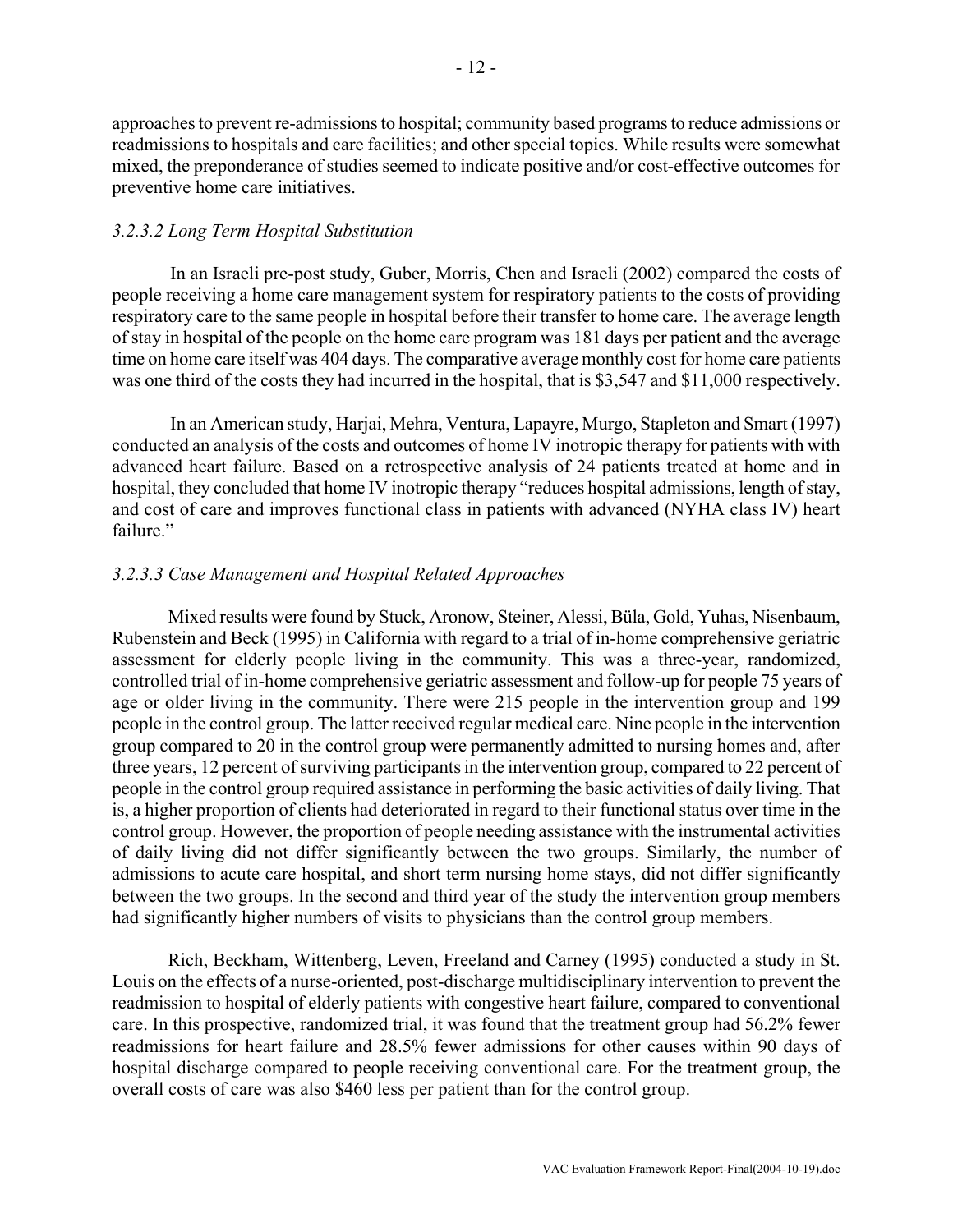approaches to prevent re-admissions to hospital; community based programs to reduce admissions or readmissions to hospitals and care facilities; and other special topics. While results were somewhat mixed, the preponderance of studies seemed to indicate positive and/or cost-effective outcomes for preventive home care initiatives.

*3.2.3.2 Long Term Hospital Substitution*

In an Israeli pre-post study, Guber, Morris, Chen and Israeli (2002) compared the costs of people receiving a home care management system for respiratory patients to the costs of providing respiratory care to the same people in hospital before their transfer to home care. The average length of stay in hospital of the people on the home care program was 181 days per patient and the average time on home care itself was 404 days. The comparative average monthly cost for home care patients was one third of the costs they had incurred in the hospital, that is $3,547 and $11,000 respectively.

In an American study, Harjai, Mehra, Ventura, Lapayre, Murgo, Stapleton and Smart (1997) conducted an analysis of the costs and outcomes of home IV inotropic therapy for patients with with advanced heart failure. Based on a retrospective analysis of 24 patients treated at home and in hospital, they concluded that home IV inotropic therapy "reduces hospital admissions, length of stay, and cost of care and improves functional class in patients with advanced (NYHA class IV) heart failure."

*3.2.3.3 Case Management and Hospital Related Approaches*

Mixed results were found by Stuck, Aronow, Steiner, Alessi, Büla, Gold, Yuhas, Nisenbaum, Rubenstein and Beck (1995) in California with regard to a trial of in-home comprehensive geriatric assessment for elderly people living in the community. This was a three-year, randomized, controlled trial of in-home comprehensive geriatric assessment and follow-up for people 75 years of age or older living in the community. There were 215 people in the intervention group and 199 people in the control group. The latter received regular medical care. Nine people in the intervention group compared to 20 in the control group were permanently admitted to nursing homes and, after three years, 12 percent of surviving participants in the intervention group, compared to 22 percent of people in the control group required assistance in performing the basic activities of daily living. That is, a higher proportion of clients had deteriorated in regard to their functional status over time in the control group. However, the proportion of people needing assistance with the instrumental activities of daily living did not differ significantly between the two groups. Similarly, the number of admissions to acute care hospital, and short term nursing home stays, did not differ significantly between the two groups. In the second and third year of the study the intervention group members had significantly higher numbers of visits to physicians than the control group members.

Rich, Beckham, Wittenberg, Leven, Freeland and Carney (1995) conducted a study in St. Louis on the effects of a nurse-oriented, post-discharge multidisciplinary intervention to prevent the readmission to hospital of elderly patients with congestive heart failure, compared to conventional care. In this prospective, randomized trial, it was found that the treatment group had 56.2% fewer readmissions for heart failure and 28.5% fewer admissions for other causes within 90 days of hospital discharge compared to people receiving conventional care. For the treatment group, the overall costs of care was also $460 less per patient than for the control group.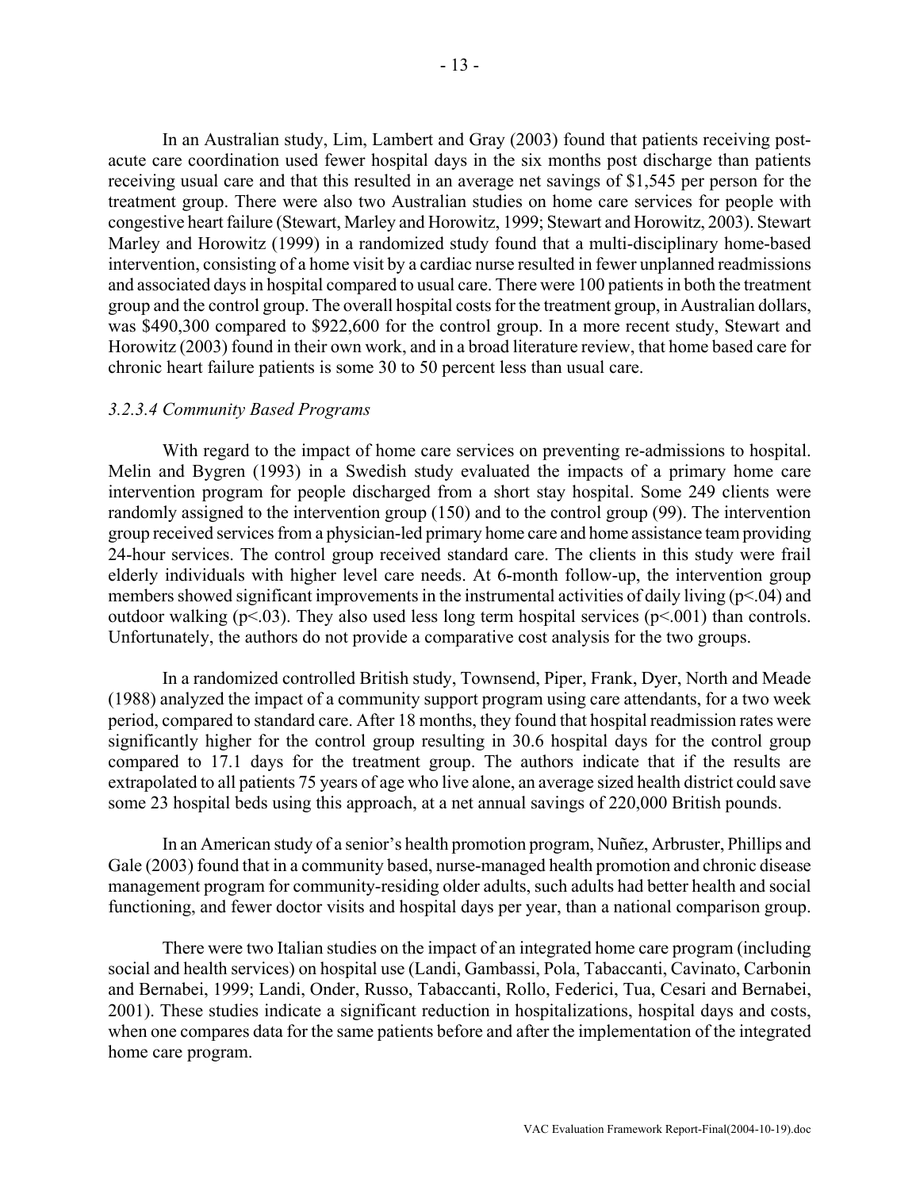In an Australian study, Lim, Lambert and Gray (2003) found that patients receiving post-acute care coordination used fewer hospital days in the six months post discharge than patients receiving usual care and that this resulted in an average net savings of $1,545 per person for the treatment group. There were also two Australian studies on home care services for people with congestive heart failure (Stewart, Marley and Horowitz, 1999; Stewart and Horowitz, 2003). Stewart Marley and Horowitz (1999) in a randomized study found that a multi-disciplinary home-based intervention, consisting of a home visit by a cardiac nurse resulted in fewer unplanned readmissions and associated days in hospital compared to usual care. There were 100 patients in both the treatment group and the control group. The overall hospital costs for the treatment group, in Australian dollars, was $490,300 compared to $922,600 for the control group. In a more recent study, Stewart and Horowitz (2003) found in their own work, and in a broad literature review, that home based care for chronic heart failure patients is some 30 to 50 percent less than usual care.

### *3.2.3.4 Community Based Programs*

With regard to the impact of home care services on preventing re-admissions to hospital. Melin and Bygren (1993) in a Swedish study evaluated the impacts of a primary home care intervention program for people discharged from a short stay hospital. Some 249 clients were randomly assigned to the intervention group (150) and to the control group (99). The intervention group received services from a physician-led primary home care and home assistance team providing 24-hour services. The control group received standard care. The clients in this study were frail elderly individuals with higher level care needs. At 6-month follow-up, the intervention group members showed significant improvements in the instrumental activities of daily living ($p<.04$) and outdoor walking ($p<.03$). They also used less long term hospital services ($p<.001$) than controls. Unfortunately, the authors do not provide a comparative cost analysis for the two groups.

In a randomized controlled British study, Townsend, Piper, Frank, Dyer, North and Meade (1988) analyzed the impact of a community support program using care attendants, for a two week period, compared to standard care. After 18 months, they found that hospital readmission rates were significantly higher for the control group resulting in 30.6 hospital days for the control group compared to 17.1 days for the treatment group. The authors indicate that if the results are extrapolated to all patients 75 years of age who live alone, an average sized health district could save some 23 hospital beds using this approach, at a net annual savings of 220,000 British pounds.

In an American study of a senior's health promotion program, Nuñez, Arbruster, Phillips and Gale (2003) found that in a community based, nurse-managed health promotion and chronic disease management program for community-residing older adults, such adults had better health and social functioning, and fewer doctor visits and hospital days per year, than a national comparison group.

There were two Italian studies on the impact of an integrated home care program (including social and health services) on hospital use (Landi, Gambassi, Pola, Tabaccanti, Cavinato, Carbonin and Bernabei, 1999; Landi, Onder, Russo, Tabaccanti, Rollo, Federici, Tua, Cesari and Bernabei, 2001). These studies indicate a significant reduction in hospitalizations, hospital days and costs, when one compares data for the same patients before and after the implementation of the integrated home care program.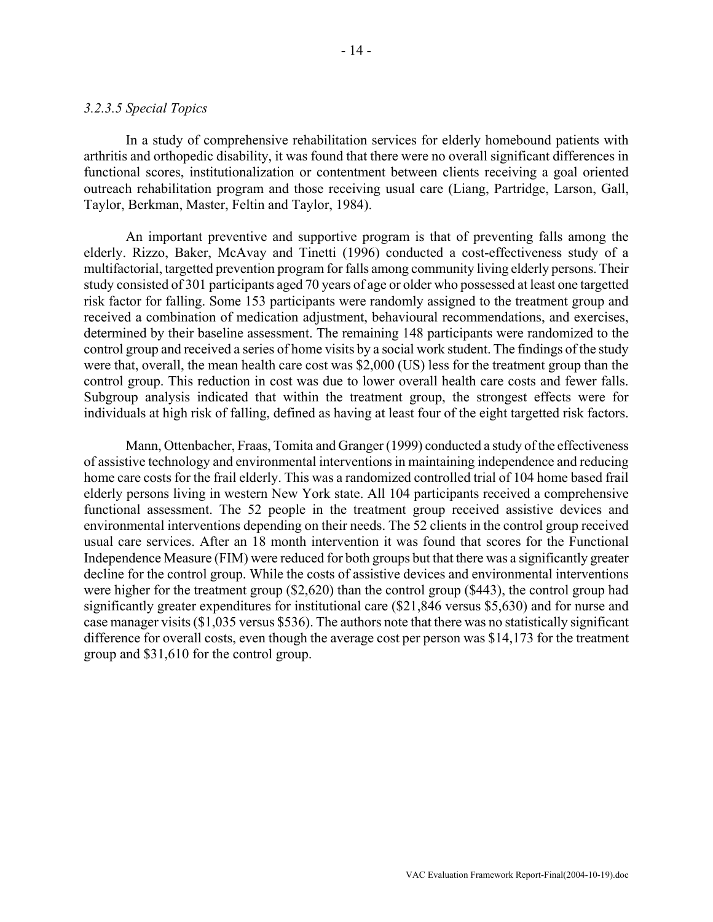*3.2.3.5 Special Topics*

In a study of comprehensive rehabilitation services for elderly homebound patients with arthritis and orthopedic disability, it was found that there were no overall significant differences in functional scores, institutionalization or contentment between clients receiving a goal oriented outreach rehabilitation program and those receiving usual care (Liang, Partridge, Larson, Gall, Taylor, Berkman, Master, Feltin and Taylor, 1984).

An important preventive and supportive program is that of preventing falls among the elderly. Rizzo, Baker, McAvay and Tinetti (1996) conducted a cost-effectiveness study of a multifactorial, targetted prevention program for falls among community living elderly persons. Their study consisted of 301 participants aged 70 years of age or older who possessed at least one targetted risk factor for falling. Some 153 participants were randomly assigned to the treatment group and received a combination of medication adjustment, behavioural recommendations, and exercises, determined by their baseline assessment. The remaining 148 participants were randomized to the control group and received a series of home visits by a social work student. The findings of the study were that, overall, the mean health care cost was $2,000 (US) less for the treatment group than the control group. This reduction in cost was due to lower overall health care costs and fewer falls. Subgroup analysis indicated that within the treatment group, the strongest effects were for individuals at high risk of falling, defined as having at least four of the eight targetted risk factors.

Mann, Ottenbacher, Fraas, Tomita and Granger (1999) conducted a study of the effectiveness of assistive technology and environmental interventions in maintaining independence and reducing home care costs for the frail elderly. This was a randomized controlled trial of 104 home based frail elderly persons living in western New York state. All 104 participants received a comprehensive functional assessment. The 52 people in the treatment group received assistive devices and environmental interventions depending on their needs. The 52 clients in the control group received usual care services. After an 18 month intervention it was found that scores for the Functional Independence Measure (FIM) were reduced for both groups but that there was a significantly greater decline for the control group. While the costs of assistive devices and environmental interventions were higher for the treatment group ($2,620) than the control group ($443), the control group had significantly greater expenditures for institutional care ($21,846 versus $5,630) and for nurse and case manager visits ($1,035 versus $536). The authors note that there was no statistically significant difference for overall costs, even though the average cost per person was $14,173 for the treatment group and $31,610 for the control group.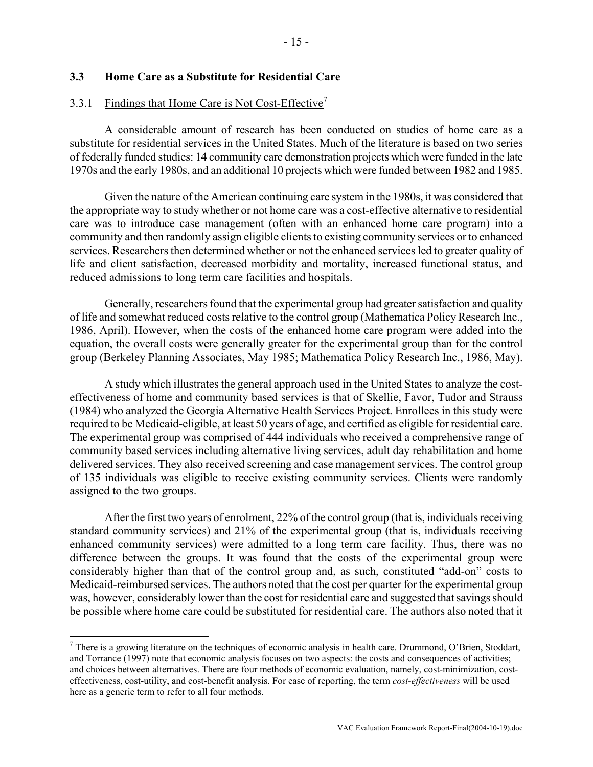### 3.3 Home Care as a Substitute for Residential Care

#### 3.3.1 Findings that Home Care is Not Cost-Effective[7]

A considerable amount of research has been conducted on studies of home care as a substitute for residential services in the United States. Much of the literature is based on two series of federally funded studies: 14 community care demonstration projects which were funded in the late 1970s and the early 1980s, and an additional 10 projects which were funded between 1982 and 1985.

Given the nature of the American continuing care system in the 1980s, it was considered that the appropriate way to study whether or not home care was a cost-effective alternative to residential care was to introduce case management (often with an enhanced home care program) into a community and then randomly assign eligible clients to existing community services or to enhanced services. Researchers then determined whether or not the enhanced services led to greater quality of life and client satisfaction, decreased morbidity and mortality, increased functional status, and reduced admissions to long term care facilities and hospitals.

Generally, researchers found that the experimental group had greater satisfaction and quality of life and somewhat reduced costs relative to the control group (Mathematica Policy Research Inc., 1986, April). However, when the costs of the enhanced home care program were added into the equation, the overall costs were generally greater for the experimental group than for the control group (Berkeley Planning Associates, May 1985; Mathematica Policy Research Inc., 1986, May).

A study which illustrates the general approach used in the United States to analyze the cost-effectiveness of home and community based services is that of Skellie, Favor, Tudor and Strauss (1984) who analyzed the Georgia Alternative Health Services Project. Enrollees in this study were required to be Medicaid-eligible, at least 50 years of age, and certified as eligible for residential care. The experimental group was comprised of 444 individuals who received a comprehensive range of community based services including alternative living services, adult day rehabilitation and home delivered services. They also received screening and case management services. The control group of 135 individuals was eligible to receive existing community services. Clients were randomly assigned to the two groups.

After the first two years of enrolment, 22% of the control group (that is, individuals receiving standard community services) and 21% of the experimental group (that is, individuals receiving enhanced community services) were admitted to a long term care facility. Thus, there was no difference between the groups. It was found that the costs of the experimental group were considerably higher than that of the control group and, as such, constituted "add-on" costs to Medicaid-reimbursed services. The authors noted that the cost per quarter for the experimental group was, however, considerably lower than the cost for residential care and suggested that savings should be possible where home care could be substituted for residential care. The authors also noted that it

[7] There is a growing literature on the techniques of economic analysis in health care. Drummond, O'Brien, Stoddart, and Torrance (1997) note that economic analysis focuses on two aspects: the costs and consequences of activities; and choices between alternatives. There are four methods of economic evaluation, namely, cost-minimization, cost-effectiveness, cost-utility, and cost-benefit analysis. For ease of reporting, the term *cost-effectiveness* will be used here as a generic term to refer to all four methods.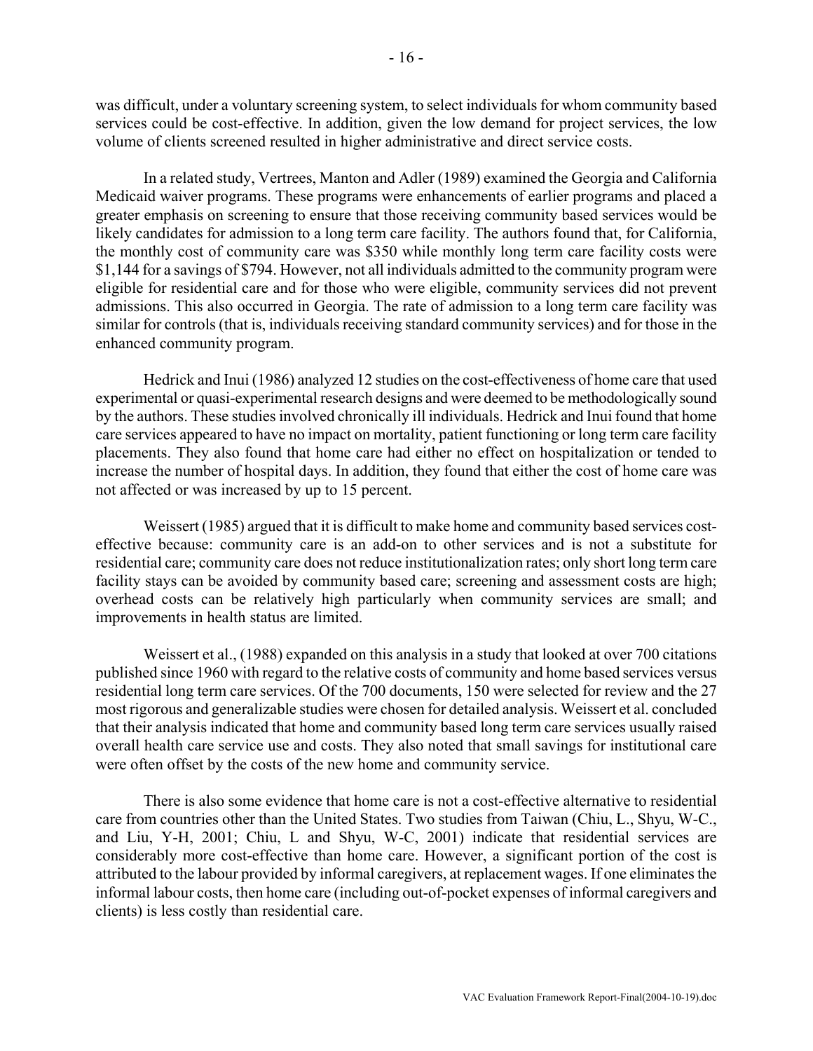was difficult, under a voluntary screening system, to select individuals for whom community based services could be cost-effective. In addition, given the low demand for project services, the low volume of clients screened resulted in higher administrative and direct service costs.

In a related study, Vertrees, Manton and Adler (1989) examined the Georgia and California Medicaid waiver programs. These programs were enhancements of earlier programs and placed a greater emphasis on screening to ensure that those receiving community based services would be likely candidates for admission to a long term care facility. The authors found that, for California, the monthly cost of community care was $350 while monthly long term care facility costs were $1,144 for a savings of $794. However, not all individuals admitted to the community program were eligible for residential care and for those who were eligible, community services did not prevent admissions. This also occurred in Georgia. The rate of admission to a long term care facility was similar for controls (that is, individuals receiving standard community services) and for those in the enhanced community program.

Hedrick and Inui (1986) analyzed 12 studies on the cost-effectiveness of home care that used experimental or quasi-experimental research designs and were deemed to be methodologically sound by the authors. These studies involved chronically ill individuals. Hedrick and Inui found that home care services appeared to have no impact on mortality, patient functioning or long term care facility placements. They also found that home care had either no effect on hospitalization or tended to increase the number of hospital days. In addition, they found that either the cost of home care was not affected or was increased by up to 15 percent.

Weissert (1985) argued that it is difficult to make home and community based services cost-effective because: community care is an add-on to other services and is not a substitute for residential care; community care does not reduce institutionalization rates; only short long term care facility stays can be avoided by community based care; screening and assessment costs are high; overhead costs can be relatively high particularly when community services are small; and improvements in health status are limited.

Weissert et al., (1988) expanded on this analysis in a study that looked at over 700 citations published since 1960 with regard to the relative costs of community and home based services versus residential long term care services. Of the 700 documents, 150 were selected for review and the 27 most rigorous and generalizable studies were chosen for detailed analysis. Weissert et al. concluded that their analysis indicated that home and community based long term care services usually raised overall health care service use and costs. They also noted that small savings for institutional care were often offset by the costs of the new home and community service.

There is also some evidence that home care is not a cost-effective alternative to residential care from countries other than the United States. Two studies from Taiwan (Chiu, L., Shyu, W-C., and Liu, Y-H, 2001; Chiu, L and Shyu, W-C, 2001) indicate that residential services are considerably more cost-effective than home care. However, a significant portion of the cost is attributed to the labour provided by informal caregivers, at replacement wages. If one eliminates the informal labour costs, then home care (including out-of-pocket expenses of informal caregivers and clients) is less costly than residential care.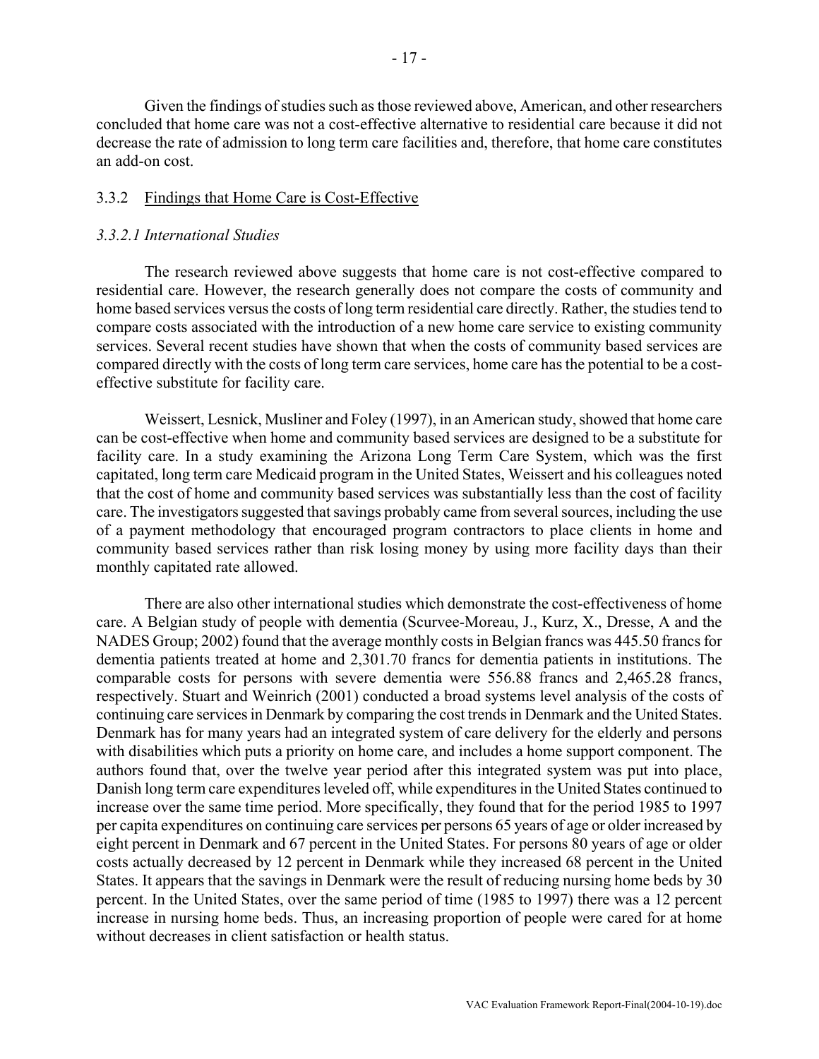Given the findings of studies such as those reviewed above, American, and other researchers concluded that home care was not a cost-effective alternative to residential care because it did not decrease the rate of admission to long term care facilities and, therefore, that home care constitutes an add-on cost.

### 3.3.2 Findings that Home Care is Cost-Effective

#### *3.3.2.1 International Studies*

The research reviewed above suggests that home care is not cost-effective compared to residential care. However, the research generally does not compare the costs of community and home based services versus the costs of long term residential care directly. Rather, the studies tend to compare costs associated with the introduction of a new home care service to existing community services. Several recent studies have shown that when the costs of community based services are compared directly with the costs of long term care services, home care has the potential to be a cost-effective substitute for facility care.

Weissert, Lesnick, Musliner and Foley (1997), in an American study, showed that home care can be cost-effective when home and community based services are designed to be a substitute for facility care. In a study examining the Arizona Long Term Care System, which was the first capitated, long term care Medicaid program in the United States, Weissert and his colleagues noted that the cost of home and community based services was substantially less than the cost of facility care. The investigators suggested that savings probably came from several sources, including the use of a payment methodology that encouraged program contractors to place clients in home and community based services rather than risk losing money by using more facility days than their monthly capitated rate allowed.

There are also other international studies which demonstrate the cost-effectiveness of home care. A Belgian study of people with dementia (Scurvee-Moreau, J., Kurz, X., Dresse, A and the NADES Group; 2002) found that the average monthly costs in Belgian francs was 445.50 francs for dementia patients treated at home and 2,301.70 francs for dementia patients in institutions. The comparable costs for persons with severe dementia were 556.88 francs and 2,465.28 francs, respectively. Stuart and Weinrich (2001) conducted a broad systems level analysis of the costs of continuing care services in Denmark by comparing the cost trends in Denmark and the United States. Denmark has for many years had an integrated system of care delivery for the elderly and persons with disabilities which puts a priority on home care, and includes a home support component. The authors found that, over the twelve year period after this integrated system was put into place, Danish long term care expenditures leveled off, while expenditures in the United States continued to increase over the same time period. More specifically, they found that for the period 1985 to 1997 per capita expenditures on continuing care services per persons 65 years of age or older increased by eight percent in Denmark and 67 percent in the United States. For persons 80 years of age or older costs actually decreased by 12 percent in Denmark while they increased 68 percent in the United States. It appears that the savings in Denmark were the result of reducing nursing home beds by 30 percent. In the United States, over the same period of time (1985 to 1997) there was a 12 percent increase in nursing home beds. Thus, an increasing proportion of people were cared for at home without decreases in client satisfaction or health status.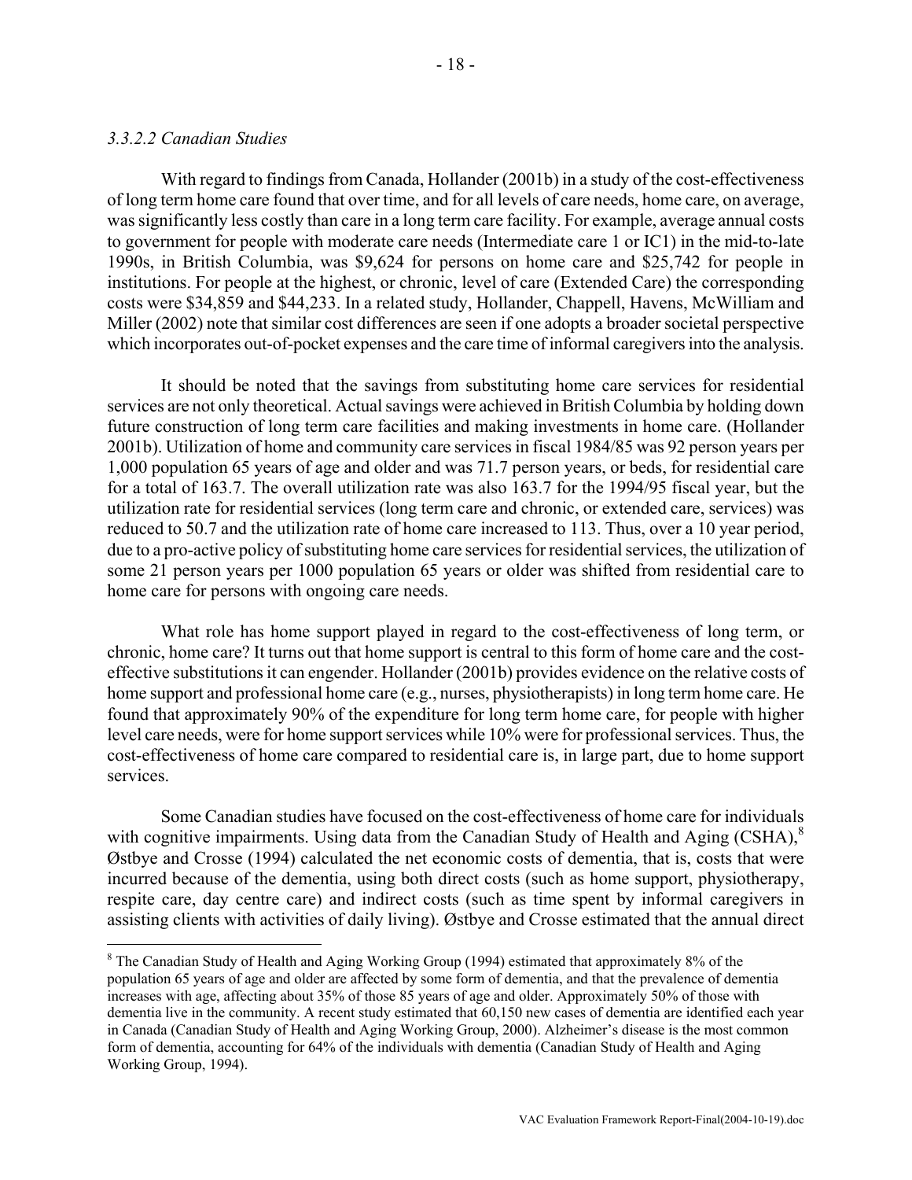*3.3.2.2 Canadian Studies*

With regard to findings from Canada, Hollander (2001b) in a study of the cost-effectiveness of long term home care found that over time, and for all levels of care needs, home care, on average, was significantly less costly than care in a long term care facility. For example, average annual costs to government for people with moderate care needs (Intermediate care 1 or IC1) in the mid-to-late 1990s, in British Columbia, was $9,624 for persons on home care and $25,742 for people in institutions. For people at the highest, or chronic, level of care (Extended Care) the corresponding costs were $34,859 and $44,233. In a related study, Hollander, Chappell, Havens, McWilliam and Miller (2002) note that similar cost differences are seen if one adopts a broader societal perspective which incorporates out-of-pocket expenses and the care time of informal caregivers into the analysis.

It should be noted that the savings from substituting home care services for residential services are not only theoretical. Actual savings were achieved in British Columbia by holding down future construction of long term care facilities and making investments in home care. (Hollander 2001b). Utilization of home and community care services in fiscal 1984/85 was 92 person years per 1,000 population 65 years of age and older and was 71.7 person years, or beds, for residential care for a total of 163.7. The overall utilization rate was also 163.7 for the 1994/95 fiscal year, but the utilization rate for residential services (long term care and chronic, or extended care, services) was reduced to 50.7 and the utilization rate of home care increased to 113. Thus, over a 10 year period, due to a pro-active policy of substituting home care services for residential services, the utilization of some 21 person years per 1000 population 65 years or older was shifted from residential care to home care for persons with ongoing care needs.

What role has home support played in regard to the cost-effectiveness of long term, or chronic, home care? It turns out that home support is central to this form of home care and the cost-effective substitutions it can engender. Hollander (2001b) provides evidence on the relative costs of home support and professional home care (e.g., nurses, physiotherapists) in long term home care. He found that approximately 90% of the expenditure for long term home care, for people with higher level care needs, were for home support services while 10% were for professional services. Thus, the cost-effectiveness of home care compared to residential care is, in large part, due to home support services.

Some Canadian studies have focused on the cost-effectiveness of home care for individuals with cognitive impairments. Using data from the Canadian Study of Health and Aging (CSHA),[8] Østbye and Crosse (1994) calculated the net economic costs of dementia, that is, costs that were incurred because of the dementia, using both direct costs (such as home support, physiotherapy, respite care, day centre care) and indirect costs (such as time spent by informal caregivers in assisting clients with activities of daily living). Østbye and Crosse estimated that the annual direct

---

[8] The Canadian Study of Health and Aging Working Group (1994) estimated that approximately 8% of the population 65 years of age and older are affected by some form of dementia, and that the prevalence of dementia increases with age, affecting about 35% of those 85 years of age and older. Approximately 50% of those with dementia live in the community. A recent study estimated that 60,150 new cases of dementia are identified each year in Canada (Canadian Study of Health and Aging Working Group, 2000). Alzheimer's disease is the most common form of dementia, accounting for 64% of the individuals with dementia (Canadian Study of Health and Aging Working Group, 1994).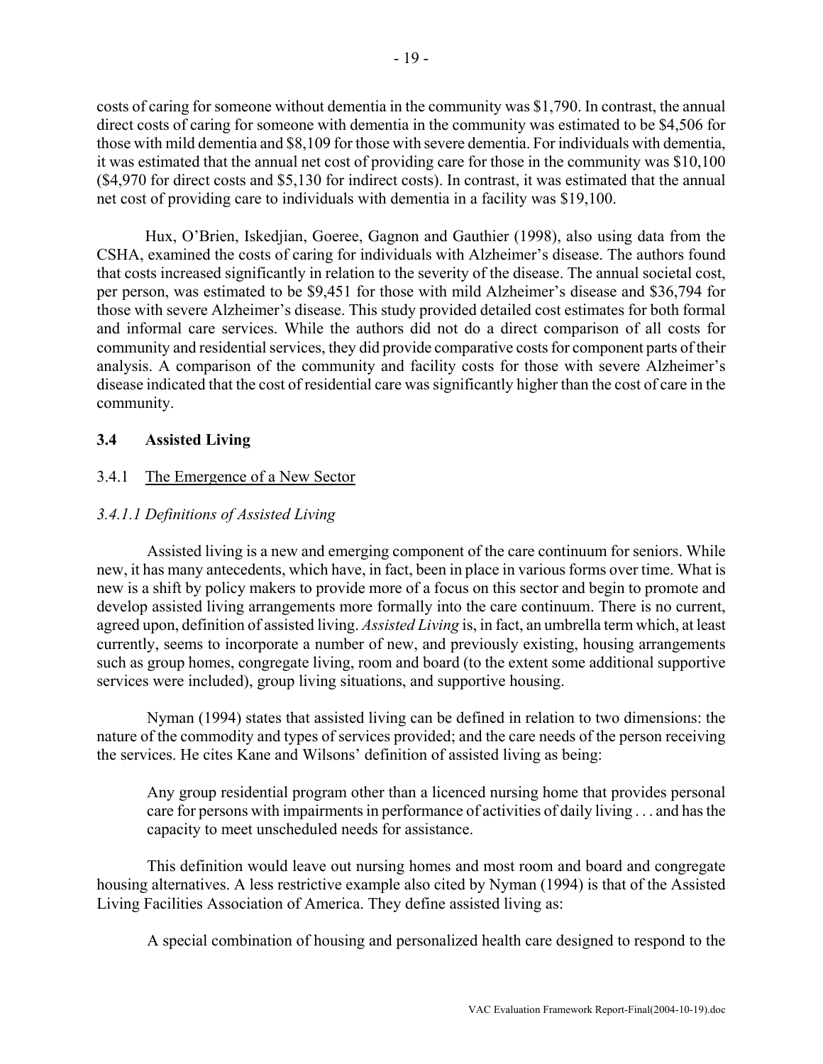costs of caring for someone without dementia in the community was $1,790. In contrast, the annual direct costs of caring for someone with dementia in the community was estimated to be $4,506 for those with mild dementia and $8,109 for those with severe dementia. For individuals with dementia, it was estimated that the annual net cost of providing care for those in the community was $10,100 ($4,970 for direct costs and $5,130 for indirect costs). In contrast, it was estimated that the annual net cost of providing care to individuals with dementia in a facility was $19,100.

Hux, O'Brien, Iskedjian, Goeree, Gagnon and Gauthier (1998), also using data from the CSHA, examined the costs of caring for individuals with Alzheimer's disease. The authors found that costs increased significantly in relation to the severity of the disease. The annual societal cost, per person, was estimated to be $9,451 for those with mild Alzheimer's disease and $36,794 for those with severe Alzheimer's disease. This study provided detailed cost estimates for both formal and informal care services. While the authors did not do a direct comparison of all costs for community and residential services, they did provide comparative costs for component parts of their analysis. A comparison of the community and facility costs for those with severe Alzheimer's disease indicated that the cost of residential care was significantly higher than the cost of care in the community.

## 3.4 Assisted Living

### 3.4.1 The Emergence of a New Sector

#### *3.4.1.1 Definitions of Assisted Living*

Assisted living is a new and emerging component of the care continuum for seniors. While new, it has many antecedents, which have, in fact, been in place in various forms over time. What is new is a shift by policy makers to provide more of a focus on this sector and begin to promote and develop assisted living arrangements more formally into the care continuum. There is no current, agreed upon, definition of assisted living. *Assisted Living* is, in fact, an umbrella term which, at least currently, seems to incorporate a number of new, and previously existing, housing arrangements such as group homes, congregate living, room and board (to the extent some additional supportive services were included), group living situations, and supportive housing.

Nyman (1994) states that assisted living can be defined in relation to two dimensions: the nature of the commodity and types of services provided; and the care needs of the person receiving the services. He cites Kane and Wilsons' definition of assisted living as being:

> Any group residential program other than a licenced nursing home that provides personal care for persons with impairments in performance of activities of daily living . . . and has the capacity to meet unscheduled needs for assistance.

This definition would leave out nursing homes and most room and board and congregate housing alternatives. A less restrictive example also cited by Nyman (1994) is that of the Assisted Living Facilities Association of America. They define assisted living as:

> A special combination of housing and personalized health care designed to respond to the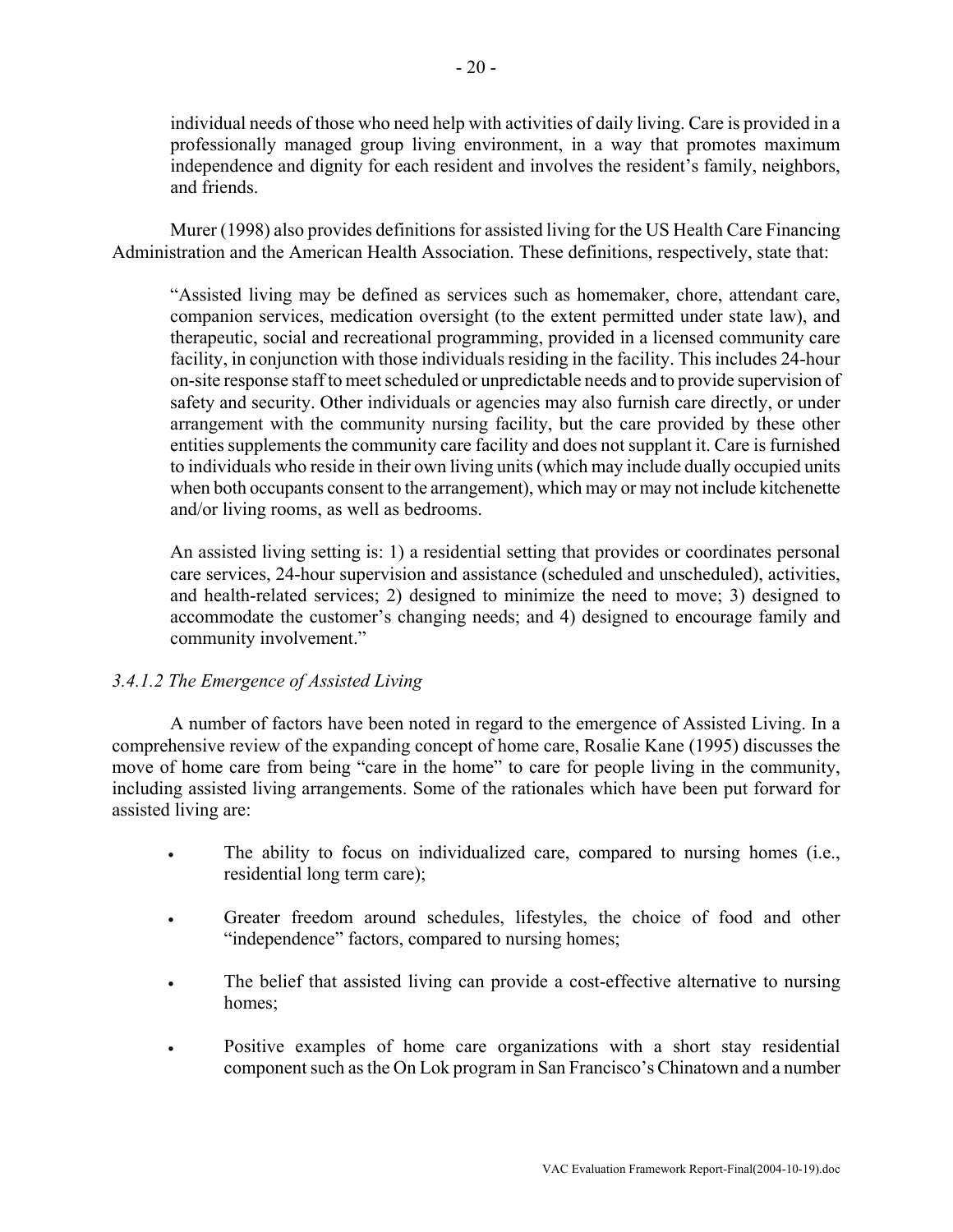individual needs of those who need help with activities of daily living. Care is provided in a professionally managed group living environment, in a way that promotes maximum independence and dignity for each resident and involves the resident's family, neighbors, and friends.

Murer (1998) also provides definitions for assisted living for the US Health Care Financing Administration and the American Health Association. These definitions, respectively, state that:

> "Assisted living may be defined as services such as homemaker, chore, attendant care, companion services, medication oversight (to the extent permitted under state law), and therapeutic, social and recreational programming, provided in a licensed community care facility, in conjunction with those individuals residing in the facility. This includes 24-hour on-site response staff to meet scheduled or unpredictable needs and to provide supervision of safety and security. Other individuals or agencies may also furnish care directly, or under arrangement with the community nursing facility, but the care provided by these other entities supplements the community care facility and does not supplant it. Care is furnished to individuals who reside in their own living units (which may include dually occupied units when both occupants consent to the arrangement), which may or may not include kitchenette and/or living rooms, as well as bedrooms.
>
> An assisted living setting is: 1) a residential setting that provides or coordinates personal care services, 24-hour supervision and assistance (scheduled and unscheduled), activities, and health-related services; 2) designed to minimize the need to move; 3) designed to accommodate the customer's changing needs; and 4) designed to encourage family and community involvement."

#### *3.4.1.2 The Emergence of Assisted Living*

A number of factors have been noted in regard to the emergence of Assisted Living. In a comprehensive review of the expanding concept of home care, Rosalie Kane (1995) discusses the move of home care from being "care in the home" to care for people living in the community, including assisted living arrangements. Some of the rationales which have been put forward for assisted living are:

- The ability to focus on individualized care, compared to nursing homes (i.e., residential long term care);
- Greater freedom around schedules, lifestyles, the choice of food and other "independence" factors, compared to nursing homes;
- The belief that assisted living can provide a cost-effective alternative to nursing homes;
- Positive examples of home care organizations with a short stay residential component such as the On Lok program in San Francisco's Chinatown and a number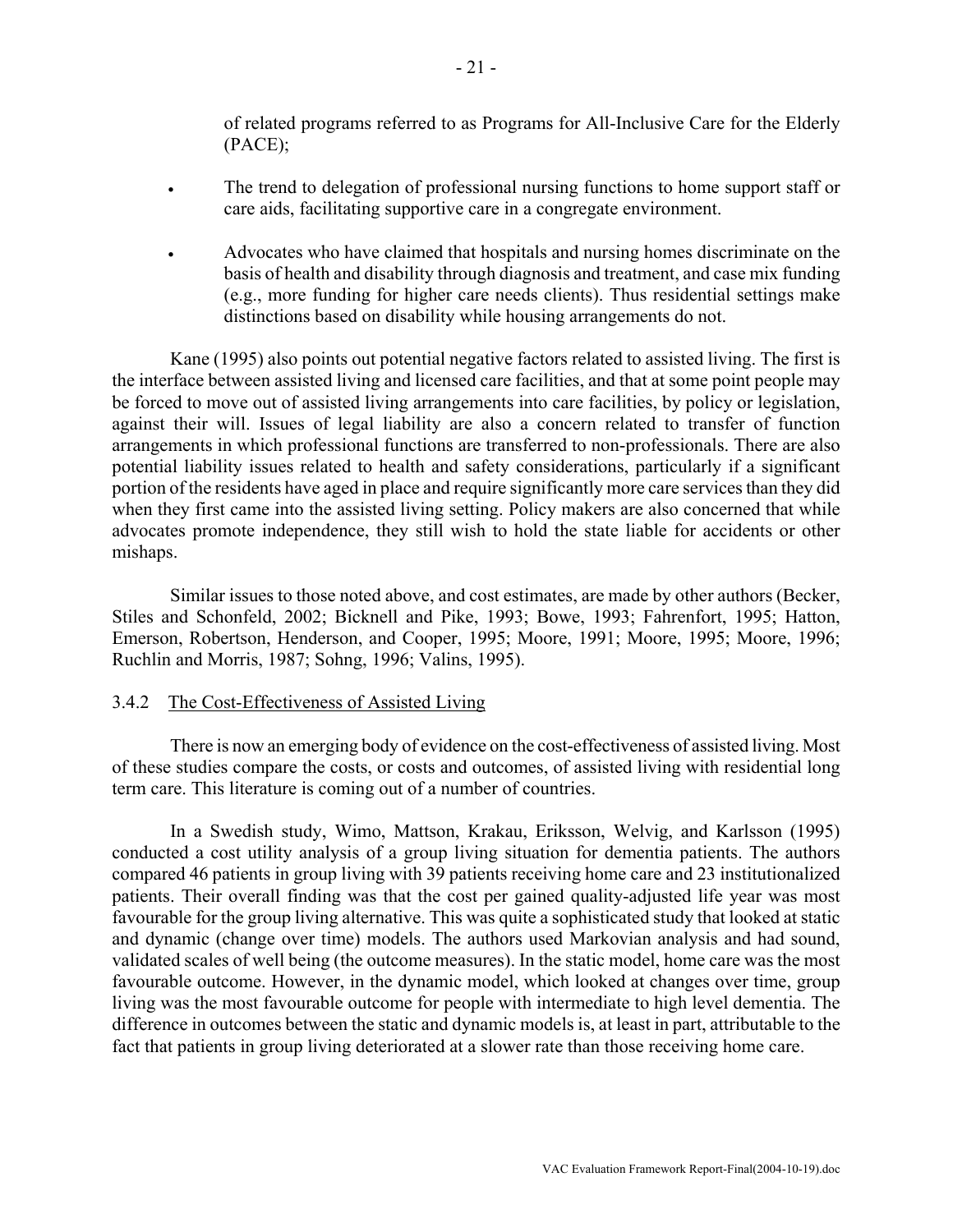of related programs referred to as Programs for All-Inclusive Care for the Elderly (PACE);

- The trend to delegation of professional nursing functions to home support staff or care aids, facilitating supportive care in a congregate environment.

- Advocates who have claimed that hospitals and nursing homes discriminate on the basis of health and disability through diagnosis and treatment, and case mix funding (e.g., more funding for higher care needs clients). Thus residential settings make distinctions based on disability while housing arrangements do not.

Kane (1995) also points out potential negative factors related to assisted living. The first is the interface between assisted living and licensed care facilities, and that at some point people may be forced to move out of assisted living arrangements into care facilities, by policy or legislation, against their will. Issues of legal liability are also a concern related to transfer of function arrangements in which professional functions are transferred to non-professionals. There are also potential liability issues related to health and safety considerations, particularly if a significant portion of the residents have aged in place and require significantly more care services than they did when they first came into the assisted living setting. Policy makers are also concerned that while advocates promote independence, they still wish to hold the state liable for accidents or other mishaps.

Similar issues to those noted above, and cost estimates, are made by other authors (Becker, Stiles and Schonfeld, 2002; Bicknell and Pike, 1993; Bowe, 1993; Fahrenfort, 1995; Hatton, Emerson, Robertson, Henderson, and Cooper, 1995; Moore, 1991; Moore, 1995; Moore, 1996; Ruchlin and Morris, 1987; Sohng, 1996; Valins, 1995).

### 3.4.2 The Cost-Effectiveness of Assisted Living

There is now an emerging body of evidence on the cost-effectiveness of assisted living. Most of these studies compare the costs, or costs and outcomes, of assisted living with residential long term care. This literature is coming out of a number of countries.

In a Swedish study, Wimo, Mattson, Krakau, Eriksson, Welvig, and Karlsson (1995) conducted a cost utility analysis of a group living situation for dementia patients. The authors compared 46 patients in group living with 39 patients receiving home care and 23 institutionalized patients. Their overall finding was that the cost per gained quality-adjusted life year was most favourable for the group living alternative. This was quite a sophisticated study that looked at static and dynamic (change over time) models. The authors used Markovian analysis and had sound, validated scales of well being (the outcome measures). In the static model, home care was the most favourable outcome. However, in the dynamic model, which looked at changes over time, group living was the most favourable outcome for people with intermediate to high level dementia. The difference in outcomes between the static and dynamic models is, at least in part, attributable to the fact that patients in group living deteriorated at a slower rate than those receiving home care.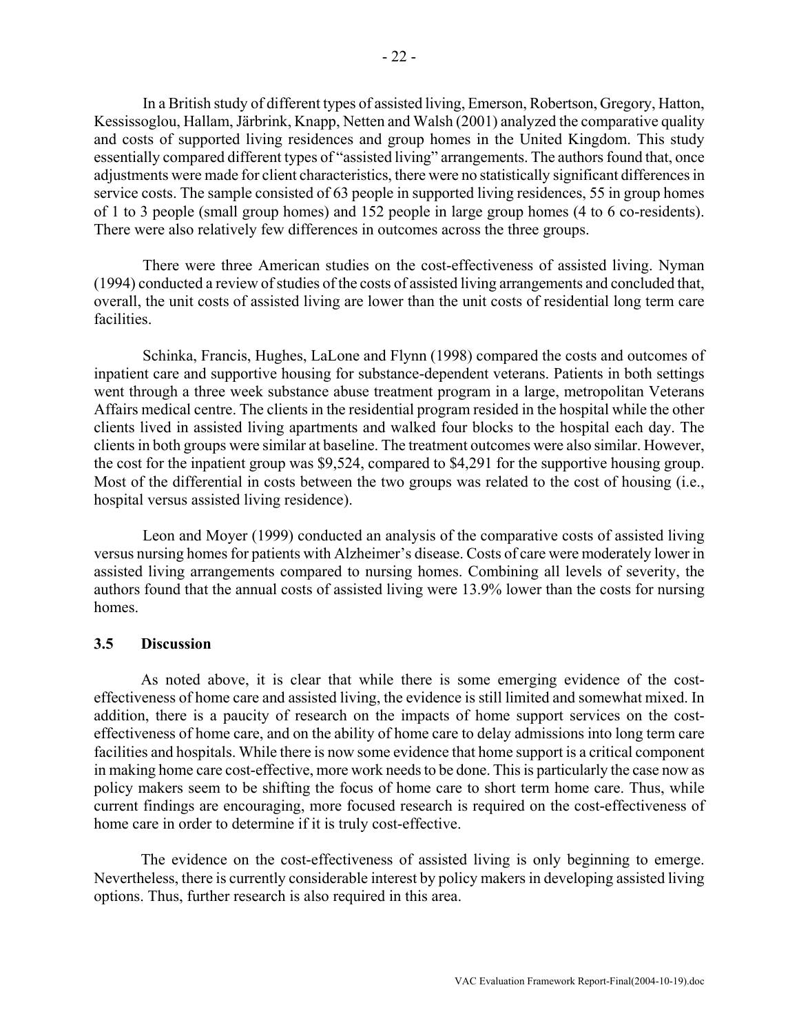In a British study of different types of assisted living, Emerson, Robertson, Gregory, Hatton, Kessissoglou, Hallam, Järbrink, Knapp, Netten and Walsh (2001) analyzed the comparative quality and costs of supported living residences and group homes in the United Kingdom. This study essentially compared different types of "assisted living" arrangements. The authors found that, once adjustments were made for client characteristics, there were no statistically significant differences in service costs. The sample consisted of 63 people in supported living residences, 55 in group homes of 1 to 3 people (small group homes) and 152 people in large group homes (4 to 6 co-residents). There were also relatively few differences in outcomes across the three groups.

There were three American studies on the cost-effectiveness of assisted living. Nyman (1994) conducted a review of studies of the costs of assisted living arrangements and concluded that, overall, the unit costs of assisted living are lower than the unit costs of residential long term care facilities.

Schinka, Francis, Hughes, LaLone and Flynn (1998) compared the costs and outcomes of inpatient care and supportive housing for substance-dependent veterans. Patients in both settings went through a three week substance abuse treatment program in a large, metropolitan Veterans Affairs medical centre. The clients in the residential program resided in the hospital while the other clients lived in assisted living apartments and walked four blocks to the hospital each day. The clients in both groups were similar at baseline. The treatment outcomes were also similar. However, the cost for the inpatient group was $9,524, compared to $4,291 for the supportive housing group. Most of the differential in costs between the two groups was related to the cost of housing (i.e., hospital versus assisted living residence).

Leon and Moyer (1999) conducted an analysis of the comparative costs of assisted living versus nursing homes for patients with Alzheimer's disease. Costs of care were moderately lower in assisted living arrangements compared to nursing homes. Combining all levels of severity, the authors found that the annual costs of assisted living were 13.9% lower than the costs for nursing homes.

### 3.5 Discussion

As noted above, it is clear that while there is some emerging evidence of the cost-effectiveness of home care and assisted living, the evidence is still limited and somewhat mixed. In addition, there is a paucity of research on the impacts of home support services on the cost-effectiveness of home care, and on the ability of home care to delay admissions into long term care facilities and hospitals. While there is now some evidence that home support is a critical component in making home care cost-effective, more work needs to be done. This is particularly the case now as policy makers seem to be shifting the focus of home care to short term home care. Thus, while current findings are encouraging, more focused research is required on the cost-effectiveness of home care in order to determine if it is truly cost-effective.

The evidence on the cost-effectiveness of assisted living is only beginning to emerge. Nevertheless, there is currently considerable interest by policy makers in developing assisted living options. Thus, further research is also required in this area.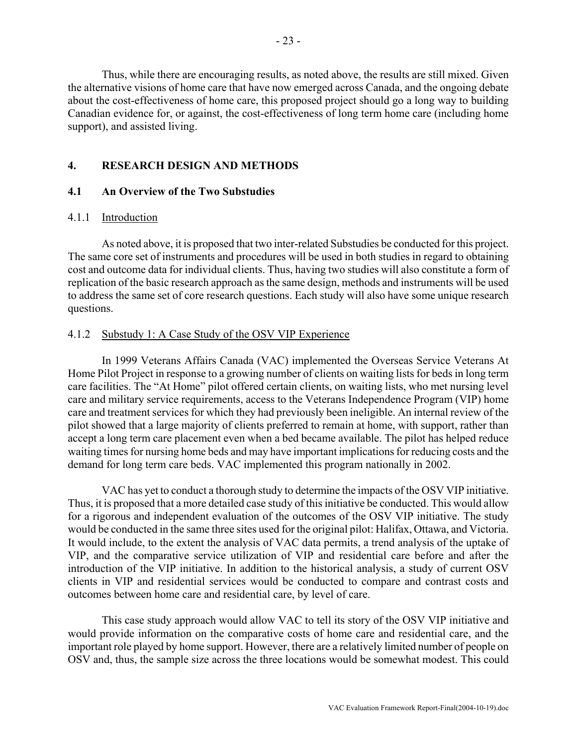Thus, while there are encouraging results, as noted above, the results are still mixed. Given the alternative visions of home care that have now emerged across Canada, and the ongoing debate about the cost-effectiveness of home care, this proposed project should go a long way to building Canadian evidence for, or against, the cost-effectiveness of long term home care (including home support), and assisted living.

## 4. RESEARCH DESIGN AND METHODS

### 4.1 An Overview of the Two Substudies

#### 4.1.1 Introduction

As noted above, it is proposed that two inter-related Substudies be conducted for this project. The same core set of instruments and procedures will be used in both studies in regard to obtaining cost and outcome data for individual clients. Thus, having two studies will also constitute a form of replication of the basic research approach as the same design, methods and instruments will be used to address the same set of core research questions. Each study will also have some unique research questions.

#### 4.1.2 Substudy 1: A Case Study of the OSV VIP Experience

In 1999 Veterans Affairs Canada (VAC) implemented the Overseas Service Veterans At Home Pilot Project in response to a growing number of clients on waiting lists for beds in long term care facilities. The "At Home" pilot offered certain clients, on waiting lists, who met nursing level care and military service requirements, access to the Veterans Independence Program (VIP) home care and treatment services for which they had previously been ineligible. An internal review of the pilot showed that a large majority of clients preferred to remain at home, with support, rather than accept a long term care placement even when a bed became available. The pilot has helped reduce waiting times for nursing home beds and may have important implications for reducing costs and the demand for long term care beds. VAC implemented this program nationally in 2002.

VAC has yet to conduct a thorough study to determine the impacts of the OSV VIP initiative. Thus, it is proposed that a more detailed case study of this initiative be conducted. This would allow for a rigorous and independent evaluation of the outcomes of the OSV VIP initiative. The study would be conducted in the same three sites used for the original pilot: Halifax, Ottawa, and Victoria. It would include, to the extent the analysis of VAC data permits, a trend analysis of the uptake of VIP, and the comparative service utilization of VIP and residential care before and after the introduction of the VIP initiative. In addition to the historical analysis, a study of current OSV clients in VIP and residential services would be conducted to compare and contrast costs and outcomes between home care and residential care, by level of care.

This case study approach would allow VAC to tell its story of the OSV VIP initiative and would provide information on the comparative costs of home care and residential care, and the important role played by home support. However, there are a relatively limited number of people on OSV and, thus, the sample size across the three locations would be somewhat modest. This could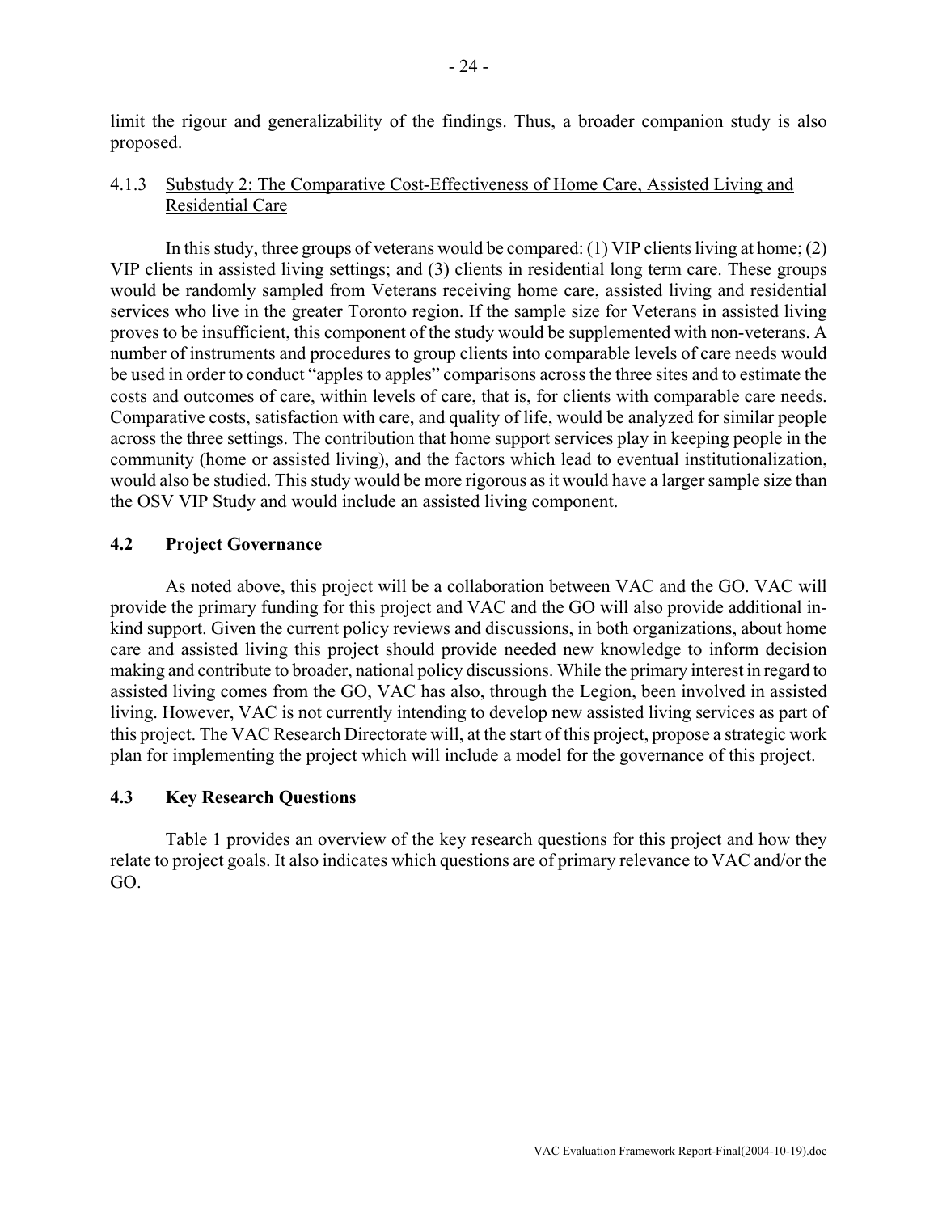limit the rigour and generalizability of the findings. Thus, a broader companion study is also proposed.

#### 4.1.3 Substudy 2: The Comparative Cost-Effectiveness of Home Care, Assisted Living and Residential Care

In this study, three groups of veterans would be compared: (1) VIP clients living at home; (2) VIP clients in assisted living settings; and (3) clients in residential long term care. These groups would be randomly sampled from Veterans receiving home care, assisted living and residential services who live in the greater Toronto region. If the sample size for Veterans in assisted living proves to be insufficient, this component of the study would be supplemented with non-veterans. A number of instruments and procedures to group clients into comparable levels of care needs would be used in order to conduct "apples to apples" comparisons across the three sites and to estimate the costs and outcomes of care, within levels of care, that is, for clients with comparable care needs. Comparative costs, satisfaction with care, and quality of life, would be analyzed for similar people across the three settings. The contribution that home support services play in keeping people in the community (home or assisted living), and the factors which lead to eventual institutionalization, would also be studied. This study would be more rigorous as it would have a larger sample size than the OSV VIP Study and would include an assisted living component.

### 4.2 Project Governance

As noted above, this project will be a collaboration between VAC and the GO. VAC will provide the primary funding for this project and VAC and the GO will also provide additional in-kind support. Given the current policy reviews and discussions, in both organizations, about home care and assisted living this project should provide needed new knowledge to inform decision making and contribute to broader, national policy discussions. While the primary interest in regard to assisted living comes from the GO, VAC has also, through the Legion, been involved in assisted living. However, VAC is not currently intending to develop new assisted living services as part of this project. The VAC Research Directorate will, at the start of this project, propose a strategic work plan for implementing the project which will include a model for the governance of this project.

### 4.3 Key Research Questions

Table 1 provides an overview of the key research questions for this project and how they relate to project goals. It also indicates which questions are of primary relevance to VAC and/or the GO.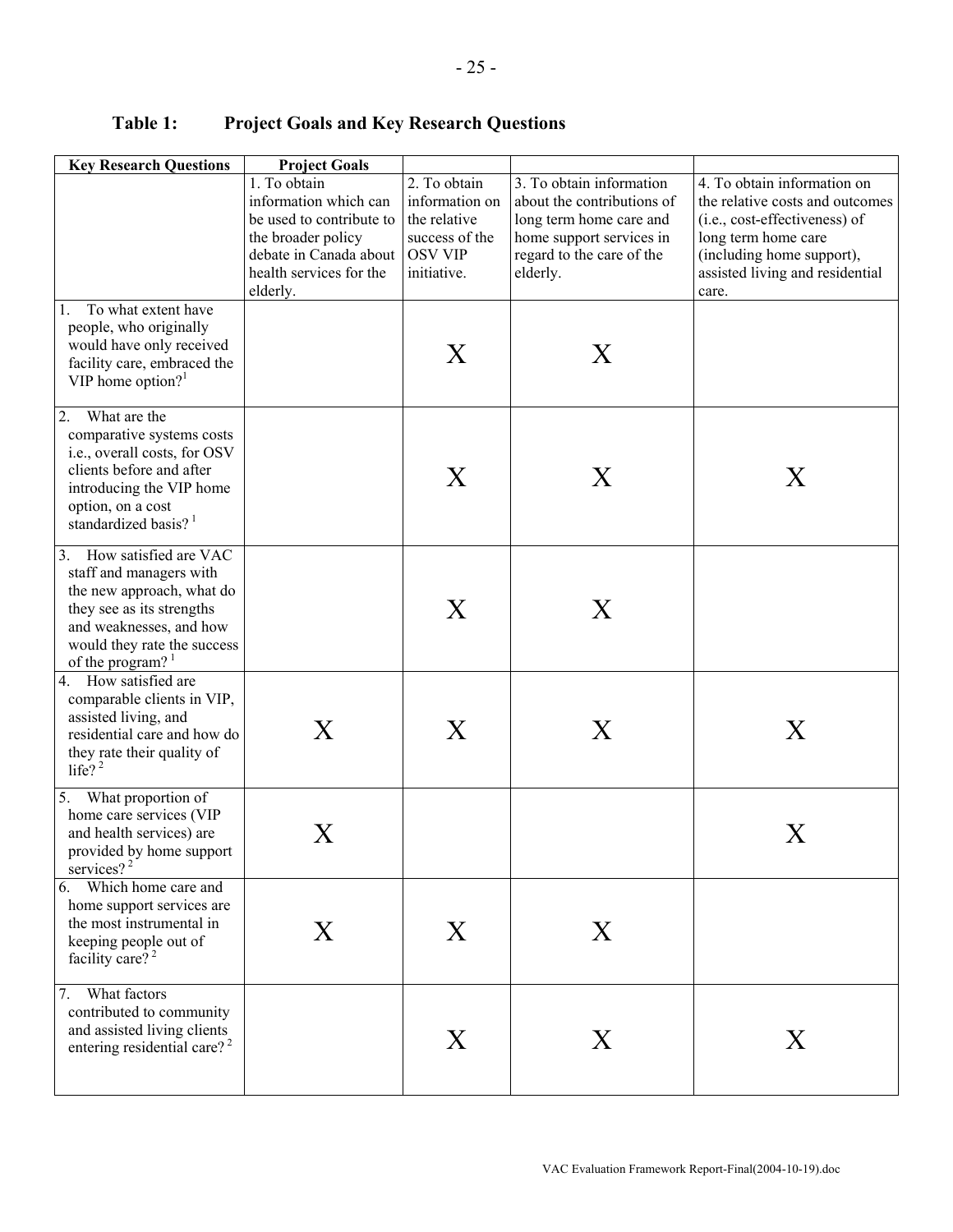**Table 1: Project Goals and Key Research Questions**

| Key Research Questions | Project Goals | | | |
|---|---|---|---|---|
| | 1. To obtain information which can be used to contribute to the broader policy debate in Canada about health services for the elderly. | 2. To obtain information on the relative success of the OSV VIP initiative. | 3. To obtain information about the contributions of long term home care and home support services in regard to the care of the elderly. | 4. To obtain information on the relative costs and outcomes (i.e., cost-effectiveness) of long term home care (including home support), assisted living and residential care. |
| 1. To what extent have people, who originally would have only received facility care, embraced the VIP home option?[1] | | X | X | |
| 2. What are the comparative systems costs i.e., overall costs, for OSV clients before and after introducing the VIP home option, on a cost standardized basis?[1] | | X | X | X |
| 3. How satisfied are VAC staff and managers with the new approach, what do they see as its strengths and weaknesses, and how would they rate the success of the program?[1] | | X | X | |
| 4. How satisfied are comparable clients in VIP, assisted living, and residential care and how do they rate their quality of life?[2] | X | X | X | X |
| 5. What proportion of home care services (VIP and health services) are provided by home support services?[2] | X | | | X |
| 6. Which home care and home support services are the most instrumental in keeping people out of facility care?[2] | X | X | X | |
| 7. What factors contributed to community and assisted living clients entering residential care?[2] | | X | X | X |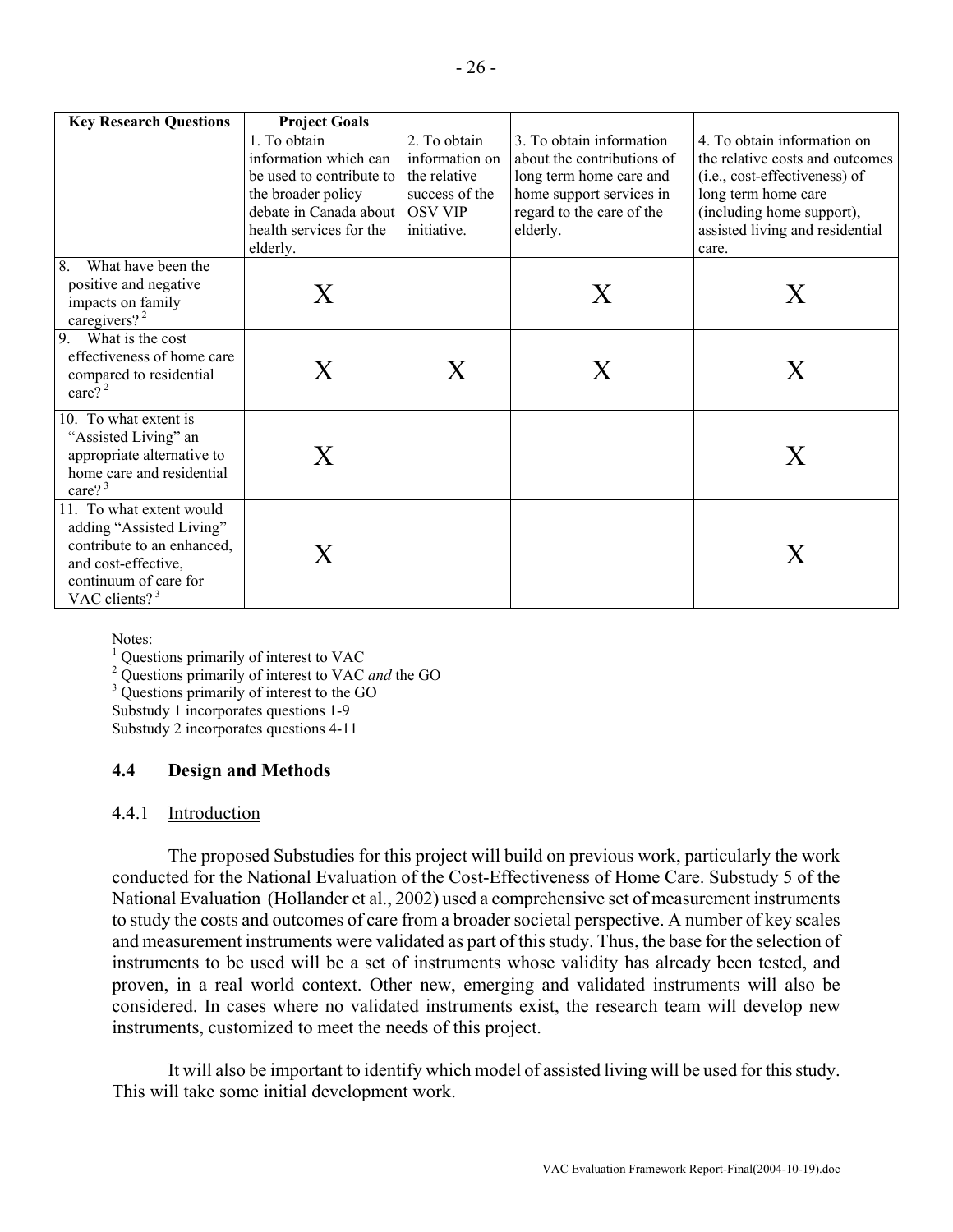| Key Research Questions | Project Goals | | | |
|---|---|---|---|---|
| | 1. To obtain information which can be used to contribute to the broader policy debate in Canada about health services for the elderly. | 2. To obtain information on the relative success of the OSV VIP initiative. | 3. To obtain information about the contributions of long term home care and home support services in regard to the care of the elderly. | 4. To obtain information on the relative costs and outcomes (i.e., cost-effectiveness) of long term home care (including home support), assisted living and residential care. |
| 8. What have been the positive and negative impacts on family caregivers? [2] | X | | X | X |
| 9. What is the cost effectiveness of home care compared to residential care? [2] | X | X | X | X |
| 10. To what extent is "Assisted Living" an appropriate alternative to home care and residential care? [3] | X | | | X |
| 11. To what extent would adding "Assisted Living" contribute to an enhanced, and cost-effective, continuum of care for VAC clients? [3] | X | | | X |

Notes:
[1] Questions primarily of interest to VAC
[2] Questions primarily of interest to VAC *and* the GO
[3] Questions primarily of interest to the GO
Substudy 1 incorporates questions 1-9
Substudy 2 incorporates questions 4-11

## 4.4 Design and Methods

### 4.4.1 Introduction

The proposed Substudies for this project will build on previous work, particularly the work conducted for the National Evaluation of the Cost-Effectiveness of Home Care. Substudy 5 of the National Evaluation (Hollander et al., 2002) used a comprehensive set of measurement instruments to study the costs and outcomes of care from a broader societal perspective. A number of key scales and measurement instruments were validated as part of this study. Thus, the base for the selection of instruments to be used will be a set of instruments whose validity has already been tested, and proven, in a real world context. Other new, emerging and validated instruments will also be considered. In cases where no validated instruments exist, the research team will develop new instruments, customized to meet the needs of this project.

It will also be important to identify which model of assisted living will be used for this study. This will take some initial development work.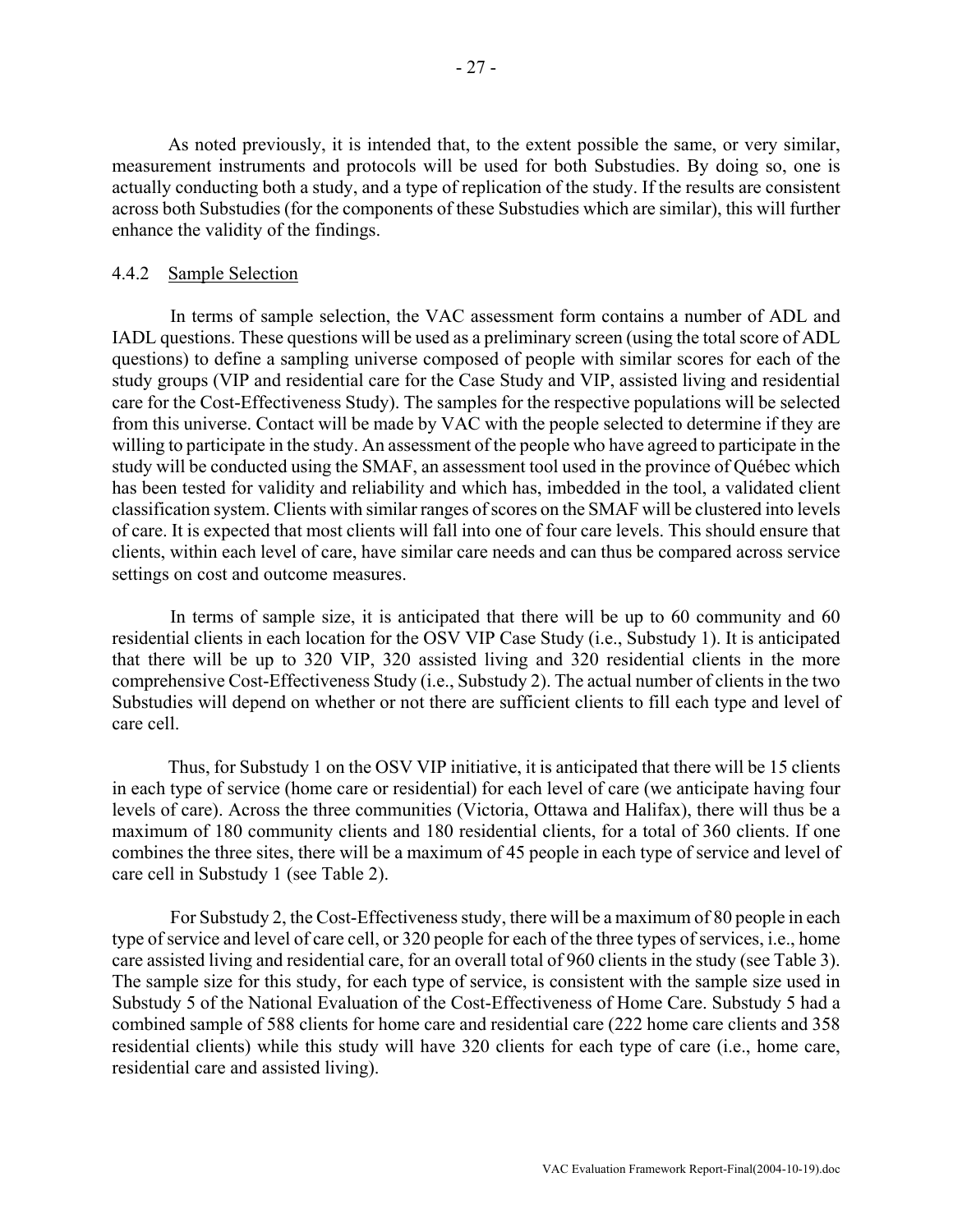As noted previously, it is intended that, to the extent possible the same, or very similar, measurement instruments and protocols will be used for both Substudies. By doing so, one is actually conducting both a study, and a type of replication of the study. If the results are consistent across both Substudies (for the components of these Substudies which are similar), this will further enhance the validity of the findings.

### 4.4.2 Sample Selection

In terms of sample selection, the VAC assessment form contains a number of ADL and IADL questions. These questions will be used as a preliminary screen (using the total score of ADL questions) to define a sampling universe composed of people with similar scores for each of the study groups (VIP and residential care for the Case Study and VIP, assisted living and residential care for the Cost-Effectiveness Study). The samples for the respective populations will be selected from this universe. Contact will be made by VAC with the people selected to determine if they are willing to participate in the study. An assessment of the people who have agreed to participate in the study will be conducted using the SMAF, an assessment tool used in the province of Québec which has been tested for validity and reliability and which has, imbedded in the tool, a validated client classification system. Clients with similar ranges of scores on the SMAF will be clustered into levels of care. It is expected that most clients will fall into one of four care levels. This should ensure that clients, within each level of care, have similar care needs and can thus be compared across service settings on cost and outcome measures.

In terms of sample size, it is anticipated that there will be up to 60 community and 60 residential clients in each location for the OSV VIP Case Study (i.e., Substudy 1). It is anticipated that there will be up to 320 VIP, 320 assisted living and 320 residential clients in the more comprehensive Cost-Effectiveness Study (i.e., Substudy 2). The actual number of clients in the two Substudies will depend on whether or not there are sufficient clients to fill each type and level of care cell.

Thus, for Substudy 1 on the OSV VIP initiative, it is anticipated that there will be 15 clients in each type of service (home care or residential) for each level of care (we anticipate having four levels of care). Across the three communities (Victoria, Ottawa and Halifax), there will thus be a maximum of 180 community clients and 180 residential clients, for a total of 360 clients. If one combines the three sites, there will be a maximum of 45 people in each type of service and level of care cell in Substudy 1 (see Table 2).

For Substudy 2, the Cost-Effectiveness study, there will be a maximum of 80 people in each type of service and level of care cell, or 320 people for each of the three types of services, i.e., home care assisted living and residential care, for an overall total of 960 clients in the study (see Table 3). The sample size for this study, for each type of service, is consistent with the sample size used in Substudy 5 of the National Evaluation of the Cost-Effectiveness of Home Care. Substudy 5 had a combined sample of 588 clients for home care and residential care (222 home care clients and 358 residential clients) while this study will have 320 clients for each type of care (i.e., home care, residential care and assisted living).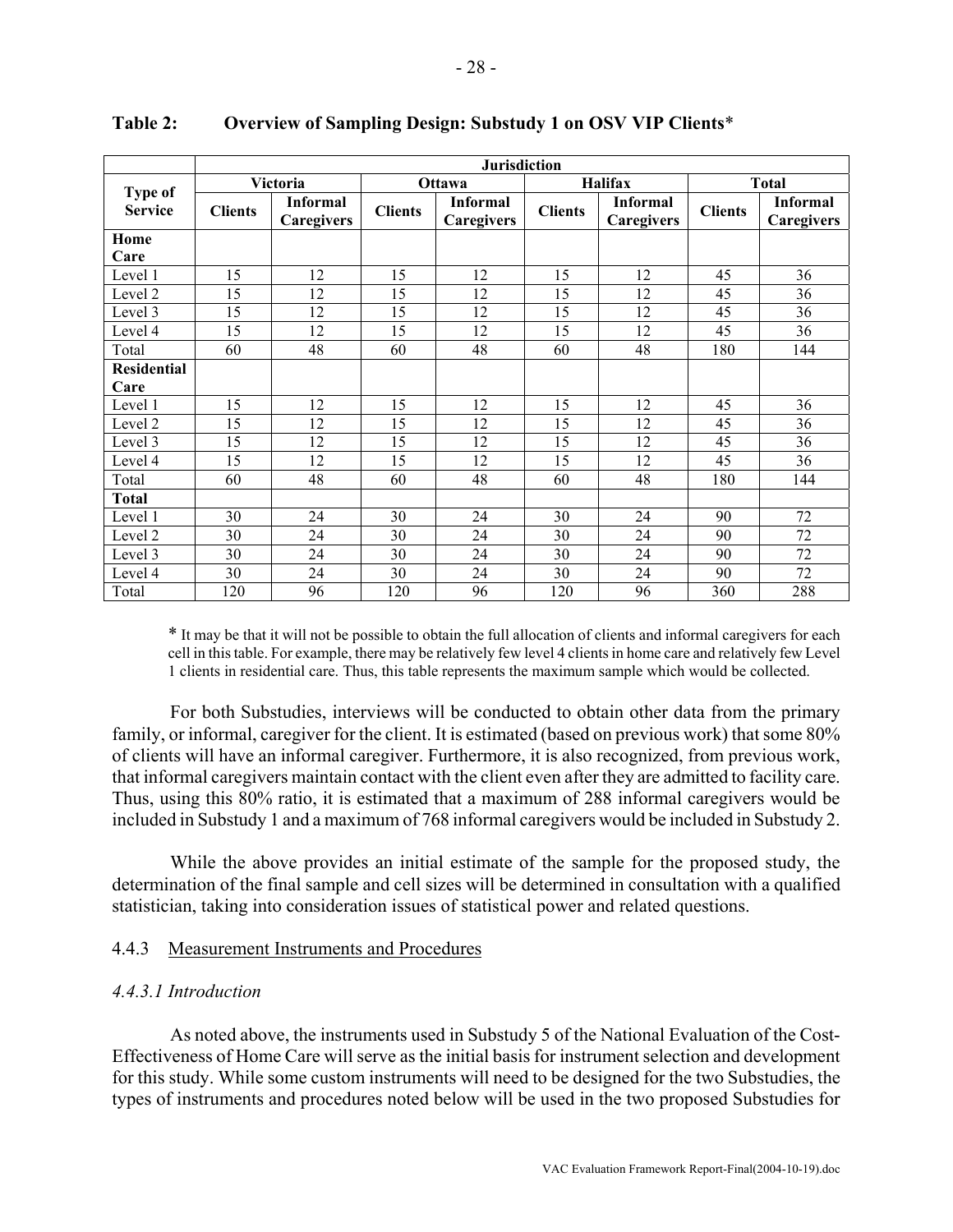**Table 2: Overview of Sampling Design: Substudy 1 on OSV VIP Clients***

| Type of Service | Jurisdiction | | | | | | | |
|---|---|---|---|---|---|---|---|---|
| | Victoria | | Ottawa | | Halifax | | Total | |
| | Clients | Informal Caregivers | Clients | Informal Caregivers | Clients | Informal Caregivers | Clients | Informal Caregivers |
| **Home Care** | | | | | | | | |
| Level 1 | 15 | 12 | 15 | 12 | 15 | 12 | 45 | 36 |
| Level 2 | 15 | 12 | 15 | 12 | 15 | 12 | 45 | 36 |
| Level 3 | 15 | 12 | 15 | 12 | 15 | 12 | 45 | 36 |
| Level 4 | 15 | 12 | 15 | 12 | 15 | 12 | 45 | 36 |
| Total | 60 | 48 | 60 | 48 | 60 | 48 | 180 | 144 |
| **Residential Care** | | | | | | | | |
| Level 1 | 15 | 12 | 15 | 12 | 15 | 12 | 45 | 36 |
| Level 2 | 15 | 12 | 15 | 12 | 15 | 12 | 45 | 36 |
| Level 3 | 15 | 12 | 15 | 12 | 15 | 12 | 45 | 36 |
| Level 4 | 15 | 12 | 15 | 12 | 15 | 12 | 45 | 36 |
| Total | 60 | 48 | 60 | 48 | 60 | 48 | 180 | 144 |
| **Total** | | | | | | | | |
| Level 1 | 30 | 24 | 30 | 24 | 30 | 24 | 90 | 72 |
| Level 2 | 30 | 24 | 30 | 24 | 30 | 24 | 90 | 72 |
| Level 3 | 30 | 24 | 30 | 24 | 30 | 24 | 90 | 72 |
| Level 4 | 30 | 24 | 30 | 24 | 30 | 24 | 90 | 72 |
| Total | 120 | 96 | 120 | 96 | 120 | 96 | 360 | 288 |

* It may be that it will not be possible to obtain the full allocation of clients and informal caregivers for each cell in this table. For example, there may be relatively few level 4 clients in home care and relatively few Level 1 clients in residential care. Thus, this table represents the maximum sample which would be collected.

For both Substudies, interviews will be conducted to obtain other data from the primary family, or informal, caregiver for the client. It is estimated (based on previous work) that some 80% of clients will have an informal caregiver. Furthermore, it is also recognized, from previous work, that informal caregivers maintain contact with the client even after they are admitted to facility care. Thus, using this 80% ratio, it is estimated that a maximum of 288 informal caregivers would be included in Substudy 1 and a maximum of 768 informal caregivers would be included in Substudy 2.

While the above provides an initial estimate of the sample for the proposed study, the determination of the final sample and cell sizes will be determined in consultation with a qualified statistician, taking into consideration issues of statistical power and related questions.

### 4.4.3 Measurement Instruments and Procedures

#### *4.4.3.1 Introduction*

As noted above, the instruments used in Substudy 5 of the National Evaluation of the Cost-Effectiveness of Home Care will serve as the initial basis for instrument selection and development for this study. While some custom instruments will need to be designed for the two Substudies, the types of instruments and procedures noted below will be used in the two proposed Substudies for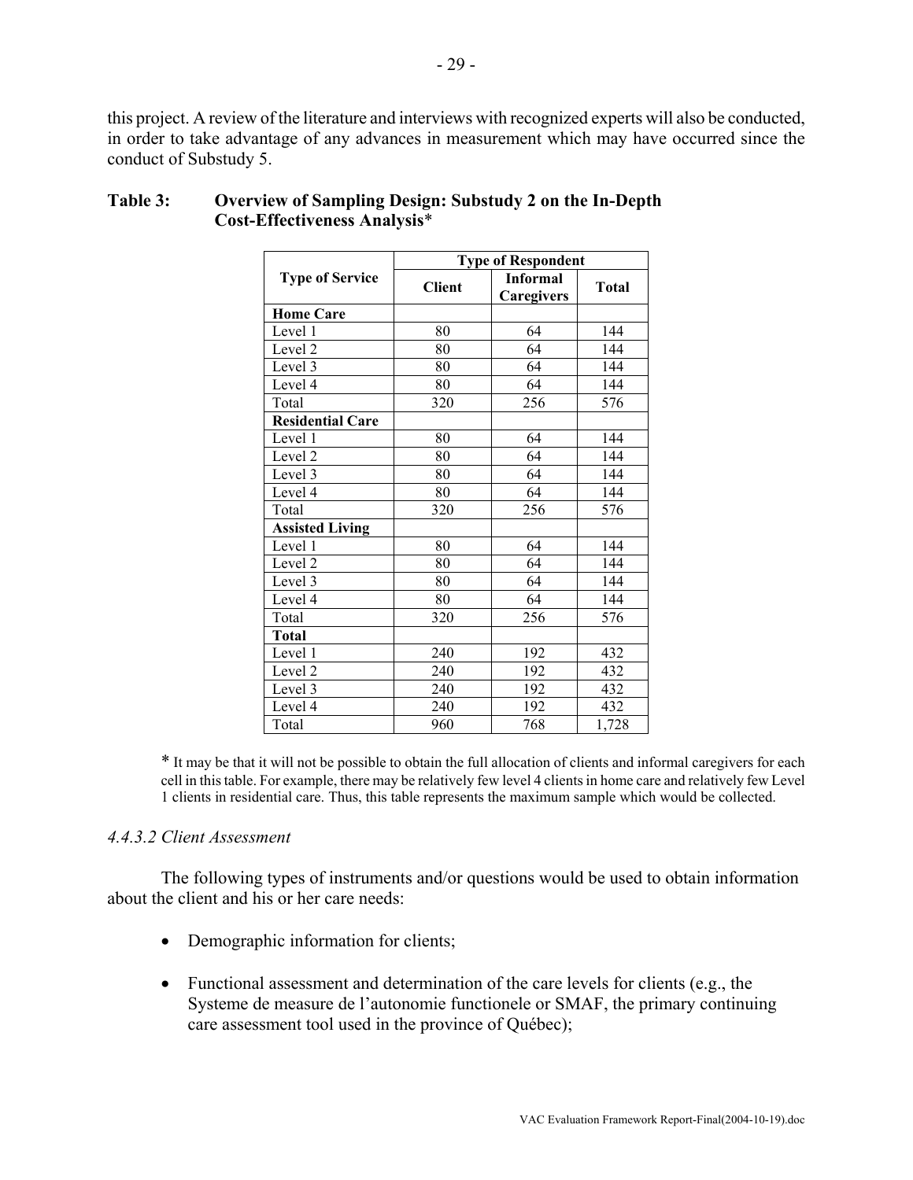this project. A review of the literature and interviews with recognized experts will also be conducted, in order to take advantage of any advances in measurement which may have occurred since the conduct of Substudy 5.

**Table 3: Overview of Sampling Design: Substudy 2 on the In-Depth Cost-Effectiveness Analysis***

| Type of Service | Type of Respondent | | |
|---|---|---|---|
| | **Client** | **Informal Caregivers** | **Total** |
| **Home Care** | | | |
| Level 1 | 80 | 64 | 144 |
| Level 2 | 80 | 64 | 144 |
| Level 3 | 80 | 64 | 144 |
| Level 4 | 80 | 64 | 144 |
| Total | 320 | 256 | 576 |
| **Residential Care** | | | |
| Level 1 | 80 | 64 | 144 |
| Level 2 | 80 | 64 | 144 |
| Level 3 | 80 | 64 | 144 |
| Level 4 | 80 | 64 | 144 |
| Total | 320 | 256 | 576 |
| **Assisted Living** | | | |
| Level 1 | 80 | 64 | 144 |
| Level 2 | 80 | 64 | 144 |
| Level 3 | 80 | 64 | 144 |
| Level 4 | 80 | 64 | 144 |
| Total | 320 | 256 | 576 |
| **Total** | | | |
| Level 1 | 240 | 192 | 432 |
| Level 2 | 240 | 192 | 432 |
| Level 3 | 240 | 192 | 432 |
| Level 4 | 240 | 192 | 432 |
| Total | 960 | 768 | 1,728 |

* It may be that it will not be possible to obtain the full allocation of clients and informal caregivers for each cell in this table. For example, there may be relatively few level 4 clients in home care and relatively few Level 1 clients in residential care. Thus, this table represents the maximum sample which would be collected.

*4.4.3.2 Client Assessment*

The following types of instruments and/or questions would be used to obtain information about the client and his or her care needs:

- Demographic information for clients;
- Functional assessment and determination of the care levels for clients (e.g., the Systeme de measure de l'autonomie functionele or SMAF, the primary continuing care assessment tool used in the province of Québec);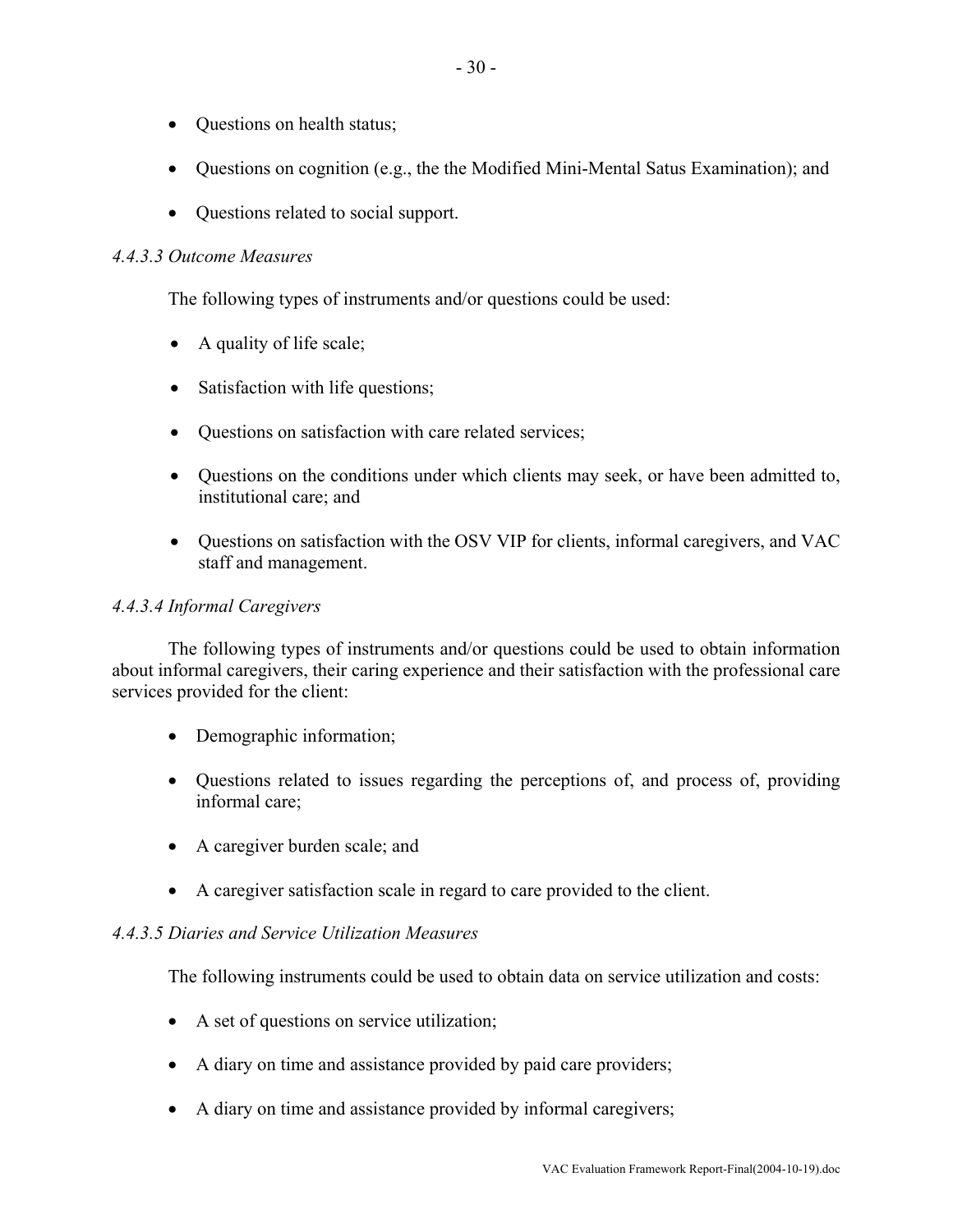- Questions on health status;
- Questions on cognition (e.g., the the Modified Mini-Mental Satus Examination); and
- Questions related to social support.

*4.4.3.3 Outcome Measures*

The following types of instruments and/or questions could be used:

- A quality of life scale;
- Satisfaction with life questions;
- Questions on satisfaction with care related services;
- Questions on the conditions under which clients may seek, or have been admitted to, institutional care; and
- Questions on satisfaction with the OSV VIP for clients, informal caregivers, and VAC staff and management.

*4.4.3.4 Informal Caregivers*

The following types of instruments and/or questions could be used to obtain information about informal caregivers, their caring experience and their satisfaction with the professional care services provided for the client:

- Demographic information;
- Questions related to issues regarding the perceptions of, and process of, providing informal care;
- A caregiver burden scale; and
- A caregiver satisfaction scale in regard to care provided to the client.

*4.4.3.5 Diaries and Service Utilization Measures*

The following instruments could be used to obtain data on service utilization and costs:

- A set of questions on service utilization;
- A diary on time and assistance provided by paid care providers;
- A diary on time and assistance provided by informal caregivers;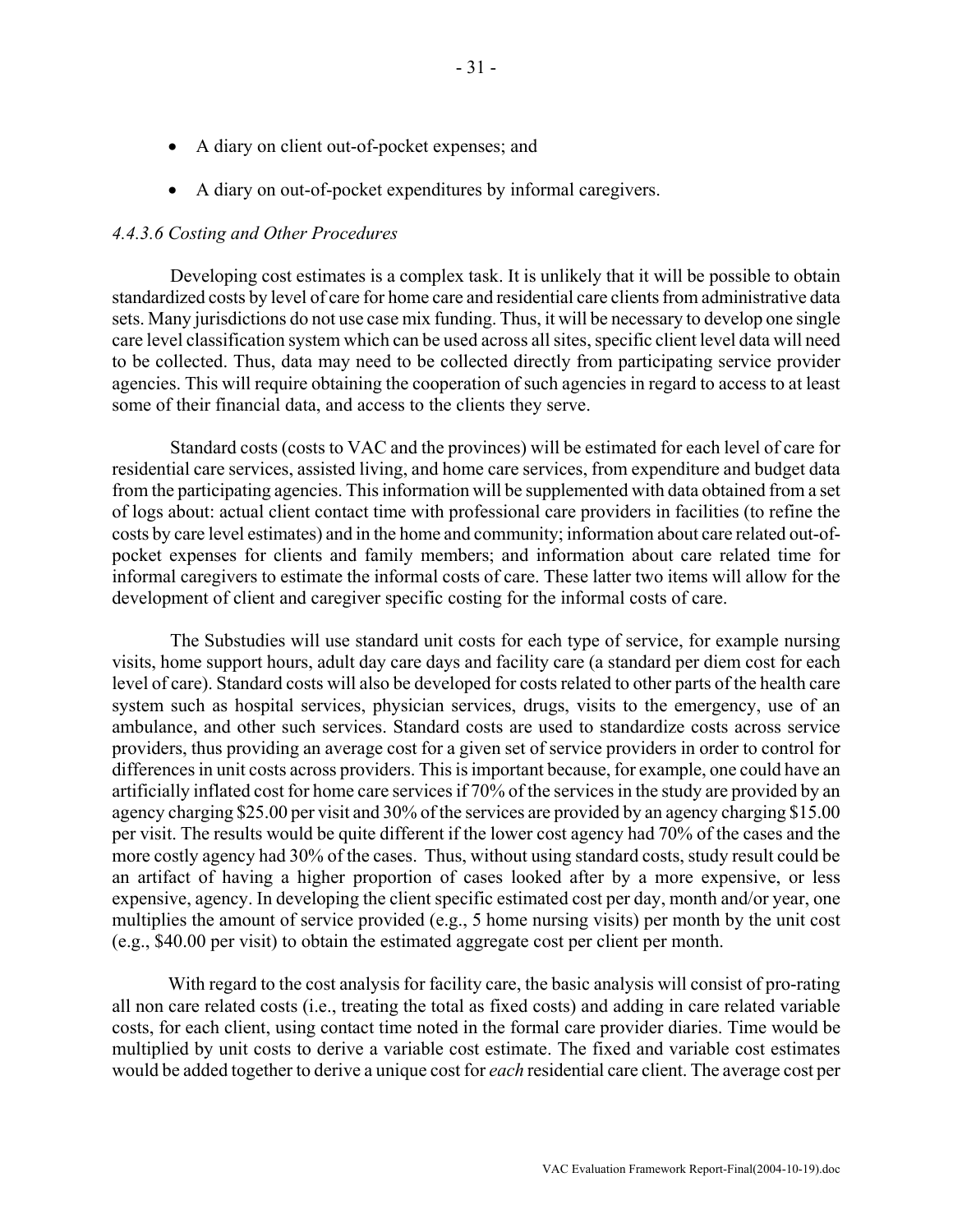- A diary on client out-of-pocket expenses; and
- A diary on out-of-pocket expenditures by informal caregivers.

*4.4.3.6 Costing and Other Procedures*

Developing cost estimates is a complex task. It is unlikely that it will be possible to obtain standardized costs by level of care for home care and residential care clients from administrative data sets. Many jurisdictions do not use case mix funding. Thus, it will be necessary to develop one single care level classification system which can be used across all sites, specific client level data will need to be collected. Thus, data may need to be collected directly from participating service provider agencies. This will require obtaining the cooperation of such agencies in regard to access to at least some of their financial data, and access to the clients they serve.

Standard costs (costs to VAC and the provinces) will be estimated for each level of care for residential care services, assisted living, and home care services, from expenditure and budget data from the participating agencies. This information will be supplemented with data obtained from a set of logs about: actual client contact time with professional care providers in facilities (to refine the costs by care level estimates) and in the home and community; information about care related out-of-pocket expenses for clients and family members; and information about care related time for informal caregivers to estimate the informal costs of care. These latter two items will allow for the development of client and caregiver specific costing for the informal costs of care.

The Substudies will use standard unit costs for each type of service, for example nursing visits, home support hours, adult day care days and facility care (a standard per diem cost for each level of care). Standard costs will also be developed for costs related to other parts of the health care system such as hospital services, physician services, drugs, visits to the emergency, use of an ambulance, and other such services. Standard costs are used to standardize costs across service providers, thus providing an average cost for a given set of service providers in order to control for differences in unit costs across providers. This is important because, for example, one could have an artificially inflated cost for home care services if 70% of the services in the study are provided by an agency charging $25.00 per visit and 30% of the services are provided by an agency charging $15.00 per visit. The results would be quite different if the lower cost agency had 70% of the cases and the more costly agency had 30% of the cases. Thus, without using standard costs, study result could be an artifact of having a higher proportion of cases looked after by a more expensive, or less expensive, agency. In developing the client specific estimated cost per day, month and/or year, one multiplies the amount of service provided (e.g., 5 home nursing visits) per month by the unit cost (e.g., $40.00 per visit) to obtain the estimated aggregate cost per client per month.

With regard to the cost analysis for facility care, the basic analysis will consist of pro-rating all non care related costs (i.e., treating the total as fixed costs) and adding in care related variable costs, for each client, using contact time noted in the formal care provider diaries. Time would be multiplied by unit costs to derive a variable cost estimate. The fixed and variable cost estimates would be added together to derive a unique cost for *each* residential care client. The average cost per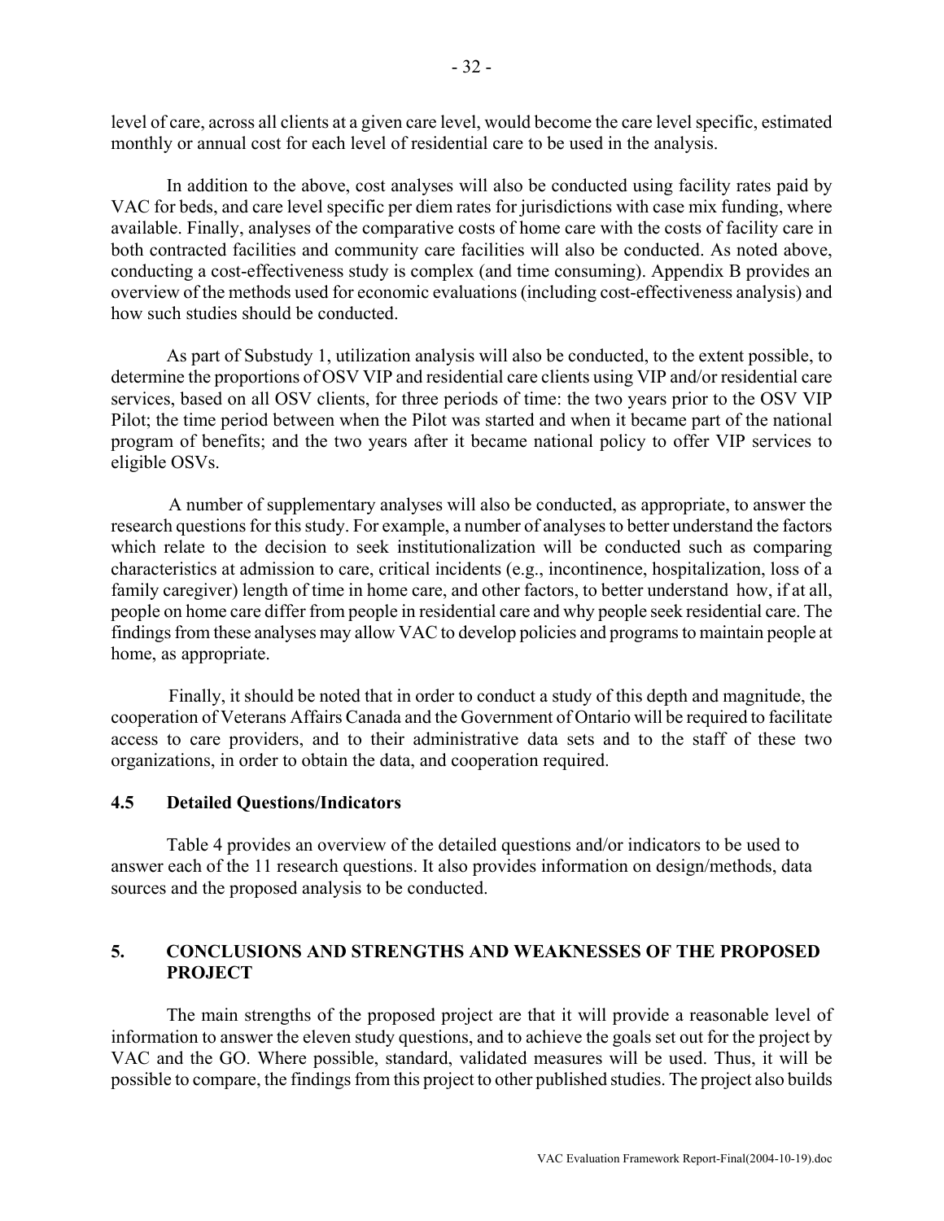level of care, across all clients at a given care level, would become the care level specific, estimated monthly or annual cost for each level of residential care to be used in the analysis.

In addition to the above, cost analyses will also be conducted using facility rates paid by VAC for beds, and care level specific per diem rates for jurisdictions with case mix funding, where available. Finally, analyses of the comparative costs of home care with the costs of facility care in both contracted facilities and community care facilities will also be conducted. As noted above, conducting a cost-effectiveness study is complex (and time consuming). Appendix B provides an overview of the methods used for economic evaluations (including cost-effectiveness analysis) and how such studies should be conducted.

As part of Substudy 1, utilization analysis will also be conducted, to the extent possible, to determine the proportions of OSV VIP and residential care clients using VIP and/or residential care services, based on all OSV clients, for three periods of time: the two years prior to the OSV VIP Pilot; the time period between when the Pilot was started and when it became part of the national program of benefits; and the two years after it became national policy to offer VIP services to eligible OSVs.

A number of supplementary analyses will also be conducted, as appropriate, to answer the research questions for this study. For example, a number of analyses to better understand the factors which relate to the decision to seek institutionalization will be conducted such as comparing characteristics at admission to care, critical incidents (e.g., incontinence, hospitalization, loss of a family caregiver) length of time in home care, and other factors, to better understand how, if at all, people on home care differ from people in residential care and why people seek residential care. The findings from these analyses may allow VAC to develop policies and programs to maintain people at home, as appropriate.

Finally, it should be noted that in order to conduct a study of this depth and magnitude, the cooperation of Veterans Affairs Canada and the Government of Ontario will be required to facilitate access to care providers, and to their administrative data sets and to the staff of these two organizations, in order to obtain the data, and cooperation required.

### 4.5 Detailed Questions/Indicators

Table 4 provides an overview of the detailed questions and/or indicators to be used to answer each of the 11 research questions. It also provides information on design/methods, data sources and the proposed analysis to be conducted.

## 5. CONCLUSIONS AND STRENGTHS AND WEAKNESSES OF THE PROPOSED PROJECT

The main strengths of the proposed project are that it will provide a reasonable level of information to answer the eleven study questions, and to achieve the goals set out for the project by VAC and the GO. Where possible, standard, validated measures will be used. Thus, it will be possible to compare, the findings from this project to other published studies. The project also builds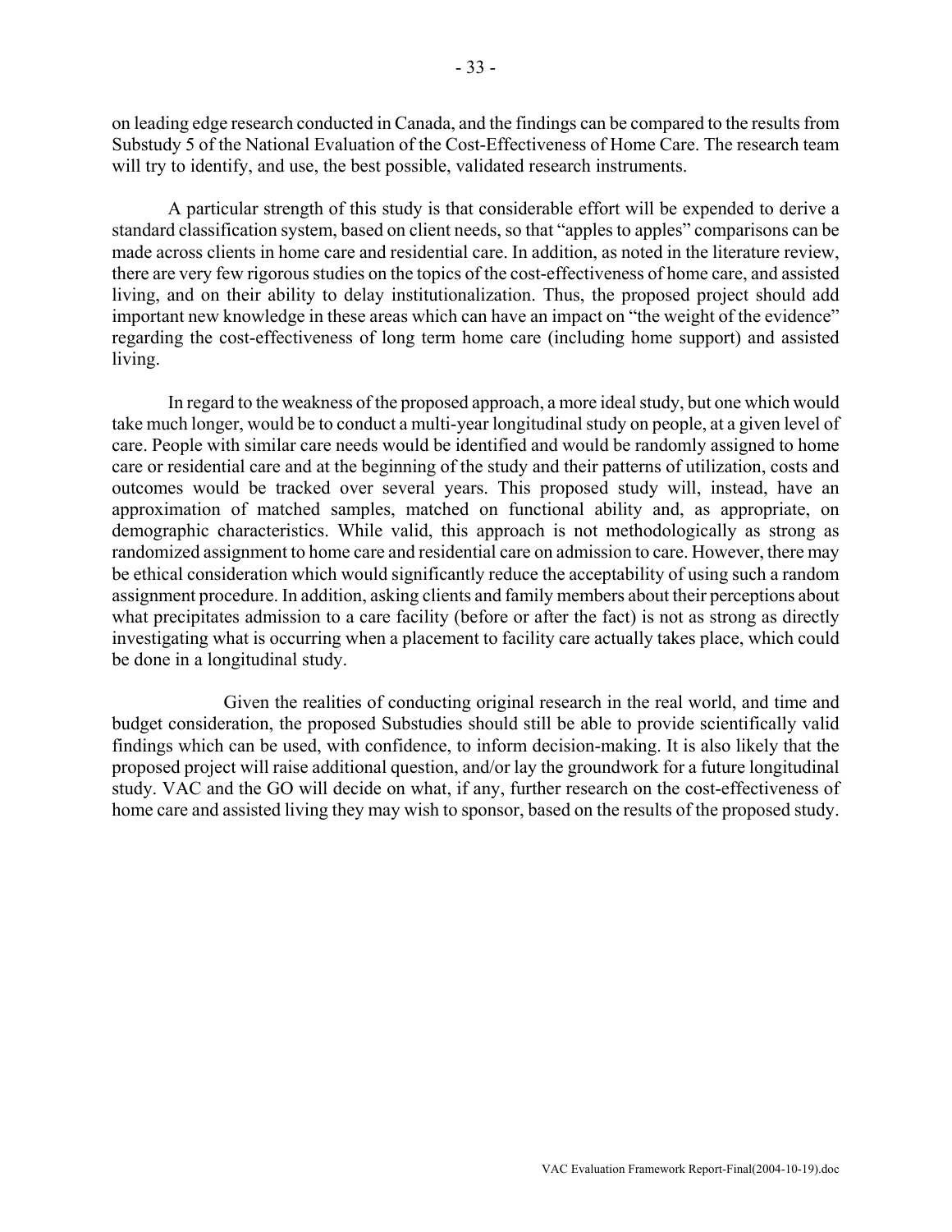on leading edge research conducted in Canada, and the findings can be compared to the results from Substudy 5 of the National Evaluation of the Cost-Effectiveness of Home Care. The research team will try to identify, and use, the best possible, validated research instruments.

A particular strength of this study is that considerable effort will be expended to derive a standard classification system, based on client needs, so that "apples to apples" comparisons can be made across clients in home care and residential care. In addition, as noted in the literature review, there are very few rigorous studies on the topics of the cost-effectiveness of home care, and assisted living, and on their ability to delay institutionalization. Thus, the proposed project should add important new knowledge in these areas which can have an impact on "the weight of the evidence" regarding the cost-effectiveness of long term home care (including home support) and assisted living.

In regard to the weakness of the proposed approach, a more ideal study, but one which would take much longer, would be to conduct a multi-year longitudinal study on people, at a given level of care. People with similar care needs would be identified and would be randomly assigned to home care or residential care and at the beginning of the study and their patterns of utilization, costs and outcomes would be tracked over several years. This proposed study will, instead, have an approximation of matched samples, matched on functional ability and, as appropriate, on demographic characteristics. While valid, this approach is not methodologically as strong as randomized assignment to home care and residential care on admission to care. However, there may be ethical consideration which would significantly reduce the acceptability of using such a random assignment procedure. In addition, asking clients and family members about their perceptions about what precipitates admission to a care facility (before or after the fact) is not as strong as directly investigating what is occurring when a placement to facility care actually takes place, which could be done in a longitudinal study.

Given the realities of conducting original research in the real world, and time and budget consideration, the proposed Substudies should still be able to provide scientifically valid findings which can be used, with confidence, to inform decision-making. It is also likely that the proposed project will raise additional question, and/or lay the groundwork for a future longitudinal study. VAC and the GO will decide on what, if any, further research on the cost-effectiveness of home care and assisted living they may wish to sponsor, based on the results of the proposed study.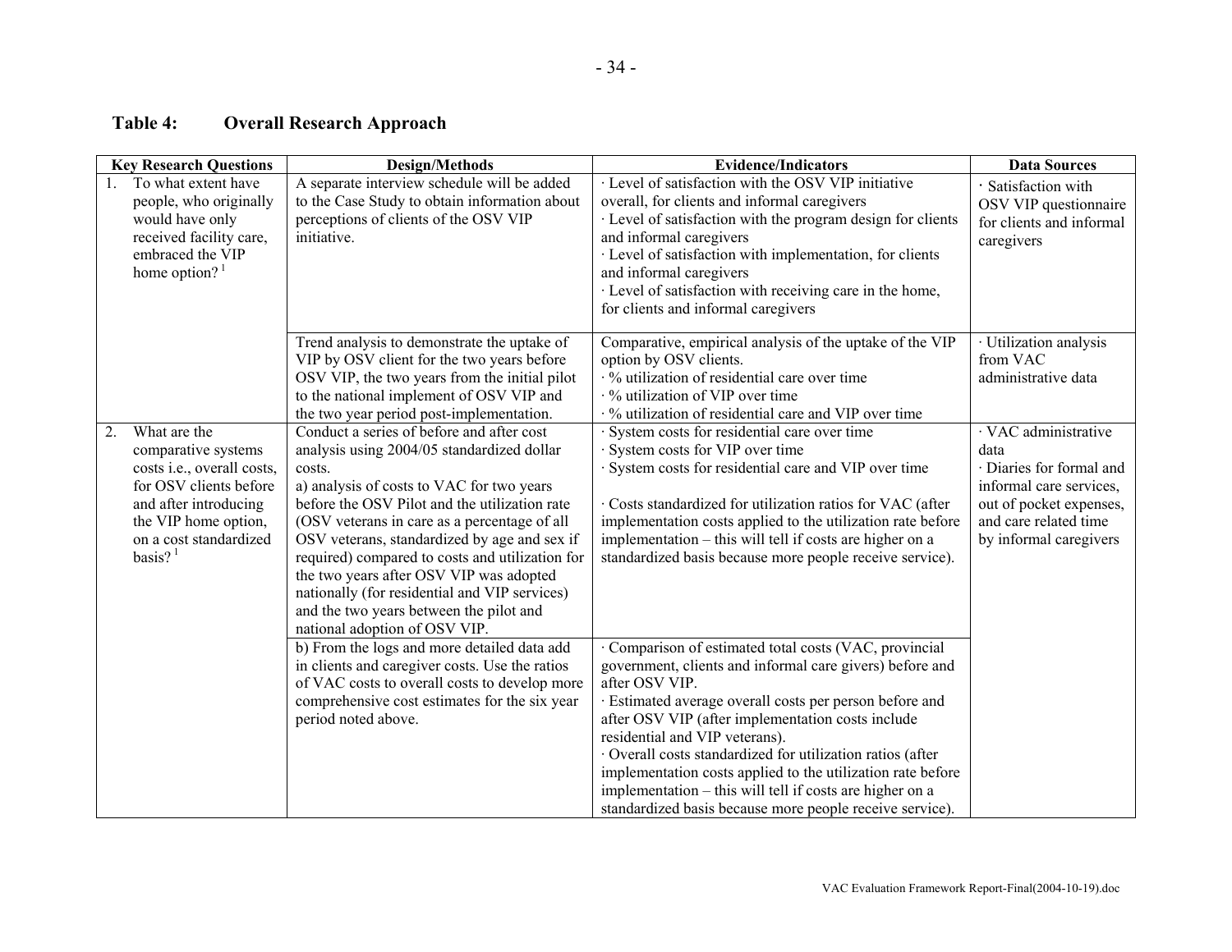## Table 4: Overall Research Approach

| Key Research Questions | Design/Methods | Evidence/Indicators | Data Sources |
|---|---|---|---|
| 1. To what extent have people, who originally would have only received facility care, embraced the VIP home option? [1] | A separate interview schedule will be added to the Case Study to obtain information about perceptions of clients of the OSV VIP initiative. | · Level of satisfaction with the OSV VIP initiative overall, for clients and informal caregivers<br>· Level of satisfaction with the program design for clients and informal caregivers<br>· Level of satisfaction with implementation, for clients and informal caregivers<br>· Level of satisfaction with receiving care in the home, for clients and informal caregivers | · Satisfaction with OSV VIP questionnaire for clients and informal caregivers |
| | Trend analysis to demonstrate the uptake of VIP by OSV client for the two years before OSV VIP, the two years from the initial pilot to the national implement of OSV VIP and the two year period post-implementation. | Comparative, empirical analysis of the uptake of the VIP option by OSV clients.<br>· % utilization of residential care over time<br>· % utilization of VIP over time<br>· % utilization of residential care and VIP over time | · Utilization analysis from VAC administrative data |
| 2. What are the comparative systems costs i.e., overall costs, for OSV clients before and after introducing the VIP home option, on a cost standardized basis? [1] | Conduct a series of before and after cost analysis using 2004/05 standardized dollar costs.<br>a) analysis of costs to VAC for two years before the OSV Pilot and the utilization rate (OSV veterans in care as a percentage of all OSV veterans, standardized by age and sex if required) compared to costs and utilization for the two years after OSV VIP was adopted nationally (for residential and VIP services) and the two years between the pilot and national adoption of OSV VIP. | · System costs for residential care over time<br>· System costs for VIP over time<br>· System costs for residential care and VIP over time<br><br>· Costs standardized for utilization ratios for VAC (after implementation costs applied to the utilization rate before implementation – this will tell if costs are higher on a standardized basis because more people receive service). | · VAC administrative data<br>· Diaries for formal and informal care services, out of pocket expenses, and care related time by informal caregivers |
| | b) From the logs and more detailed data add in clients and caregiver costs. Use the ratios of VAC costs to overall costs to develop more comprehensive cost estimates for the six year period noted above. | · Comparison of estimated total costs (VAC, provincial government, clients and informal care givers) before and after OSV VIP.<br>· Estimated average overall costs per person before and after OSV VIP (after implementation costs include residential and VIP veterans).<br>· Overall costs standardized for utilization ratios (after implementation costs applied to the utilization rate before implementation – this will tell if costs are higher on a standardized basis because more people receive service). | |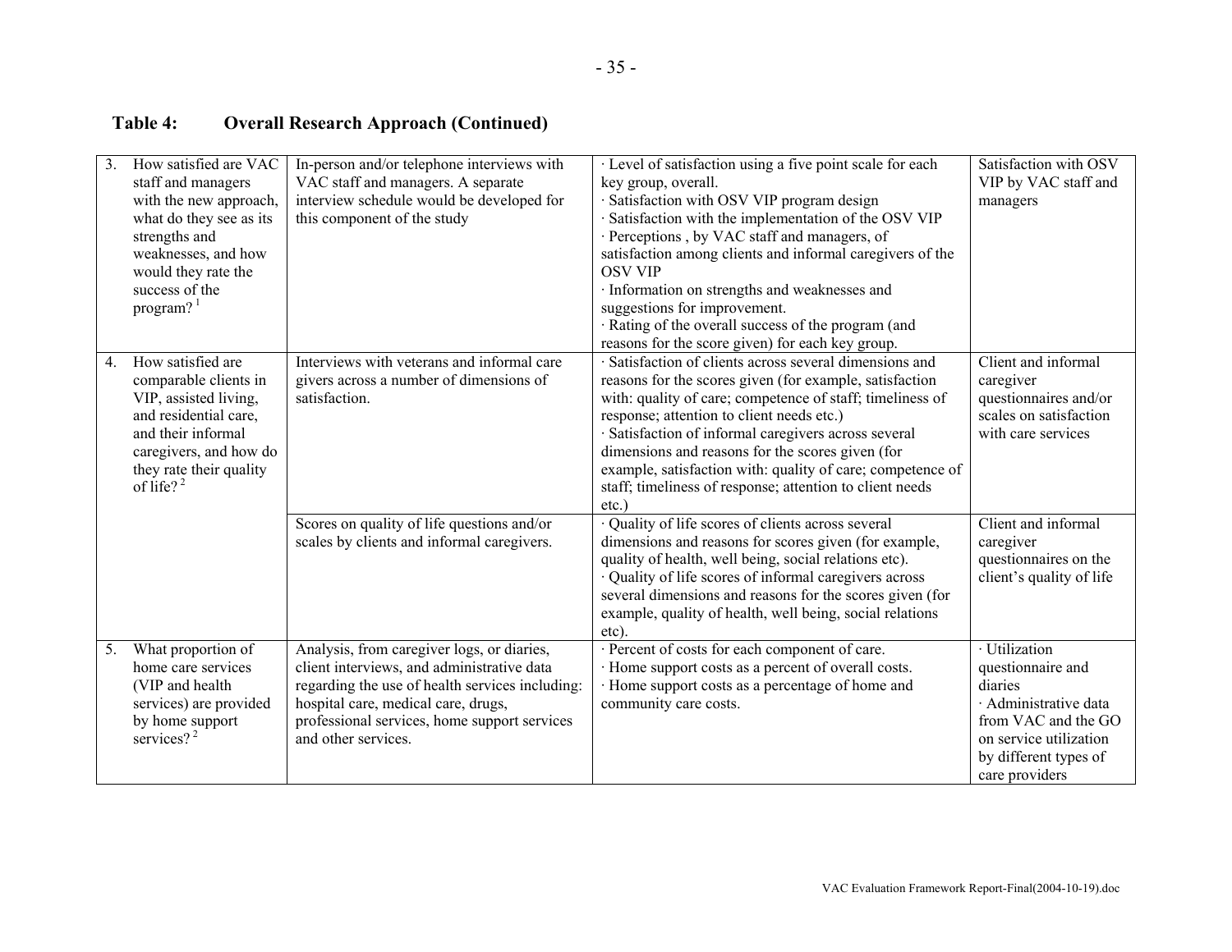**Table 4: Overall Research Approach (Continued)**

| | | | |
|---|---|---|---|
| 3. How satisfied are VAC staff and managers with the new approach, what do they see as its strengths and weaknesses, and how would they rate the success of the program? [1] | In-person and/or telephone interviews with VAC staff and managers. A separate interview schedule would be developed for this component of the study | · Level of satisfaction using a five point scale for each key group, overall.<br>· Satisfaction with OSV VIP program design<br>· Satisfaction with the implementation of the OSV VIP<br>· Perceptions , by VAC staff and managers, of satisfaction among clients and informal caregivers of the OSV VIP<br>· Information on strengths and weaknesses and suggestions for improvement.<br>· Rating of the overall success of the program (and reasons for the score given) for each key group. | Satisfaction with OSV VIP by VAC staff and managers |
| 4. How satisfied are comparable clients in VIP, assisted living, and residential care, and their informal caregivers, and how do they rate their quality of life? [2] | Interviews with veterans and informal care givers across a number of dimensions of satisfaction. | · Satisfaction of clients across several dimensions and reasons for the scores given (for example, satisfaction with: quality of care; competence of staff; timeliness of response; attention to client needs etc.)<br>· Satisfaction of informal caregivers across several dimensions and reasons for the scores given (for example, satisfaction with: quality of care; competence of staff; timeliness of response; attention to client needs etc.) | Client and informal caregiver questionnaires and/or scales on satisfaction with care services |
| | Scores on quality of life questions and/or scales by clients and informal caregivers. | · Quality of life scores of clients across several dimensions and reasons for scores given (for example, quality of health, well being, social relations etc).<br>· Quality of life scores of informal caregivers across several dimensions and reasons for the scores given (for example, quality of health, well being, social relations etc). | Client and informal caregiver questionnaires on the client's quality of life |
| 5. What proportion of home care services (VIP and health services) are provided by home support services? [2] | Analysis, from caregiver logs, or diaries, client interviews, and administrative data regarding the use of health services including: hospital care, medical care, drugs, professional services, home support services and other services. | · Percent of costs for each component of care.<br>· Home support costs as a percent of overall costs.<br>· Home support costs as a percentage of home and community care costs. | · Utilization questionnaire and diaries<br>· Administrative data from VAC and the GO on service utilization by different types of care providers |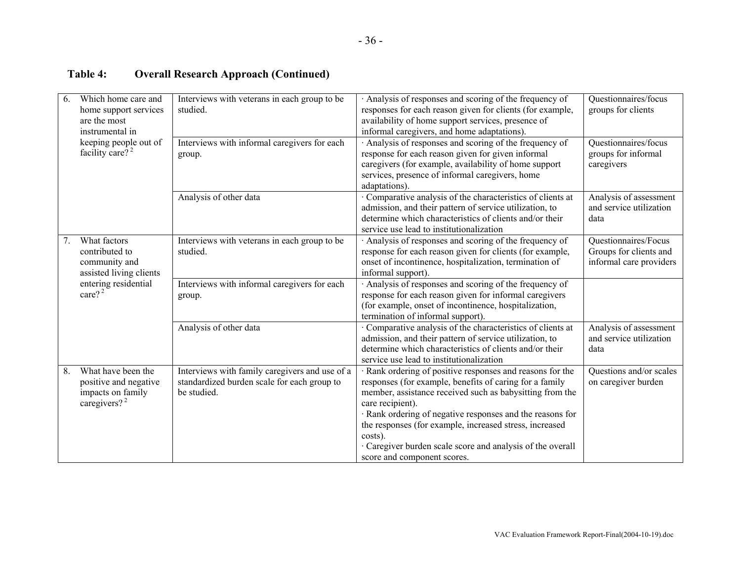**Table 4: Overall Research Approach (Continued)**

| | | | |
|---|---|---|---|
| 6. Which home care and home support services are the most instrumental in keeping people out of facility care? [2] | Interviews with veterans in each group to be studied. | · Analysis of responses and scoring of the frequency of responses for each reason given for clients (for example, availability of home support services, presence of informal caregivers, and home adaptations). | Questionnaires/focus groups for clients |
| | Interviews with informal caregivers for each group. | · Analysis of responses and scoring of the frequency of response for each reason given for given informal caregivers (for example, availability of home support services, presence of informal caregivers, home adaptations). | Questionnaires/focus groups for informal caregivers |
| | Analysis of other data | · Comparative analysis of the characteristics of clients at admission, and their pattern of service utilization, to determine which characteristics of clients and/or their service use lead to institutionalization | Analysis of assessment and service utilization data |
| 7. What factors contributed to community and assisted living clients entering residential care? [2] | Interviews with veterans in each group to be studied. | · Analysis of responses and scoring of the frequency of response for each reason given for clients (for example, onset of incontinence, hospitalization, termination of informal support). | Questionnaires/Focus Groups for clients and informal care providers |
| | Interviews with informal caregivers for each group. | · Analysis of responses and scoring of the frequency of response for each reason given for informal caregivers (for example, onset of incontinence, hospitalization, termination of informal support). | |
| | Analysis of other data | · Comparative analysis of the characteristics of clients at admission, and their pattern of service utilization, to determine which characteristics of clients and/or their service use lead to institutionalization | Analysis of assessment and service utilization data |
| 8. What have been the positive and negative impacts on family caregivers? [2] | Interviews with family caregivers and use of a standardized burden scale for each group to be studied. | · Rank ordering of positive responses and reasons for the responses (for example, benefits of caring for a family member, assistance received such as babysitting from the care recipient).<br>· Rank ordering of negative responses and the reasons for the responses (for example, increased stress, increased costs).<br>· Caregiver burden scale score and analysis of the overall score and component scores. | Questions and/or scales on caregiver burden |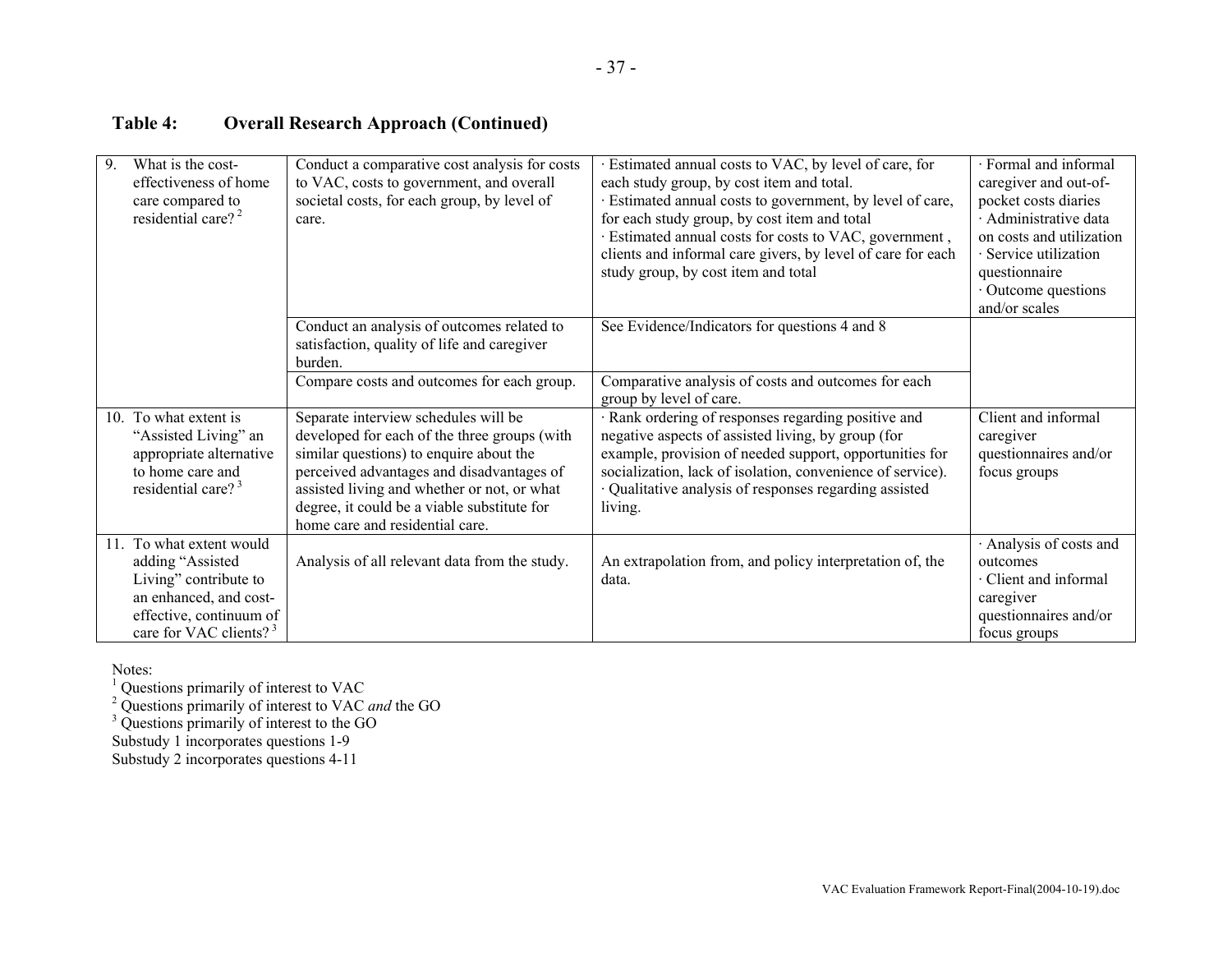**Table 4: Overall Research Approach (Continued)**

| | | | |
|---|---|---|---|
| 9. What is the cost-effectiveness of home care compared to residential care? [2] | Conduct a comparative cost analysis for costs to VAC, costs to government, and overall societal costs, for each group, by level of care. | · Estimated annual costs to VAC, by level of care, for each study group, by cost item and total.<br>· Estimated annual costs to government, by level of care, for each study group, by cost item and total<br>· Estimated annual costs for costs to VAC, government , clients and informal care givers, by level of care for each study group, by cost item and total | · Formal and informal caregiver and out-of-pocket costs diaries<br>· Administrative data on costs and utilization<br>· Service utilization questionnaire<br>· Outcome questions and/or scales |
| | Conduct an analysis of outcomes related to satisfaction, quality of life and caregiver burden. | See Evidence/Indicators for questions 4 and 8 | |
| | Compare costs and outcomes for each group. | Comparative analysis of costs and outcomes for each group by level of care. | |
| 10. To what extent is "Assisted Living" an appropriate alternative to home care and residential care? [3] | Separate interview schedules will be developed for each of the three groups (with similar questions) to enquire about the perceived advantages and disadvantages of assisted living and whether or not, or what degree, it could be a viable substitute for home care and residential care. | · Rank ordering of responses regarding positive and negative aspects of assisted living, by group (for example, provision of needed support, opportunities for socialization, lack of isolation, convenience of service).<br>· Qualitative analysis of responses regarding assisted living. | Client and informal caregiver questionnaires and/or focus groups |
| 11. To what extent would adding "Assisted Living" contribute to an enhanced, and cost-effective, continuum of care for VAC clients? [3] | Analysis of all relevant data from the study. | An extrapolation from, and policy interpretation of, the data. | · Analysis of costs and outcomes<br>· Client and informal caregiver questionnaires and/or focus groups |

Notes:
[1] Questions primarily of interest to VAC
[2] Questions primarily of interest to VAC *and* the GO
[3] Questions primarily of interest to the GO
Substudy 1 incorporates questions 1-9
Substudy 2 incorporates questions 4-11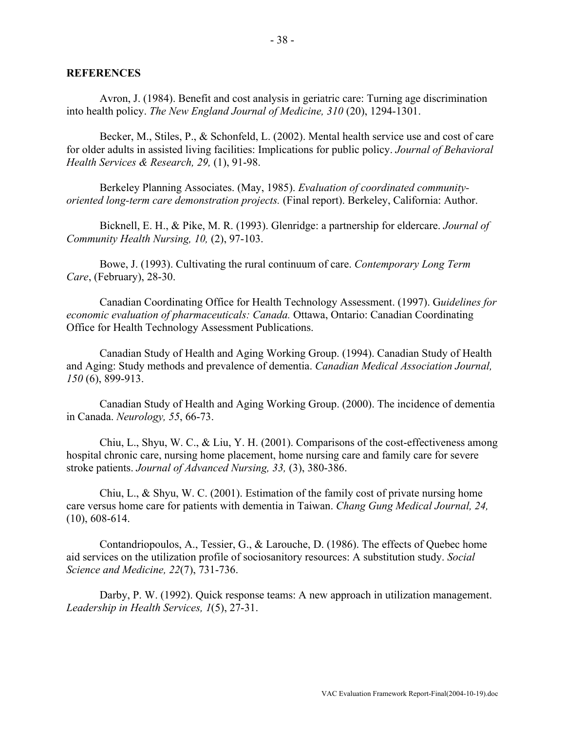## REFERENCES

Avron, J. (1984). Benefit and cost analysis in geriatric care: Turning age discrimination into health policy. *The New England Journal of Medicine, 310* (20), 1294-1301.

Becker, M., Stiles, P., & Schonfeld, L. (2002). Mental health service use and cost of care for older adults in assisted living facilities: Implications for public policy. *Journal of Behavioral Health Services & Research, 29,* (1), 91-98.

Berkeley Planning Associates. (May, 1985). *Evaluation of coordinated community-oriented long-term care demonstration projects.* (Final report). Berkeley, California: Author.

Bicknell, E. H., & Pike, M. R. (1993). Glenridge: a partnership for eldercare. *Journal of Community Health Nursing, 10,* (2), 97-103.

Bowe, J. (1993). Cultivating the rural continuum of care. *Contemporary Long Term Care*, (February), 28-30.

Canadian Coordinating Office for Health Technology Assessment. (1997). G*uidelines for economic evaluation of pharmaceuticals: Canada.* Ottawa, Ontario: Canadian Coordinating Office for Health Technology Assessment Publications.

Canadian Study of Health and Aging Working Group. (1994). Canadian Study of Health and Aging: Study methods and prevalence of dementia. *Canadian Medical Association Journal, 150* (6), 899-913.

Canadian Study of Health and Aging Working Group. (2000). The incidence of dementia in Canada. *Neurology, 55*, 66-73.

Chiu, L., Shyu, W. C., & Liu, Y. H. (2001). Comparisons of the cost-effectiveness among hospital chronic care, nursing home placement, home nursing care and family care for severe stroke patients. *Journal of Advanced Nursing, 33,* (3), 380-386.

Chiu, L., & Shyu, W. C. (2001). Estimation of the family cost of private nursing home care versus home care for patients with dementia in Taiwan. *Chang Gung Medical Journal, 24,* (10), 608-614.

Contandriopoulos, A., Tessier, G., & Larouche, D. (1986). The effects of Quebec home aid services on the utilization profile of sociosanitory resources: A substitution study. *Social Science and Medicine, 22*(7), 731-736.

Darby, P. W. (1992). Quick response teams: A new approach in utilization management. *Leadership in Health Services, 1*(5), 27-31.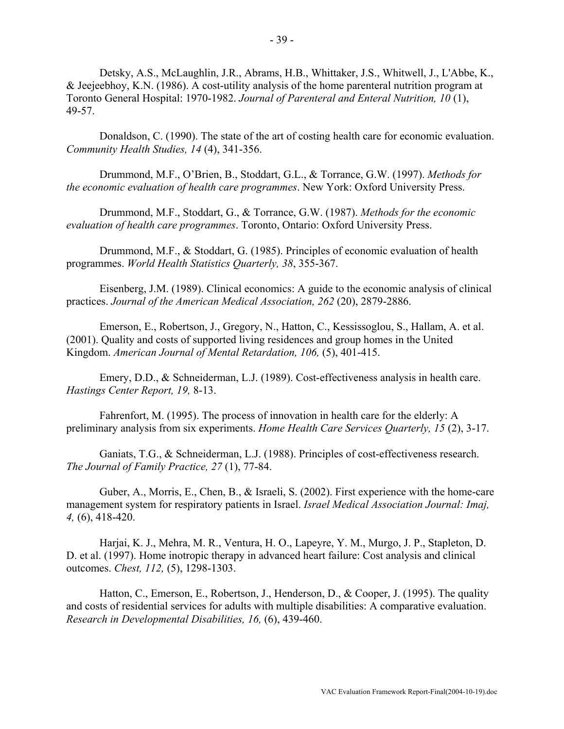Detsky, A.S., McLaughlin, J.R., Abrams, H.B., Whittaker, J.S., Whitwell, J., L'Abbe, K., & Jeejeebhoy, K.N. (1986). A cost-utility analysis of the home parenteral nutrition program at Toronto General Hospital: 1970-1982. *Journal of Parenteral and Enteral Nutrition, 10* (1), 49-57.

Donaldson, C. (1990). The state of the art of costing health care for economic evaluation. *Community Health Studies, 14* (4), 341-356.

Drummond, M.F., O'Brien, B., Stoddart, G.L., & Torrance, G.W. (1997). *Methods for the economic evaluation of health care programmes*. New York: Oxford University Press.

Drummond, M.F., Stoddart, G., & Torrance, G.W. (1987). *Methods for the economic evaluation of health care programmes*. Toronto, Ontario: Oxford University Press.

Drummond, M.F., & Stoddart, G. (1985). Principles of economic evaluation of health programmes. *World Health Statistics Quarterly, 38*, 355-367.

Eisenberg, J.M. (1989). Clinical economics: A guide to the economic analysis of clinical practices. *Journal of the American Medical Association, 262* (20), 2879-2886.

Emerson, E., Robertson, J., Gregory, N., Hatton, C., Kessissoglou, S., Hallam, A. et al. (2001). Quality and costs of supported living residences and group homes in the United Kingdom. *American Journal of Mental Retardation, 106,* (5), 401-415.

Emery, D.D., & Schneiderman, L.J. (1989). Cost-effectiveness analysis in health care. *Hastings Center Report, 19,* 8-13.

Fahrenfort, M. (1995). The process of innovation in health care for the elderly: A preliminary analysis from six experiments. *Home Health Care Services Quarterly, 15* (2), 3-17.

Ganiats, T.G., & Schneiderman, L.J. (1988). Principles of cost-effectiveness research. *The Journal of Family Practice, 27* (1), 77-84.

Guber, A., Morris, E., Chen, B., & Israeli, S. (2002). First experience with the home-care management system for respiratory patients in Israel. *Israel Medical Association Journal: Imaj, 4,* (6), 418-420.

Harjai, K. J., Mehra, M. R., Ventura, H. O., Lapeyre, Y. M., Murgo, J. P., Stapleton, D. D. et al. (1997). Home inotropic therapy in advanced heart failure: Cost analysis and clinical outcomes. *Chest, 112,* (5), 1298-1303.

Hatton, C., Emerson, E., Robertson, J., Henderson, D., & Cooper, J. (1995). The quality and costs of residential services for adults with multiple disabilities: A comparative evaluation. *Research in Developmental Disabilities, 16,* (6), 439-460.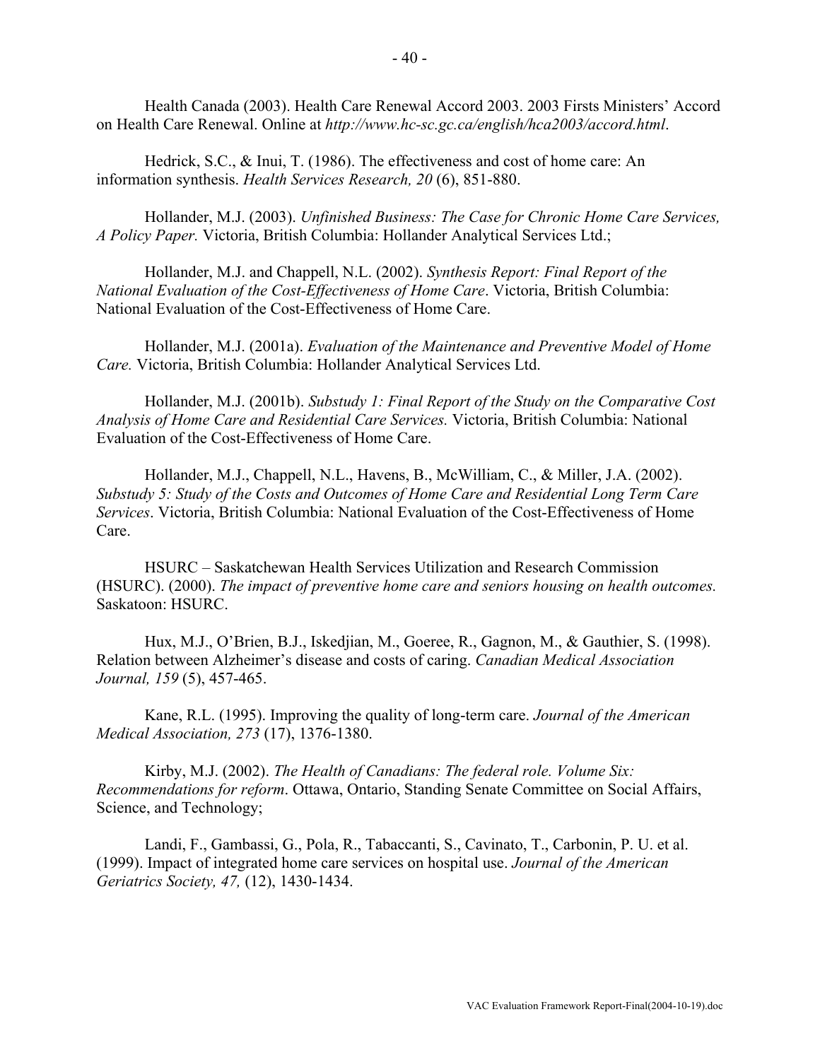Health Canada (2003). Health Care Renewal Accord 2003. 2003 Firsts Ministers' Accord on Health Care Renewal. Online at *http://www.hc-sc.gc.ca/english/hca2003/accord.html*.

Hedrick, S.C., & Inui, T. (1986). The effectiveness and cost of home care: An information synthesis. *Health Services Research, 20* (6), 851-880.

Hollander, M.J. (2003). *Unfinished Business: The Case for Chronic Home Care Services, A Policy Paper.* Victoria, British Columbia: Hollander Analytical Services Ltd.;

Hollander, M.J. and Chappell, N.L. (2002). *Synthesis Report: Final Report of the National Evaluation of the Cost-Effectiveness of Home Care*. Victoria, British Columbia: National Evaluation of the Cost-Effectiveness of Home Care.

Hollander, M.J. (2001a). *Evaluation of the Maintenance and Preventive Model of Home Care.* Victoria, British Columbia: Hollander Analytical Services Ltd.

Hollander, M.J. (2001b). *Substudy 1: Final Report of the Study on the Comparative Cost Analysis of Home Care and Residential Care Services.* Victoria, British Columbia: National Evaluation of the Cost-Effectiveness of Home Care.

Hollander, M.J., Chappell, N.L., Havens, B., McWilliam, C., & Miller, J.A. (2002). *Substudy 5: Study of the Costs and Outcomes of Home Care and Residential Long Term Care Services*. Victoria, British Columbia: National Evaluation of the Cost-Effectiveness of Home Care.

HSURC – Saskatchewan Health Services Utilization and Research Commission (HSURC). (2000). *The impact of preventive home care and seniors housing on health outcomes.* Saskatoon: HSURC.

Hux, M.J., O'Brien, B.J., Iskedjian, M., Goeree, R., Gagnon, M., & Gauthier, S. (1998). Relation between Alzheimer's disease and costs of caring. *Canadian Medical Association Journal, 159* (5), 457-465.

Kane, R.L. (1995). Improving the quality of long-term care. *Journal of the American Medical Association, 273* (17), 1376-1380.

Kirby, M.J. (2002). *The Health of Canadians: The federal role. Volume Six: Recommendations for reform*. Ottawa, Ontario, Standing Senate Committee on Social Affairs, Science, and Technology;

Landi, F., Gambassi, G., Pola, R., Tabaccanti, S., Cavinato, T., Carbonin, P. U. et al. (1999). Impact of integrated home care services on hospital use. *Journal of the American Geriatrics Society, 47,* (12), 1430-1434.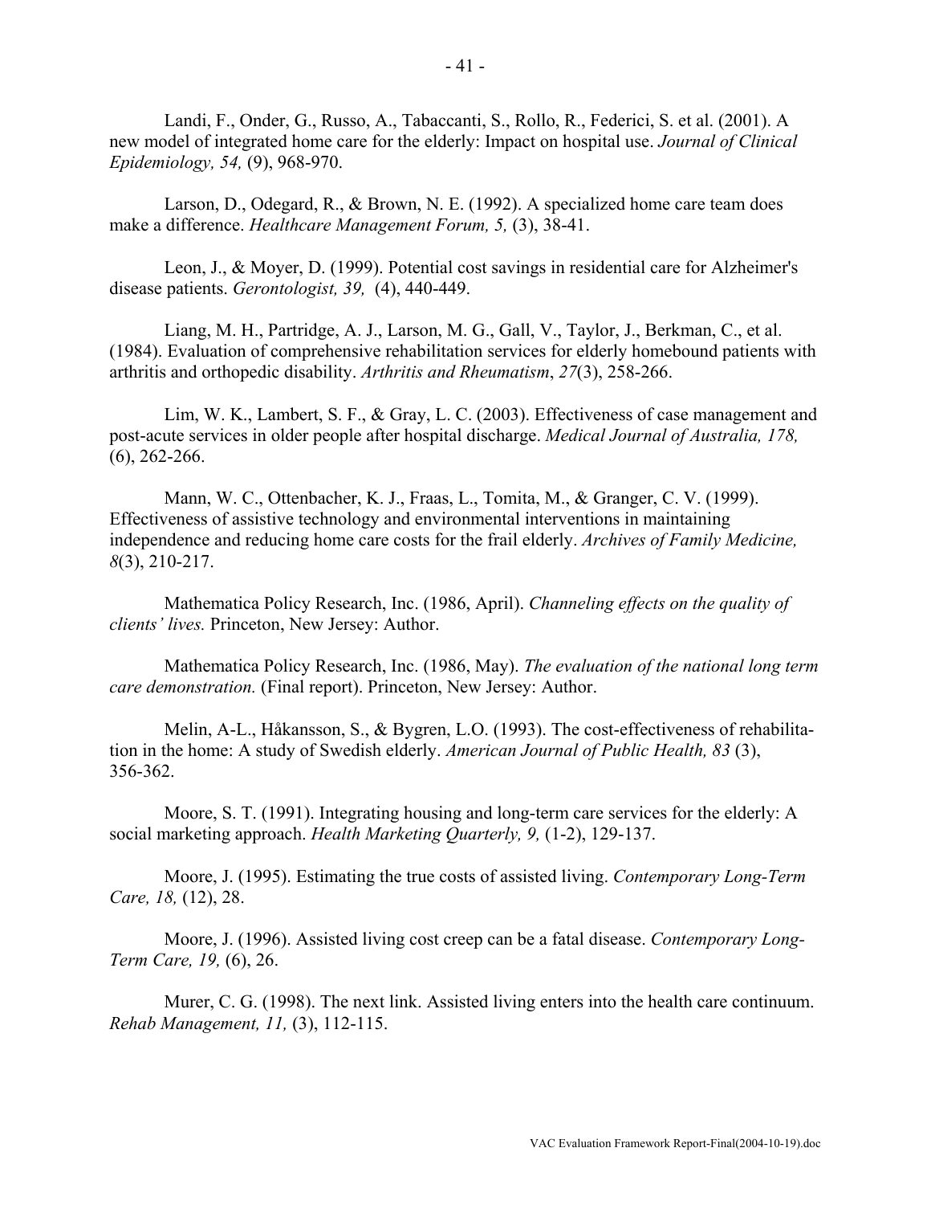Landi, F., Onder, G., Russo, A., Tabaccanti, S., Rollo, R., Federici, S. et al. (2001). A new model of integrated home care for the elderly: Impact on hospital use. *Journal of Clinical Epidemiology, 54,* (9), 968-970.

Larson, D., Odegard, R., & Brown, N. E. (1992). A specialized home care team does make a difference. *Healthcare Management Forum, 5,* (3), 38-41.

Leon, J., & Moyer, D. (1999). Potential cost savings in residential care for Alzheimer's disease patients. *Gerontologist, 39,* (4), 440-449.

Liang, M. H., Partridge, A. J., Larson, M. G., Gall, V., Taylor, J., Berkman, C., et al. (1984). Evaluation of comprehensive rehabilitation services for elderly homebound patients with arthritis and orthopedic disability. *Arthritis and Rheumatism*, *27*(3), 258-266.

Lim, W. K., Lambert, S. F., & Gray, L. C. (2003). Effectiveness of case management and post-acute services in older people after hospital discharge. *Medical Journal of Australia, 178,* (6), 262-266.

Mann, W. C., Ottenbacher, K. J., Fraas, L., Tomita, M., & Granger, C. V. (1999). Effectiveness of assistive technology and environmental interventions in maintaining independence and reducing home care costs for the frail elderly. *Archives of Family Medicine, 8*(3), 210-217.

Mathematica Policy Research, Inc. (1986, April). *Channeling effects on the quality of clients' lives.* Princeton, New Jersey: Author.

Mathematica Policy Research, Inc. (1986, May). *The evaluation of the national long term care demonstration.* (Final report). Princeton, New Jersey: Author.

Melin, A-L., Håkansson, S., & Bygren, L.O. (1993). The cost-effectiveness of rehabilitation in the home: A study of Swedish elderly. *American Journal of Public Health, 83* (3), 356-362.

Moore, S. T. (1991). Integrating housing and long-term care services for the elderly: A social marketing approach. *Health Marketing Quarterly, 9,* (1-2), 129-137.

Moore, J. (1995). Estimating the true costs of assisted living. *Contemporary Long-Term Care, 18,* (12), 28.

Moore, J. (1996). Assisted living cost creep can be a fatal disease. *Contemporary Long-Term Care, 19,* (6), 26.

Murer, C. G. (1998). The next link. Assisted living enters into the health care continuum. *Rehab Management, 11,* (3), 112-115.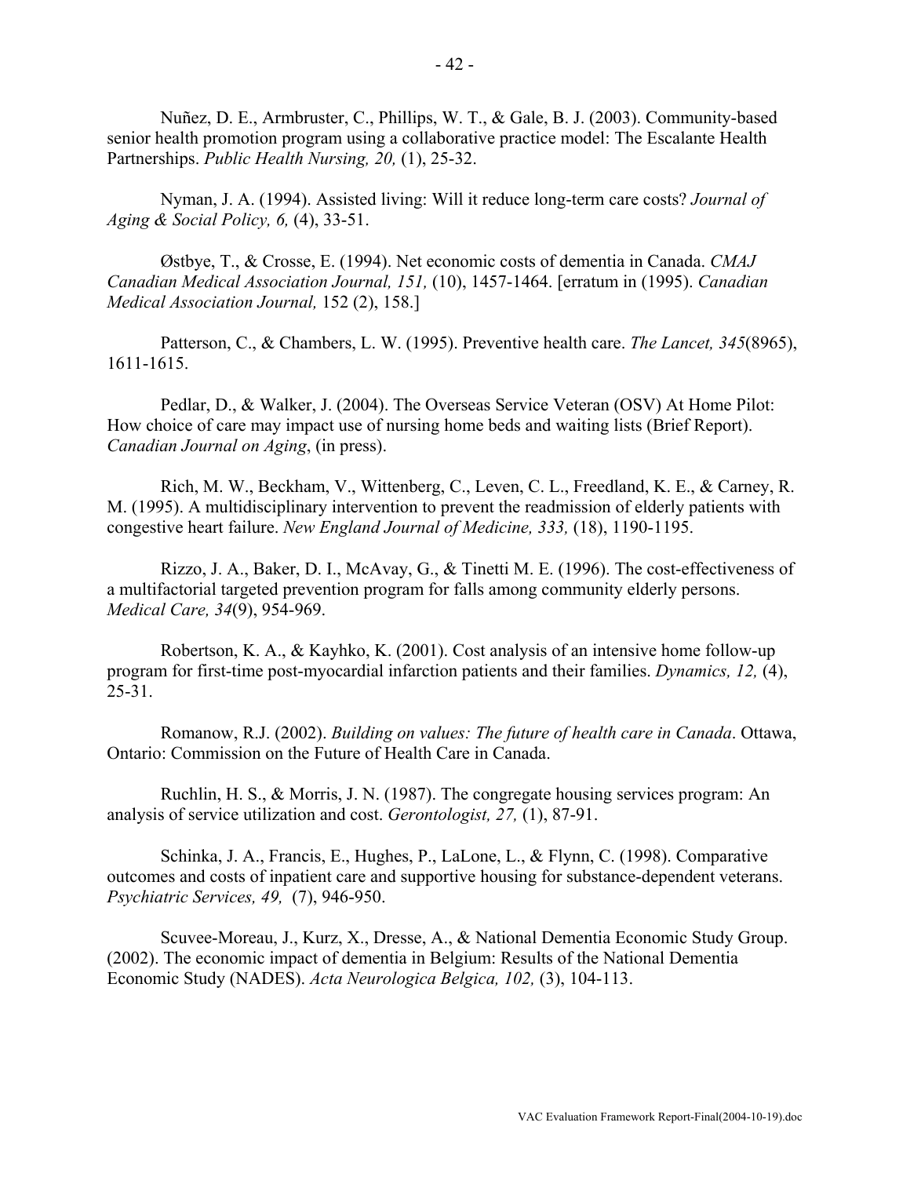Nuñez, D. E., Armbruster, C., Phillips, W. T., & Gale, B. J. (2003). Community-based senior health promotion program using a collaborative practice model: The Escalante Health Partnerships. *Public Health Nursing, 20,* (1), 25-32.

Nyman, J. A. (1994). Assisted living: Will it reduce long-term care costs? *Journal of Aging & Social Policy, 6,* (4), 33-51.

Østbye, T., & Crosse, E. (1994). Net economic costs of dementia in Canada. *CMAJ Canadian Medical Association Journal, 151,* (10), 1457-1464. [erratum in (1995). *Canadian Medical Association Journal,* 152 (2), 158.]

Patterson, C., & Chambers, L. W. (1995). Preventive health care. *The Lancet, 345*(8965), 1611-1615.

Pedlar, D., & Walker, J. (2004). The Overseas Service Veteran (OSV) At Home Pilot: How choice of care may impact use of nursing home beds and waiting lists (Brief Report). *Canadian Journal on Aging*, (in press).

Rich, M. W., Beckham, V., Wittenberg, C., Leven, C. L., Freedland, K. E., & Carney, R. M. (1995). A multidisciplinary intervention to prevent the readmission of elderly patients with congestive heart failure. *New England Journal of Medicine, 333,* (18), 1190-1195.

Rizzo, J. A., Baker, D. I., McAvay, G., & Tinetti M. E. (1996). The cost-effectiveness of a multifactorial targeted prevention program for falls among community elderly persons. *Medical Care, 34*(9), 954-969.

Robertson, K. A., & Kayhko, K. (2001). Cost analysis of an intensive home follow-up program for first-time post-myocardial infarction patients and their families. *Dynamics, 12,* (4), 25-31.

Romanow, R.J. (2002). *Building on values: The future of health care in Canada*. Ottawa, Ontario: Commission on the Future of Health Care in Canada.

Ruchlin, H. S., & Morris, J. N. (1987). The congregate housing services program: An analysis of service utilization and cost. *Gerontologist, 27,* (1), 87-91.

Schinka, J. A., Francis, E., Hughes, P., LaLone, L., & Flynn, C. (1998). Comparative outcomes and costs of inpatient care and supportive housing for substance-dependent veterans. *Psychiatric Services, 49,* (7), 946-950.

Scuvee-Moreau, J., Kurz, X., Dresse, A., & National Dementia Economic Study Group. (2002). The economic impact of dementia in Belgium: Results of the National Dementia Economic Study (NADES). *Acta Neurologica Belgica, 102,* (3), 104-113.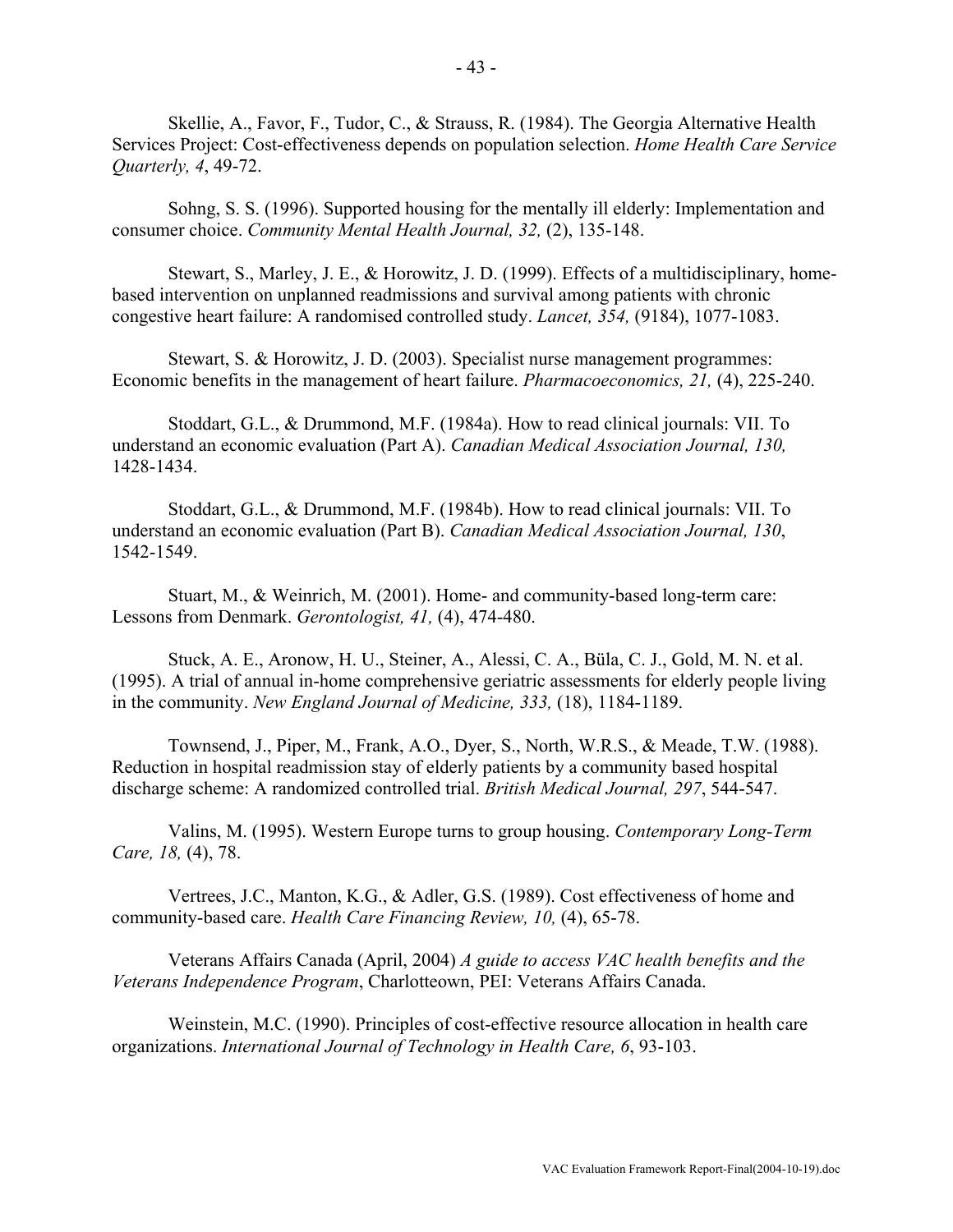Skellie, A., Favor, F., Tudor, C., & Strauss, R. (1984). The Georgia Alternative Health Services Project: Cost-effectiveness depends on population selection. *Home Health Care Service Quarterly, 4*, 49-72.

Sohng, S. S. (1996). Supported housing for the mentally ill elderly: Implementation and consumer choice. *Community Mental Health Journal, 32,* (2), 135-148.

Stewart, S., Marley, J. E., & Horowitz, J. D. (1999). Effects of a multidisciplinary, home-based intervention on unplanned readmissions and survival among patients with chronic congestive heart failure: A randomised controlled study. *Lancet, 354,* (9184), 1077-1083.

Stewart, S. & Horowitz, J. D. (2003). Specialist nurse management programmes: Economic benefits in the management of heart failure. *Pharmacoeconomics, 21,* (4), 225-240.

Stoddart, G.L., & Drummond, M.F. (1984a). How to read clinical journals: VII. To understand an economic evaluation (Part A). *Canadian Medical Association Journal, 130,* 1428-1434.

Stoddart, G.L., & Drummond, M.F. (1984b). How to read clinical journals: VII. To understand an economic evaluation (Part B). *Canadian Medical Association Journal, 130*, 1542-1549.

Stuart, M., & Weinrich, M. (2001). Home- and community-based long-term care: Lessons from Denmark. *Gerontologist, 41,* (4), 474-480.

Stuck, A. E., Aronow, H. U., Steiner, A., Alessi, C. A., Büla, C. J., Gold, M. N. et al. (1995). A trial of annual in-home comprehensive geriatric assessments for elderly people living in the community. *New England Journal of Medicine, 333,* (18), 1184-1189.

Townsend, J., Piper, M., Frank, A.O., Dyer, S., North, W.R.S., & Meade, T.W. (1988). Reduction in hospital readmission stay of elderly patients by a community based hospital discharge scheme: A randomized controlled trial. *British Medical Journal, 297*, 544-547.

Valins, M. (1995). Western Europe turns to group housing. *Contemporary Long-Term Care, 18,* (4), 78.

Vertrees, J.C., Manton, K.G., & Adler, G.S. (1989). Cost effectiveness of home and community-based care. *Health Care Financing Review, 10,* (4), 65-78.

Veterans Affairs Canada (April, 2004) *A guide to access VAC health benefits and the Veterans Independence Program*, Charlotteown, PEI: Veterans Affairs Canada.

Weinstein, M.C. (1990). Principles of cost-effective resource allocation in health care organizations. *International Journal of Technology in Health Care, 6*, 93-103.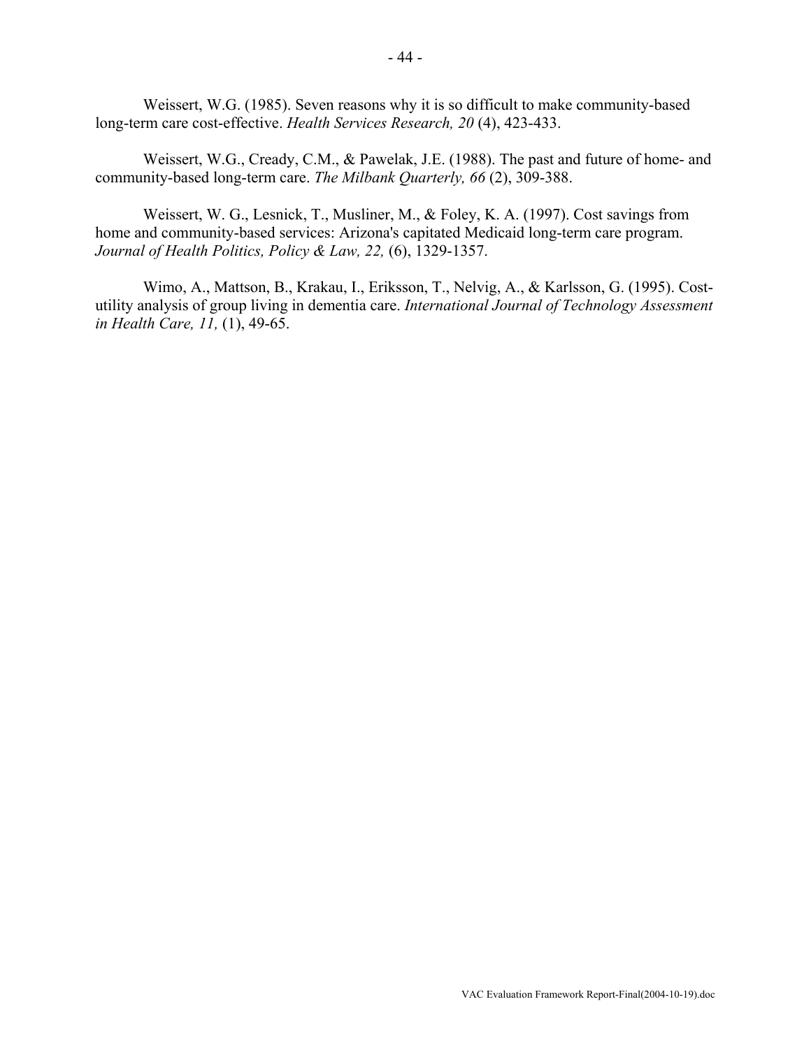Weissert, W.G. (1985). Seven reasons why it is so difficult to make community-based long-term care cost-effective. *Health Services Research, 20* (4), 423-433.

Weissert, W.G., Cready, C.M., & Pawelak, J.E. (1988). The past and future of home- and community-based long-term care. *The Milbank Quarterly, 66* (2), 309-388.

Weissert, W. G., Lesnick, T., Musliner, M., & Foley, K. A. (1997). Cost savings from home and community-based services: Arizona's capitated Medicaid long-term care program. *Journal of Health Politics, Policy & Law, 22,* (6), 1329-1357.

Wimo, A., Mattson, B., Krakau, I., Eriksson, T., Nelvig, A., & Karlsson, G. (1995). Cost-utility analysis of group living in dementia care. *International Journal of Technology Assessment in Health Care, 11,* (1), 49-65.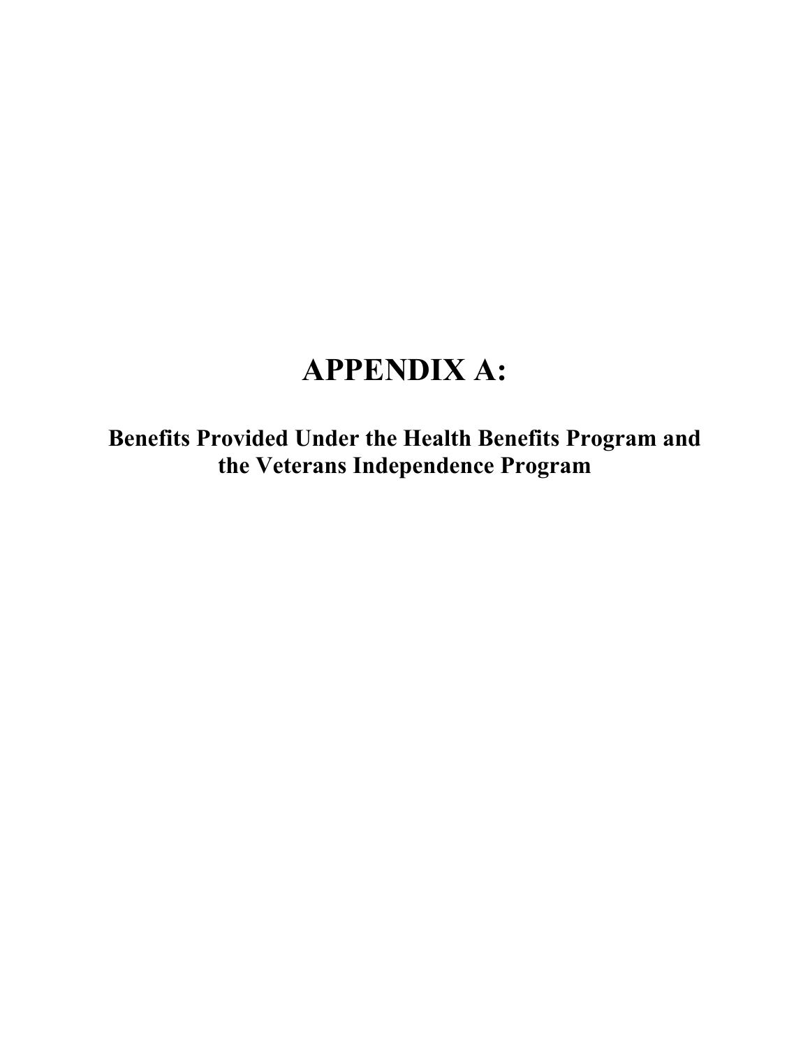# APPENDIX A:

## Benefits Provided Under the Health Benefits Program and the Veterans Independence Program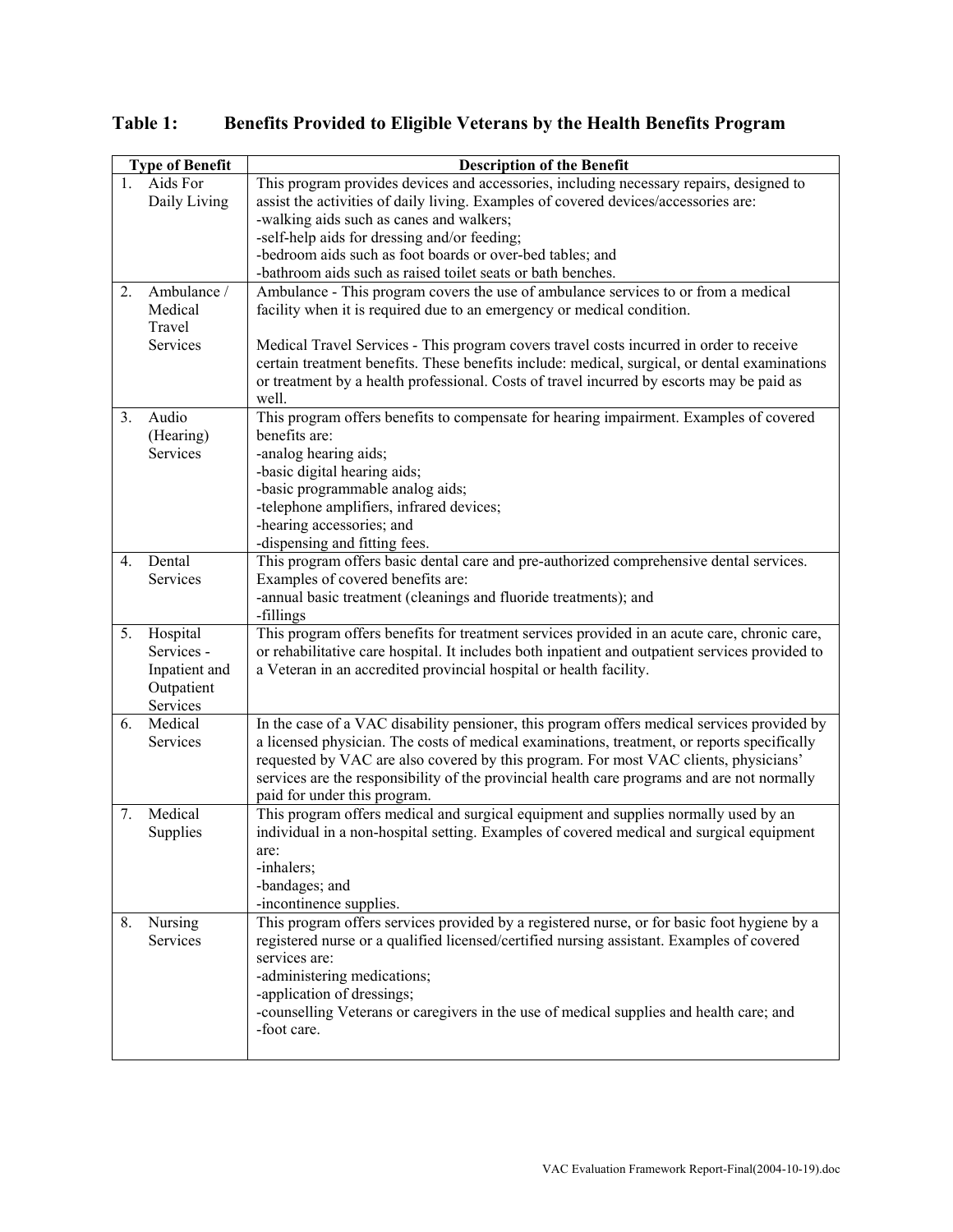## Table 1: Benefits Provided to Eligible Veterans by the Health Benefits Program

| Type of Benefit | Description of the Benefit |
|---|---|
| 1. Aids For Daily Living | This program provides devices and accessories, including necessary repairs, designed to assist the activities of daily living. Examples of covered devices/accessories are:<br>-walking aids such as canes and walkers;<br>-self-help aids for dressing and/or feeding;<br>-bedroom aids such as foot boards or over-bed tables; and<br>-bathroom aids such as raised toilet seats or bath benches. |
| 2. Ambulance / Medical Travel Services | Ambulance - This program covers the use of ambulance services to or from a medical facility when it is required due to an emergency or medical condition.<br><br>Medical Travel Services - This program covers travel costs incurred in order to receive certain treatment benefits. These benefits include: medical, surgical, or dental examinations or treatment by a health professional. Costs of travel incurred by escorts may be paid as well. |
| 3. Audio (Hearing) Services | This program offers benefits to compensate for hearing impairment. Examples of covered benefits are:<br>-analog hearing aids;<br>-basic digital hearing aids;<br>-basic programmable analog aids;<br>-telephone amplifiers, infrared devices;<br>-hearing accessories; and<br>-dispensing and fitting fees. |
| 4. Dental Services | This program offers basic dental care and pre-authorized comprehensive dental services. Examples of covered benefits are:<br>-annual basic treatment (cleanings and fluoride treatments); and<br>-fillings |
| 5. Hospital Services - Inpatient and Outpatient Services | This program offers benefits for treatment services provided in an acute care, chronic care, or rehabilitative care hospital. It includes both inpatient and outpatient services provided to a Veteran in an accredited provincial hospital or health facility. |
| 6. Medical Services | In the case of a VAC disability pensioner, this program offers medical services provided by a licensed physician. The costs of medical examinations, treatment, or reports specifically requested by VAC are also covered by this program. For most VAC clients, physicians' services are the responsibility of the provincial health care programs and are not normally paid for under this program. |
| 7. Medical Supplies | This program offers medical and surgical equipment and supplies normally used by an individual in a non-hospital setting. Examples of covered medical and surgical equipment are:<br>-inhalers;<br>-bandages; and<br>-incontinence supplies. |
| 8. Nursing Services | This program offers services provided by a registered nurse, or for basic foot hygiene by a registered nurse or a qualified licensed/certified nursing assistant. Examples of covered services are:<br>-administering medications;<br>-application of dressings;<br>-counselling Veterans or caregivers in the use of medical supplies and health care; and<br>-foot care. |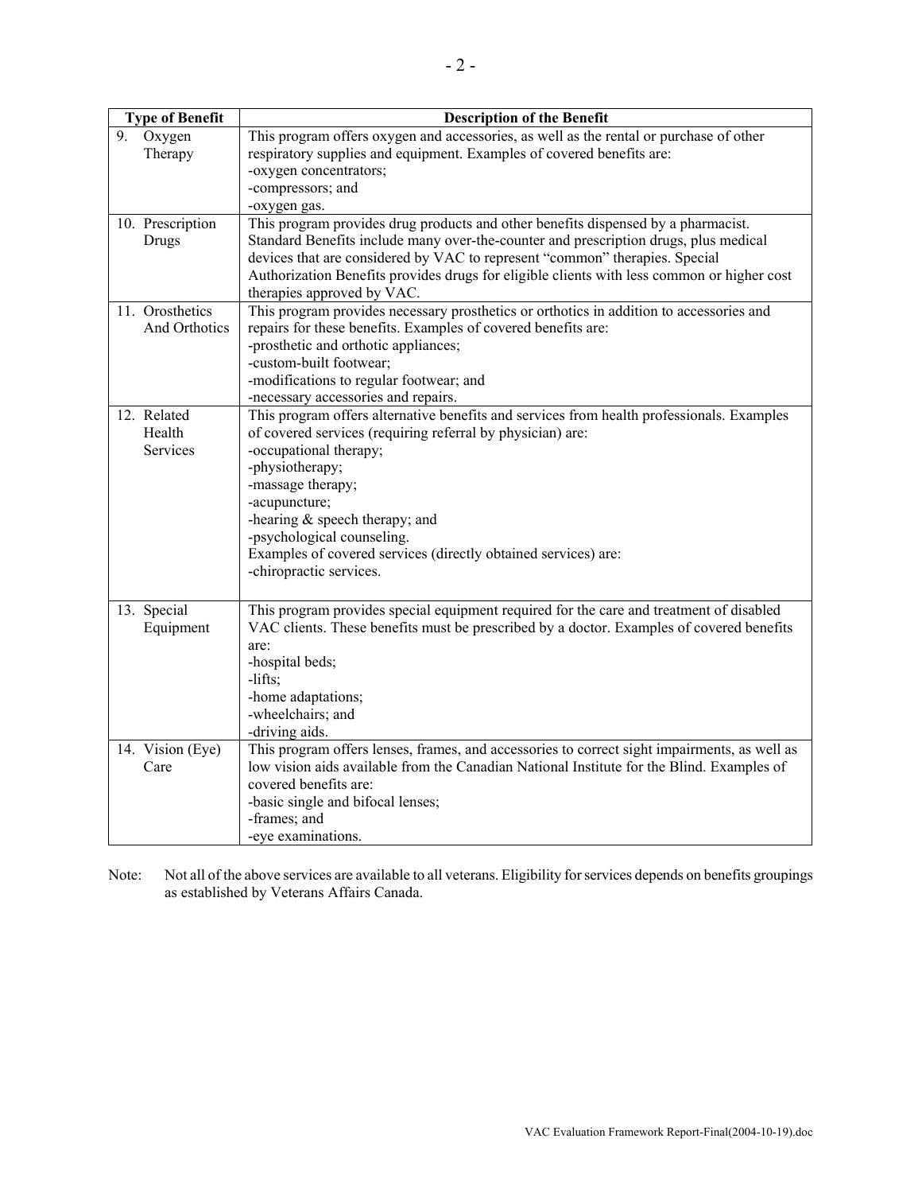| Type of Benefit | Description of the Benefit |
|---|---|
| 9. Oxygen Therapy | This program offers oxygen and accessories, as well as the rental or purchase of other respiratory supplies and equipment. Examples of covered benefits are:<br>-oxygen concentrators;<br>-compressors; and<br>-oxygen gas. |
| 10. Prescription Drugs | This program provides drug products and other benefits dispensed by a pharmacist. Standard Benefits include many over-the-counter and prescription drugs, plus medical devices that are considered by VAC to represent "common" therapies. Special Authorization Benefits provides drugs for eligible clients with less common or higher cost therapies approved by VAC. |
| 11. Orosthetics And Orthotics | This program provides necessary prosthetics or orthotics in addition to accessories and repairs for these benefits. Examples of covered benefits are:<br>-prosthetic and orthotic appliances;<br>-custom-built footwear;<br>-modifications to regular footwear; and<br>-necessary accessories and repairs. |
| 12. Related Health Services | This program offers alternative benefits and services from health professionals. Examples of covered services (requiring referral by physician) are:<br>-occupational therapy;<br>-physiotherapy;<br>-massage therapy;<br>-acupuncture;<br>-hearing & speech therapy; and<br>-psychological counseling.<br>Examples of covered services (directly obtained services) are:<br>-chiropractic services. |
| 13. Special Equipment | This program provides special equipment required for the care and treatment of disabled VAC clients. These benefits must be prescribed by a doctor. Examples of covered benefits are:<br>-hospital beds;<br>-lifts;<br>-home adaptations;<br>-wheelchairs; and<br>-driving aids. |
| 14. Vision (Eye) Care | This program offers lenses, frames, and accessories to correct sight impairments, as well as low vision aids available from the Canadian National Institute for the Blind. Examples of covered benefits are:<br>-basic single and bifocal lenses;<br>-frames; and<br>-eye examinations. |

Note: Not all of the above services are available to all veterans. Eligibility for services depends on benefits groupings as established by Veterans Affairs Canada.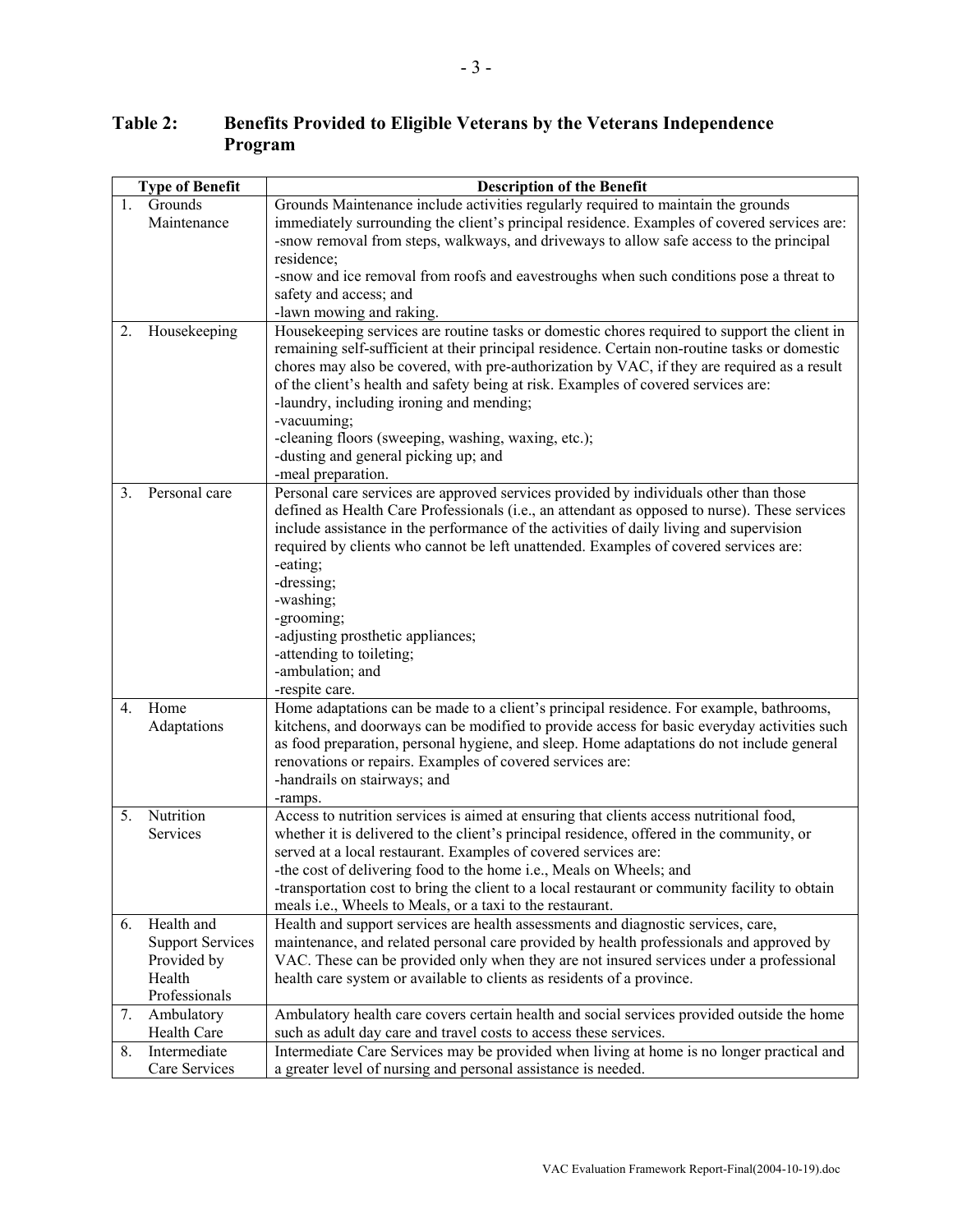**Table 2: Benefits Provided to Eligible Veterans by the Veterans Independence Program**

| Type of Benefit | Description of the Benefit |
|---|---|
| 1. Grounds Maintenance | Grounds Maintenance include activities regularly required to maintain the grounds immediately surrounding the client's principal residence. Examples of covered services are:<br>-snow removal from steps, walkways, and driveways to allow safe access to the principal residence;<br>-snow and ice removal from roofs and eavestroughs when such conditions pose a threat to safety and access; and<br>-lawn mowing and raking. |
| 2. Housekeeping | Housekeeping services are routine tasks or domestic chores required to support the client in remaining self-sufficient at their principal residence. Certain non-routine tasks or domestic chores may also be covered, with pre-authorization by VAC, if they are required as a result of the client's health and safety being at risk. Examples of covered services are:<br>-laundry, including ironing and mending;<br>-vacuuming;<br>-cleaning floors (sweeping, washing, waxing, etc.);<br>-dusting and general picking up; and<br>-meal preparation. |
| 3. Personal care | Personal care services are approved services provided by individuals other than those defined as Health Care Professionals (i.e., an attendant as opposed to nurse). These services include assistance in the performance of the activities of daily living and supervision required by clients who cannot be left unattended. Examples of covered services are:<br>-eating;<br>-dressing;<br>-washing;<br>-grooming;<br>-adjusting prosthetic appliances;<br>-attending to toileting;<br>-ambulation; and<br>-respite care. |
| 4. Home Adaptations | Home adaptations can be made to a client's principal residence. For example, bathrooms, kitchens, and doorways can be modified to provide access for basic everyday activities such as food preparation, personal hygiene, and sleep. Home adaptations do not include general renovations or repairs. Examples of covered services are:<br>-handrails on stairways; and<br>-ramps. |
| 5. Nutrition Services | Access to nutrition services is aimed at ensuring that clients access nutritional food, whether it is delivered to the client's principal residence, offered in the community, or served at a local restaurant. Examples of covered services are:<br>-the cost of delivering food to the home i.e., Meals on Wheels; and<br>-transportation cost to bring the client to a local restaurant or community facility to obtain meals i.e., Wheels to Meals, or a taxi to the restaurant. |
| 6. Health and Support Services Provided by Health Professionals | Health and support services are health assessments and diagnostic services, care, maintenance, and related personal care provided by health professionals and approved by VAC. These can be provided only when they are not insured services under a professional health care system or available to clients as residents of a province. |
| 7. Ambulatory Health Care | Ambulatory health care covers certain health and social services provided outside the home such as adult day care and travel costs to access these services. |
| 8. Intermediate Care Services | Intermediate Care Services may be provided when living at home is no longer practical and a greater level of nursing and personal assistance is needed. |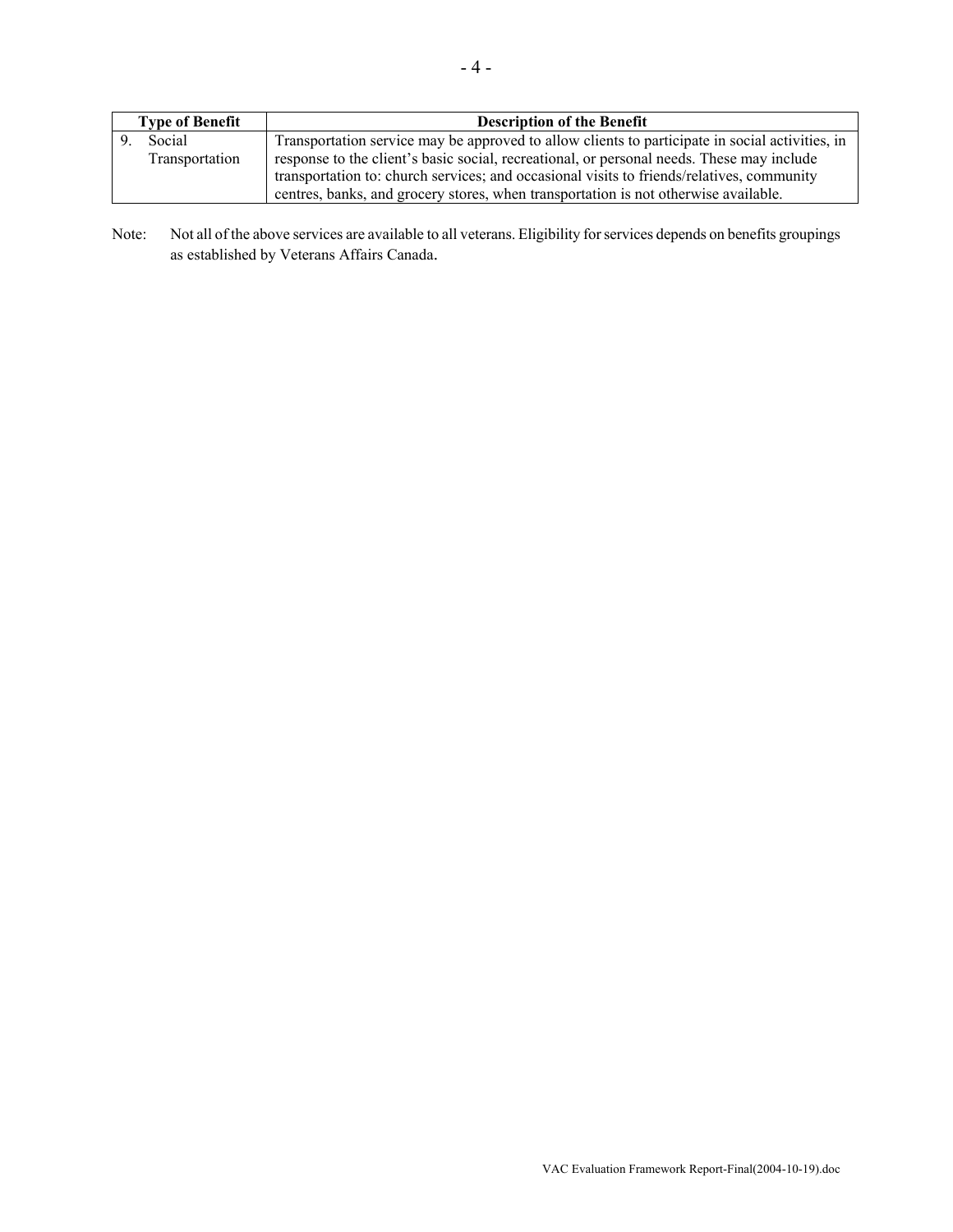| Type of Benefit | Description of the Benefit |
|---|---|
| 9. Social Transportation | Transportation service may be approved to allow clients to participate in social activities, in response to the client's basic social, recreational, or personal needs. These may include transportation to: church services; and occasional visits to friends/relatives, community centres, banks, and grocery stores, when transportation is not otherwise available. |

Note: Not all of the above services are available to all veterans. Eligibility for services depends on benefits groupings as established by Veterans Affairs Canada.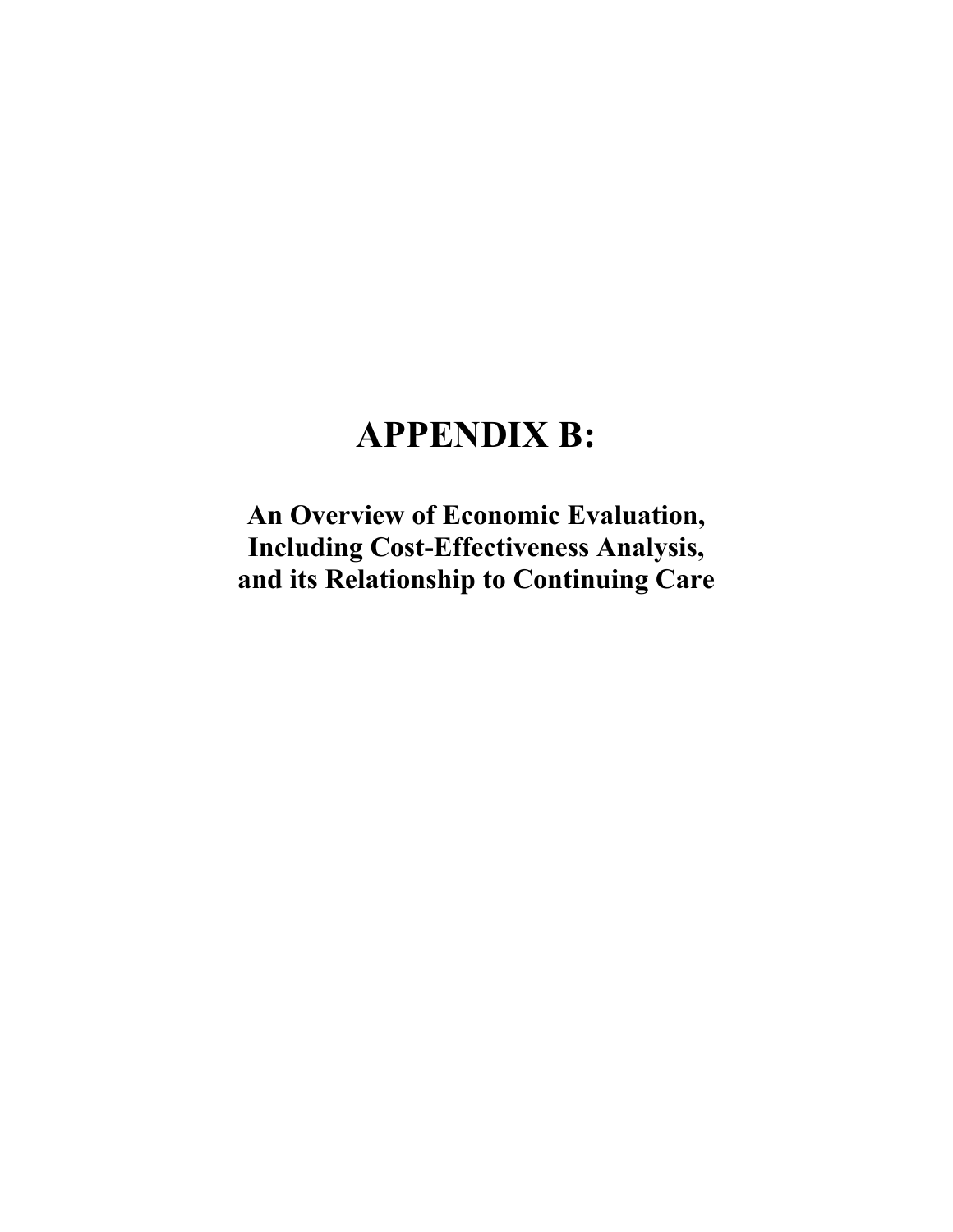# APPENDIX B:

## An Overview of Economic Evaluation, Including Cost-Effectiveness Analysis, and its Relationship to Continuing Care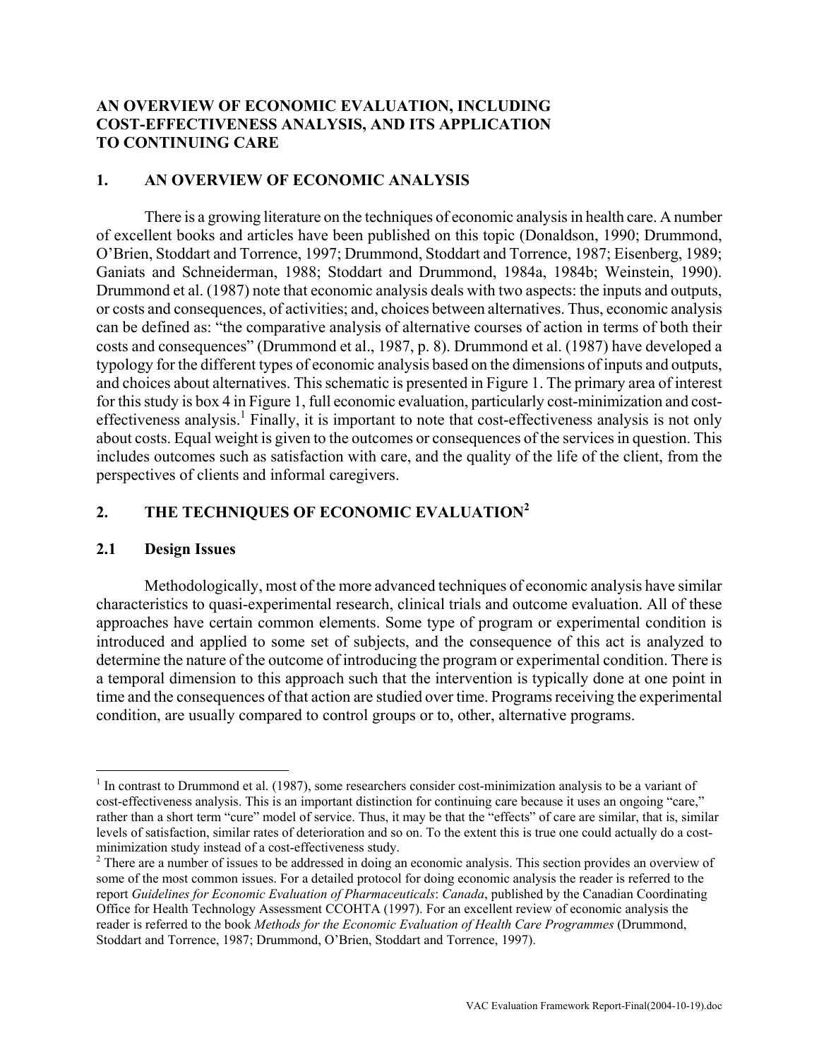# AN OVERVIEW OF ECONOMIC EVALUATION, INCLUDING COST-EFFECTIVENESS ANALYSIS, AND ITS APPLICATION TO CONTINUING CARE

## 1. AN OVERVIEW OF ECONOMIC ANALYSIS

There is a growing literature on the techniques of economic analysis in health care. A number of excellent books and articles have been published on this topic (Donaldson, 1990; Drummond, O'Brien, Stoddart and Torrence, 1997; Drummond, Stoddart and Torrence, 1987; Eisenberg, 1989; Ganiats and Schneiderman, 1988; Stoddart and Drummond, 1984a, 1984b; Weinstein, 1990). Drummond et al. (1987) note that economic analysis deals with two aspects: the inputs and outputs, or costs and consequences, of activities; and, choices between alternatives. Thus, economic analysis can be defined as: "the comparative analysis of alternative courses of action in terms of both their costs and consequences" (Drummond et al., 1987, p. 8). Drummond et al. (1987) have developed a typology for the different types of economic analysis based on the dimensions of inputs and outputs, and choices about alternatives. This schematic is presented in Figure 1. The primary area of interest for this study is box 4 in Figure 1, full economic evaluation, particularly cost-minimization and cost-effectiveness analysis.[1] Finally, it is important to note that cost-effectiveness analysis is not only about costs. Equal weight is given to the outcomes or consequences of the services in question. This includes outcomes such as satisfaction with care, and the quality of the life of the client, from the perspectives of clients and informal caregivers.

## 2. THE TECHNIQUES OF ECONOMIC EVALUATION[2]

### 2.1 Design Issues

Methodologically, most of the more advanced techniques of economic analysis have similar characteristics to quasi-experimental research, clinical trials and outcome evaluation. All of these approaches have certain common elements. Some type of program or experimental condition is introduced and applied to some set of subjects, and the consequence of this act is analyzed to determine the nature of the outcome of introducing the program or experimental condition. There is a temporal dimension to this approach such that the intervention is typically done at one point in time and the consequences of that action are studied over time. Programs receiving the experimental condition, are usually compared to control groups or to, other, alternative programs.

---

[1] In contrast to Drummond et al. (1987), some researchers consider cost-minimization analysis to be a variant of cost-effectiveness analysis. This is an important distinction for continuing care because it uses an ongoing "care," rather than a short term "cure" model of service. Thus, it may be that the "effects" of care are similar, that is, similar levels of satisfaction, similar rates of deterioration and so on. To the extent this is true one could actually do a cost-minimization study instead of a cost-effectiveness study.

[2] There are a number of issues to be addressed in doing an economic analysis. This section provides an overview of some of the most common issues. For a detailed protocol for doing economic analysis the reader is referred to the report *Guidelines for Economic Evaluation of Pharmaceuticals*: *Canada*, published by the Canadian Coordinating Office for Health Technology Assessment CCOHTA (1997). For an excellent review of economic analysis the reader is referred to the book *Methods for the Economic Evaluation of Health Care Programmes* (Drummond, Stoddart and Torrence, 1987; Drummond, O'Brien, Stoddart and Torrence, 1997).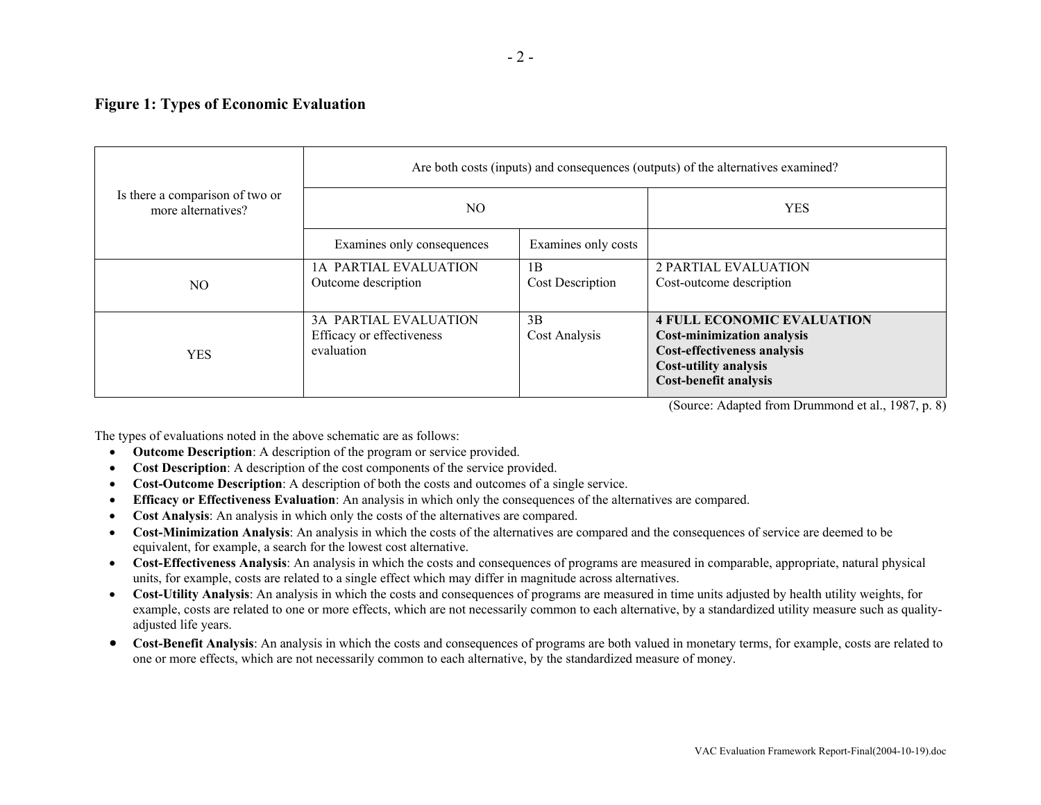**Figure 1: Types of Economic Evaluation**

| Is there a comparison of two or more alternatives? | Are both costs (inputs) and consequences (outputs) of the alternatives examined? | | |
|---|---|---|---|
| | NO | | YES |
| | Examines only consequences | Examines only costs | |
| NO | 1A PARTIAL EVALUATION<br>Outcome description | 1B<br>Cost Description | 2 PARTIAL EVALUATION<br>Cost-outcome description |
| YES | 3A PARTIAL EVALUATION<br>Efficacy or effectiveness evaluation | 3B<br>Cost Analysis | **4 FULL ECONOMIC EVALUATION**<br>**Cost-minimization analysis**<br>**Cost-effectiveness analysis**<br>**Cost-utility analysis**<br>**Cost-benefit analysis** |

(Source: Adapted from Drummond et al., 1987, p. 8)

The types of evaluations noted in the above schematic are as follows:

- **Outcome Description**: A description of the program or service provided.
- **Cost Description**: A description of the cost components of the service provided.
- **Cost-Outcome Description**: A description of both the costs and outcomes of a single service.
- **Efficacy or Effectiveness Evaluation**: An analysis in which only the consequences of the alternatives are compared.
- **Cost Analysis**: An analysis in which only the costs of the alternatives are compared.
- **Cost-Minimization Analysis**: An analysis in which the costs of the alternatives are compared and the consequences of service are deemed to be equivalent, for example, a search for the lowest cost alternative.
- **Cost-Effectiveness Analysis**: An analysis in which the costs and consequences of programs are measured in comparable, appropriate, natural physical units, for example, costs are related to a single effect which may differ in magnitude across alternatives.
- **Cost-Utility Analysis**: An analysis in which the costs and consequences of programs are measured in time units adjusted by health utility weights, for example, costs are related to one or more effects, which are not necessarily common to each alternative, by a standardized utility measure such as quality-adjusted life years.
- **Cost-Benefit Analysis**: An analysis in which the costs and consequences of programs are both valued in monetary terms, for example, costs are related to one or more effects, which are not necessarily common to each alternative, by the standardized measure of money.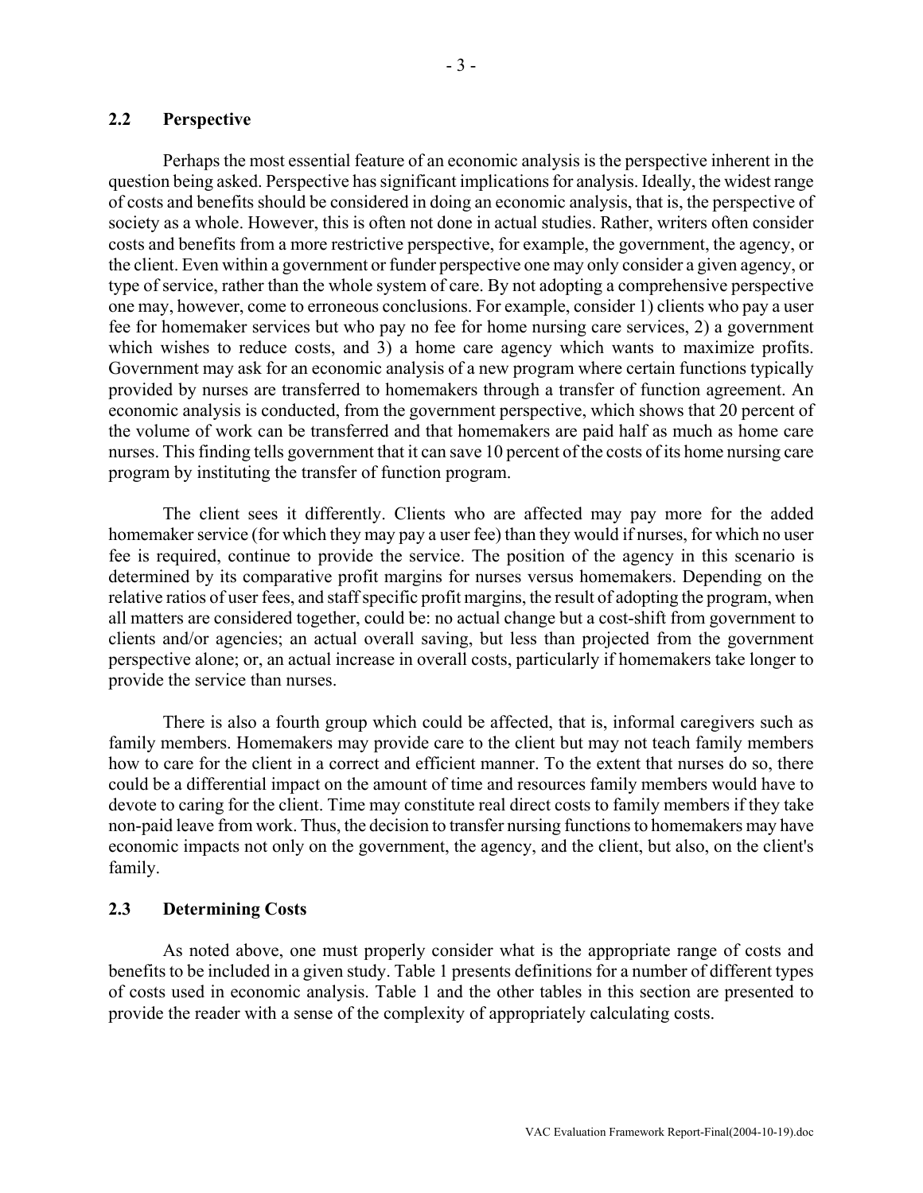## 2.2 Perspective

Perhaps the most essential feature of an economic analysis is the perspective inherent in the question being asked. Perspective has significant implications for analysis. Ideally, the widest range of costs and benefits should be considered in doing an economic analysis, that is, the perspective of society as a whole. However, this is often not done in actual studies. Rather, writers often consider costs and benefits from a more restrictive perspective, for example, the government, the agency, or the client. Even within a government or funder perspective one may only consider a given agency, or type of service, rather than the whole system of care. By not adopting a comprehensive perspective one may, however, come to erroneous conclusions. For example, consider 1) clients who pay a user fee for homemaker services but who pay no fee for home nursing care services, 2) a government which wishes to reduce costs, and 3) a home care agency which wants to maximize profits. Government may ask for an economic analysis of a new program where certain functions typically provided by nurses are transferred to homemakers through a transfer of function agreement. An economic analysis is conducted, from the government perspective, which shows that 20 percent of the volume of work can be transferred and that homemakers are paid half as much as home care nurses. This finding tells government that it can save 10 percent of the costs of its home nursing care program by instituting the transfer of function program.

The client sees it differently. Clients who are affected may pay more for the added homemaker service (for which they may pay a user fee) than they would if nurses, for which no user fee is required, continue to provide the service. The position of the agency in this scenario is determined by its comparative profit margins for nurses versus homemakers. Depending on the relative ratios of user fees, and staff specific profit margins, the result of adopting the program, when all matters are considered together, could be: no actual change but a cost-shift from government to clients and/or agencies; an actual overall saving, but less than projected from the government perspective alone; or, an actual increase in overall costs, particularly if homemakers take longer to provide the service than nurses.

There is also a fourth group which could be affected, that is, informal caregivers such as family members. Homemakers may provide care to the client but may not teach family members how to care for the client in a correct and efficient manner. To the extent that nurses do so, there could be a differential impact on the amount of time and resources family members would have to devote to caring for the client. Time may constitute real direct costs to family members if they take non-paid leave from work. Thus, the decision to transfer nursing functions to homemakers may have economic impacts not only on the government, the agency, and the client, but also, on the client's family.

## 2.3 Determining Costs

As noted above, one must properly consider what is the appropriate range of costs and benefits to be included in a given study. Table 1 presents definitions for a number of different types of costs used in economic analysis. Table 1 and the other tables in this section are presented to provide the reader with a sense of the complexity of appropriately calculating costs.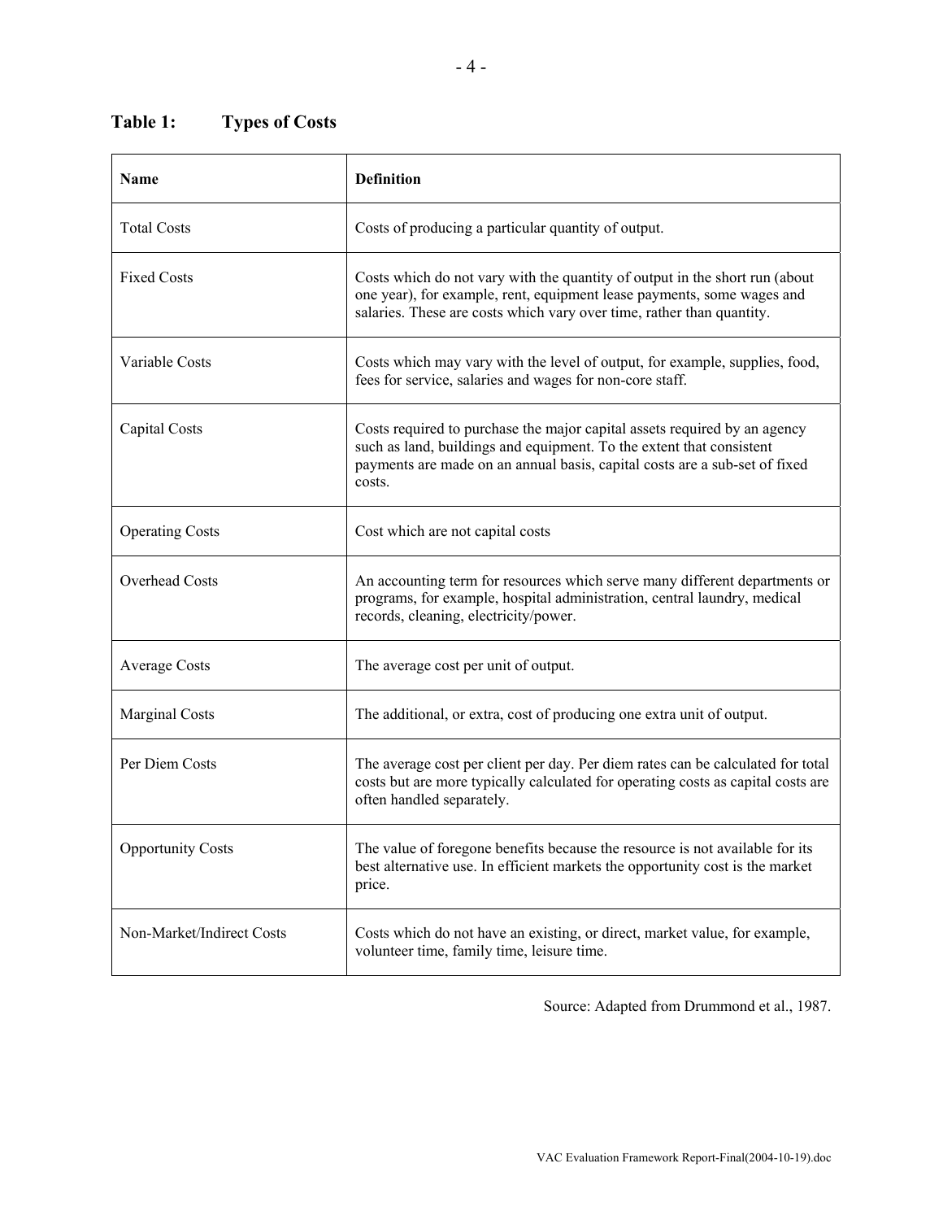**Table 1: Types of Costs**

| Name | Definition |
|---|---|
| Total Costs | Costs of producing a particular quantity of output. |
| Fixed Costs | Costs which do not vary with the quantity of output in the short run (about one year), for example, rent, equipment lease payments, some wages and salaries. These are costs which vary over time, rather than quantity. |
| Variable Costs | Costs which may vary with the level of output, for example, supplies, food, fees for service, salaries and wages for non-core staff. |
| Capital Costs | Costs required to purchase the major capital assets required by an agency such as land, buildings and equipment. To the extent that consistent payments are made on an annual basis, capital costs are a sub-set of fixed costs. |
| Operating Costs | Cost which are not capital costs |
| Overhead Costs | An accounting term for resources which serve many different departments or programs, for example, hospital administration, central laundry, medical records, cleaning, electricity/power. |
| Average Costs | The average cost per unit of output. |
| Marginal Costs | The additional, or extra, cost of producing one extra unit of output. |
| Per Diem Costs | The average cost per client per day. Per diem rates can be calculated for total costs but are more typically calculated for operating costs as capital costs are often handled separately. |
| Opportunity Costs | The value of foregone benefits because the resource is not available for its best alternative use. In efficient markets the opportunity cost is the market price. |
| Non-Market/Indirect Costs | Costs which do not have an existing, or direct, market value, for example, volunteer time, family time, leisure time. |

Source: Adapted from Drummond et al., 1987.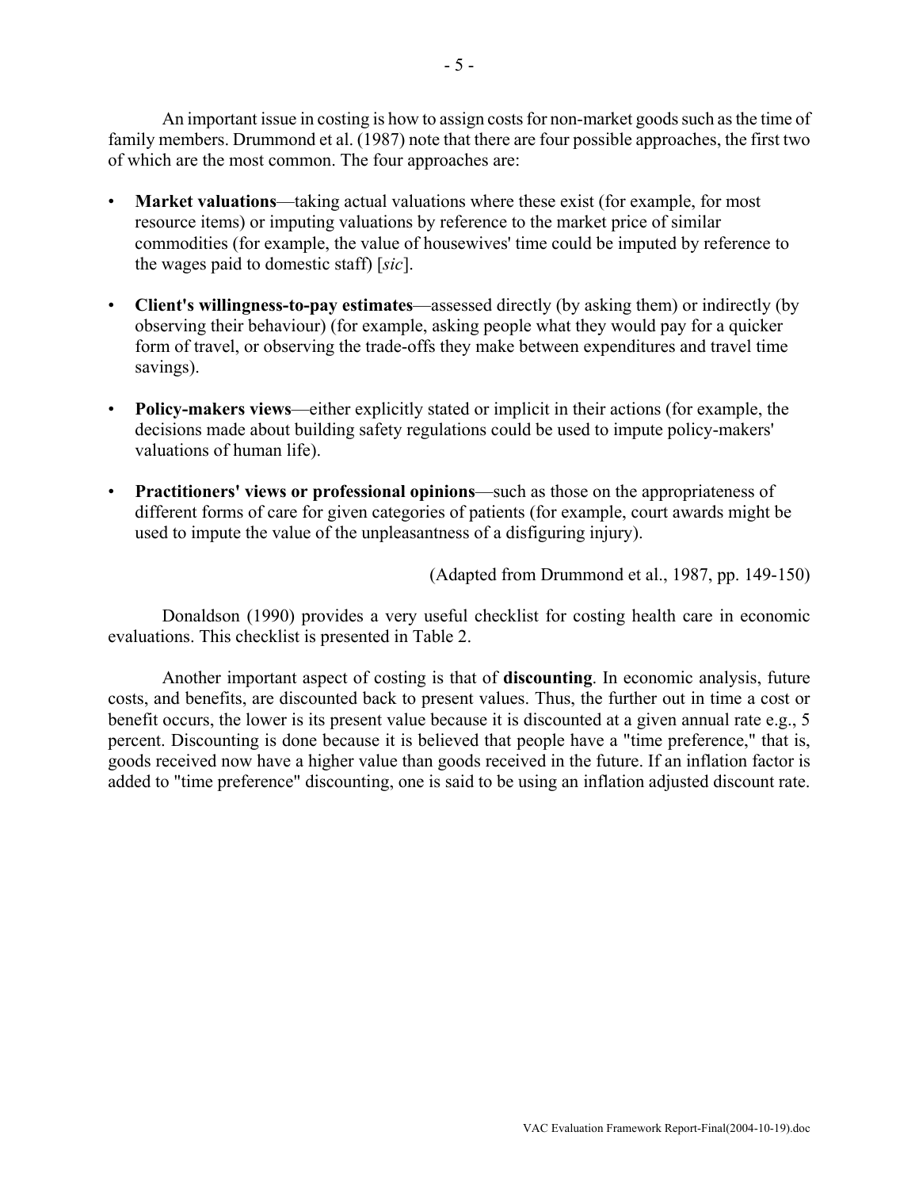An important issue in costing is how to assign costs for non-market goods such as the time of family members. Drummond et al. (1987) note that there are four possible approaches, the first two of which are the most common. The four approaches are:

- **Market valuations**—taking actual valuations where these exist (for example, for most resource items) or imputing valuations by reference to the market price of similar commodities (for example, the value of housewives' time could be imputed by reference to the wages paid to domestic staff) [*sic*].

- **Client's willingness-to-pay estimates**—assessed directly (by asking them) or indirectly (by observing their behaviour) (for example, asking people what they would pay for a quicker form of travel, or observing the trade-offs they make between expenditures and travel time savings).

- **Policy-makers views**—either explicitly stated or implicit in their actions (for example, the decisions made about building safety regulations could be used to impute policy-makers' valuations of human life).

- **Practitioners' views or professional opinions**—such as those on the appropriateness of different forms of care for given categories of patients (for example, court awards might be used to impute the value of the unpleasantness of a disfiguring injury).

(Adapted from Drummond et al., 1987, pp. 149-150)

Donaldson (1990) provides a very useful checklist for costing health care in economic evaluations. This checklist is presented in Table 2.

Another important aspect of costing is that of **discounting**. In economic analysis, future costs, and benefits, are discounted back to present values. Thus, the further out in time a cost or benefit occurs, the lower is its present value because it is discounted at a given annual rate e.g., 5 percent. Discounting is done because it is believed that people have a "time preference," that is, goods received now have a higher value than goods received in the future. If an inflation factor is added to "time preference" discounting, one is said to be using an inflation adjusted discount rate.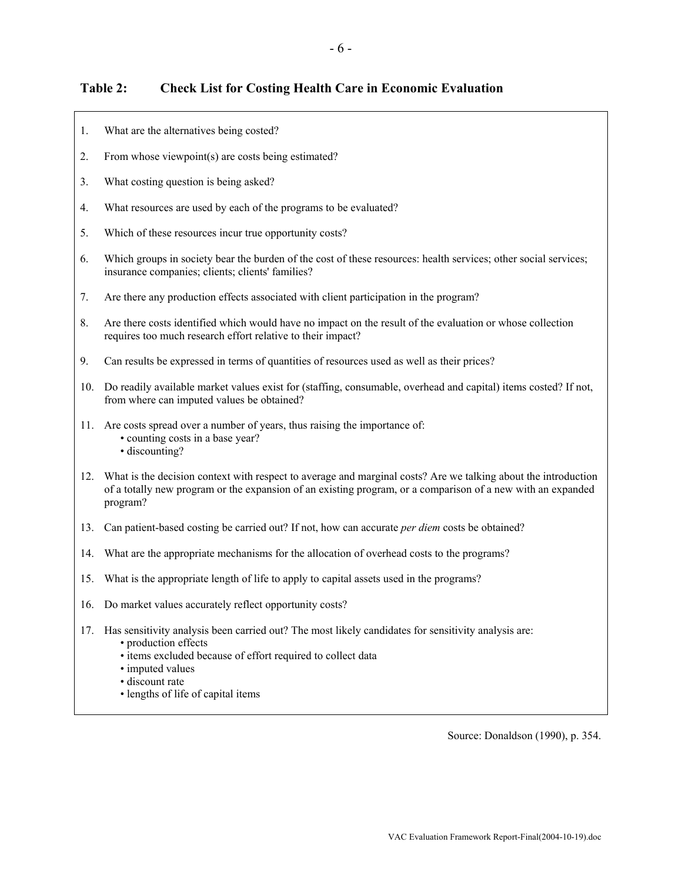## Table 2: Check List for Costing Health Care in Economic Evaluation

1. What are the alternatives being costed?
2. From whose viewpoint(s) are costs being estimated?
3. What costing question is being asked?
4. What resources are used by each of the programs to be evaluated?
5. Which of these resources incur true opportunity costs?
6. Which groups in society bear the burden of the cost of these resources: health services; other social services; insurance companies; clients; clients' families?
7. Are there any production effects associated with client participation in the program?
8. Are there costs identified which would have no impact on the result of the evaluation or whose collection requires too much research effort relative to their impact?
9. Can results be expressed in terms of quantities of resources used as well as their prices?
10. Do readily available market values exist for (staffing, consumable, overhead and capital) items costed? If not, from where can imputed values be obtained?
11. Are costs spread over a number of years, thus raising the importance of:
    - counting costs in a base year?
    - discounting?
12. What is the decision context with respect to average and marginal costs? Are we talking about the introduction of a totally new program or the expansion of an existing program, or a comparison of a new with an expanded program?
13. Can patient-based costing be carried out? If not, how can accurate *per diem* costs be obtained?
14. What are the appropriate mechanisms for the allocation of overhead costs to the programs?
15. What is the appropriate length of life to apply to capital assets used in the programs?
16. Do market values accurately reflect opportunity costs?
17. Has sensitivity analysis been carried out? The most likely candidates for sensitivity analysis are:
    - production effects
    - items excluded because of effort required to collect data
    - imputed values
    - discount rate
    - lengths of life of capital items

Source: Donaldson (1990), p. 354.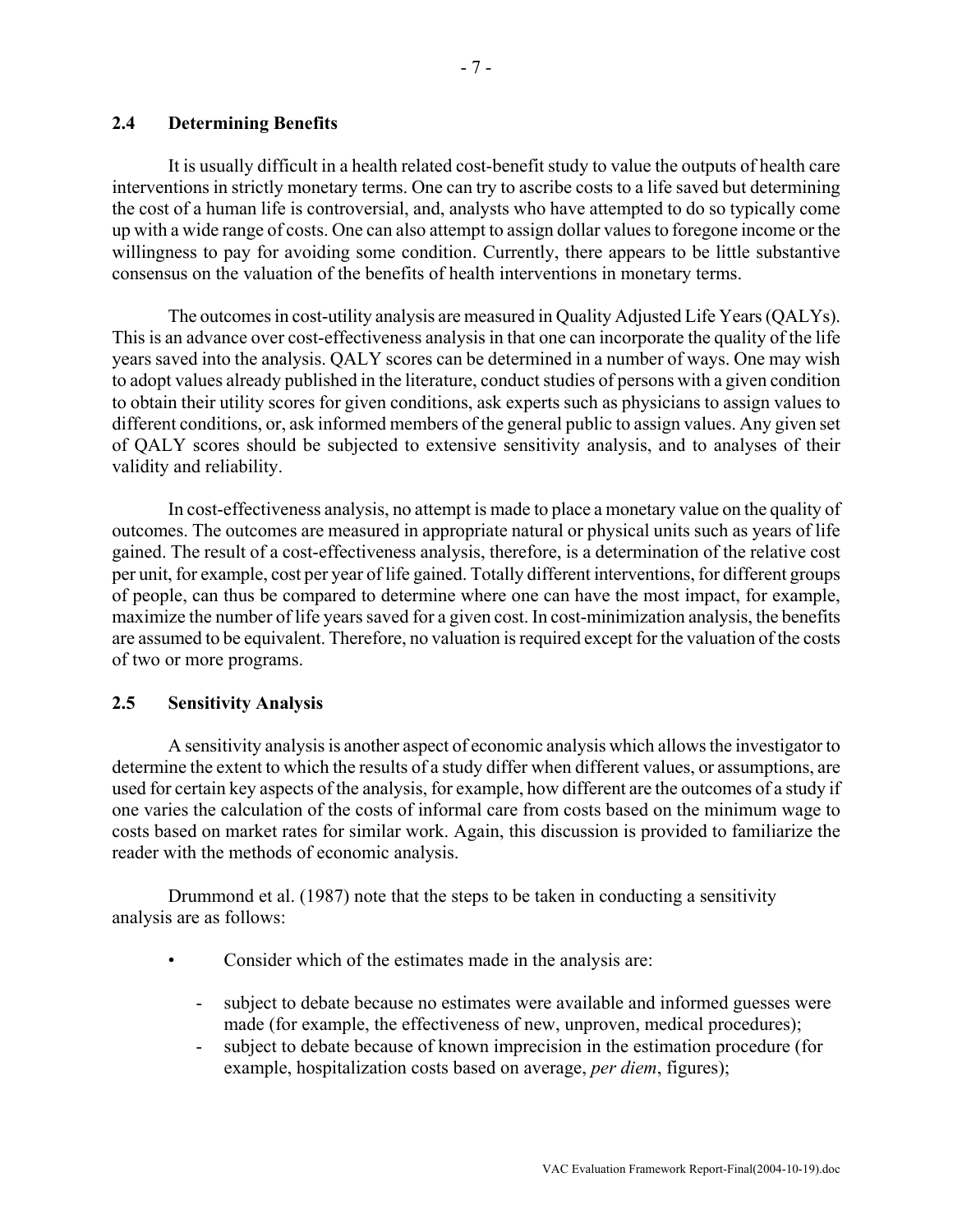## 2.4 Determining Benefits

It is usually difficult in a health related cost-benefit study to value the outputs of health care interventions in strictly monetary terms. One can try to ascribe costs to a life saved but determining the cost of a human life is controversial, and, analysts who have attempted to do so typically come up with a wide range of costs. One can also attempt to assign dollar values to foregone income or the willingness to pay for avoiding some condition. Currently, there appears to be little substantive consensus on the valuation of the benefits of health interventions in monetary terms.

The outcomes in cost-utility analysis are measured in Quality Adjusted Life Years (QALYs). This is an advance over cost-effectiveness analysis in that one can incorporate the quality of the life years saved into the analysis. QALY scores can be determined in a number of ways. One may wish to adopt values already published in the literature, conduct studies of persons with a given condition to obtain their utility scores for given conditions, ask experts such as physicians to assign values to different conditions, or, ask informed members of the general public to assign values. Any given set of QALY scores should be subjected to extensive sensitivity analysis, and to analyses of their validity and reliability.

In cost-effectiveness analysis, no attempt is made to place a monetary value on the quality of outcomes. The outcomes are measured in appropriate natural or physical units such as years of life gained. The result of a cost-effectiveness analysis, therefore, is a determination of the relative cost per unit, for example, cost per year of life gained. Totally different interventions, for different groups of people, can thus be compared to determine where one can have the most impact, for example, maximize the number of life years saved for a given cost. In cost-minimization analysis, the benefits are assumed to be equivalent. Therefore, no valuation is required except for the valuation of the costs of two or more programs.

## 2.5 Sensitivity Analysis

A sensitivity analysis is another aspect of economic analysis which allows the investigator to determine the extent to which the results of a study differ when different values, or assumptions, are used for certain key aspects of the analysis, for example, how different are the outcomes of a study if one varies the calculation of the costs of informal care from costs based on the minimum wage to costs based on market rates for similar work. Again, this discussion is provided to familiarize the reader with the methods of economic analysis.

Drummond et al. (1987) note that the steps to be taken in conducting a sensitivity analysis are as follows:

- Consider which of the estimates made in the analysis are:
  - subject to debate because no estimates were available and informed guesses were made (for example, the effectiveness of new, unproven, medical procedures);
  - subject to debate because of known imprecision in the estimation procedure (for example, hospitalization costs based on average, *per diem*, figures);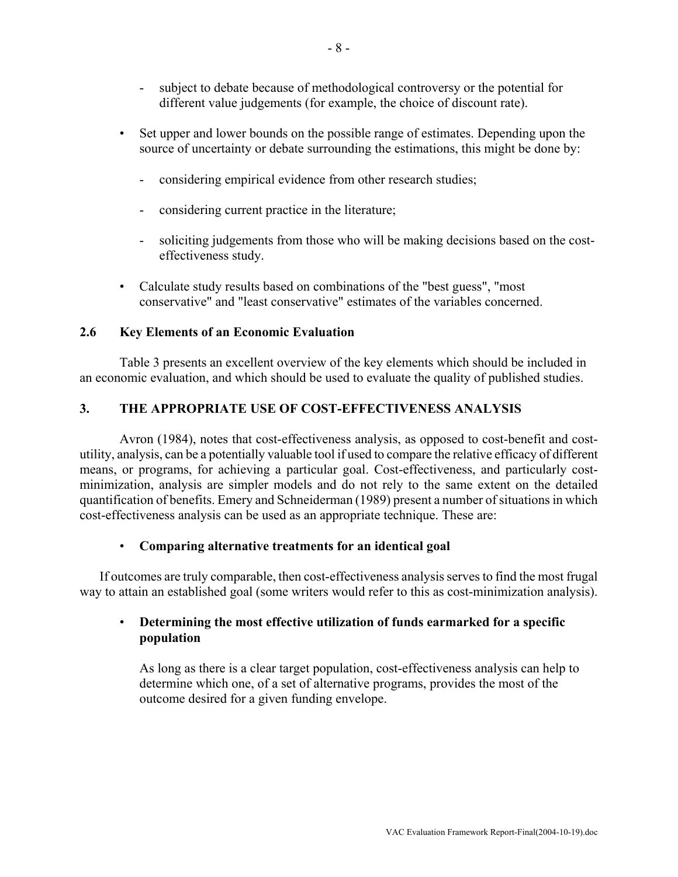- subject to debate because of methodological controversy or the potential for different value judgements (for example, the choice of discount rate).

- Set upper and lower bounds on the possible range of estimates. Depending upon the source of uncertainty or debate surrounding the estimations, this might be done by:

  - considering empirical evidence from other research studies;

  - considering current practice in the literature;

  - soliciting judgements from those who will be making decisions based on the cost-effectiveness study.

- Calculate study results based on combinations of the "best guess", "most conservative" and "least conservative" estimates of the variables concerned.

### 2.6 Key Elements of an Economic Evaluation

Table 3 presents an excellent overview of the key elements which should be included in an economic evaluation, and which should be used to evaluate the quality of published studies.

## 3. THE APPROPRIATE USE OF COST-EFFECTIVENESS ANALYSIS

Avron (1984), notes that cost-effectiveness analysis, as opposed to cost-benefit and cost-utility, analysis, can be a potentially valuable tool if used to compare the relative efficacy of different means, or programs, for achieving a particular goal. Cost-effectiveness, and particularly cost-minimization, analysis are simpler models and do not rely to the same extent on the detailed quantification of benefits. Emery and Schneiderman (1989) present a number of situations in which cost-effectiveness analysis can be used as an appropriate technique. These are:

- **Comparing alternative treatments for an identical goal**

If outcomes are truly comparable, then cost-effectiveness analysis serves to find the most frugal way to attain an established goal (some writers would refer to this as cost-minimization analysis).

- **Determining the most effective utilization of funds earmarked for a specific population**

  As long as there is a clear target population, cost-effectiveness analysis can help to determine which one, of a set of alternative programs, provides the most of the outcome desired for a given funding envelope.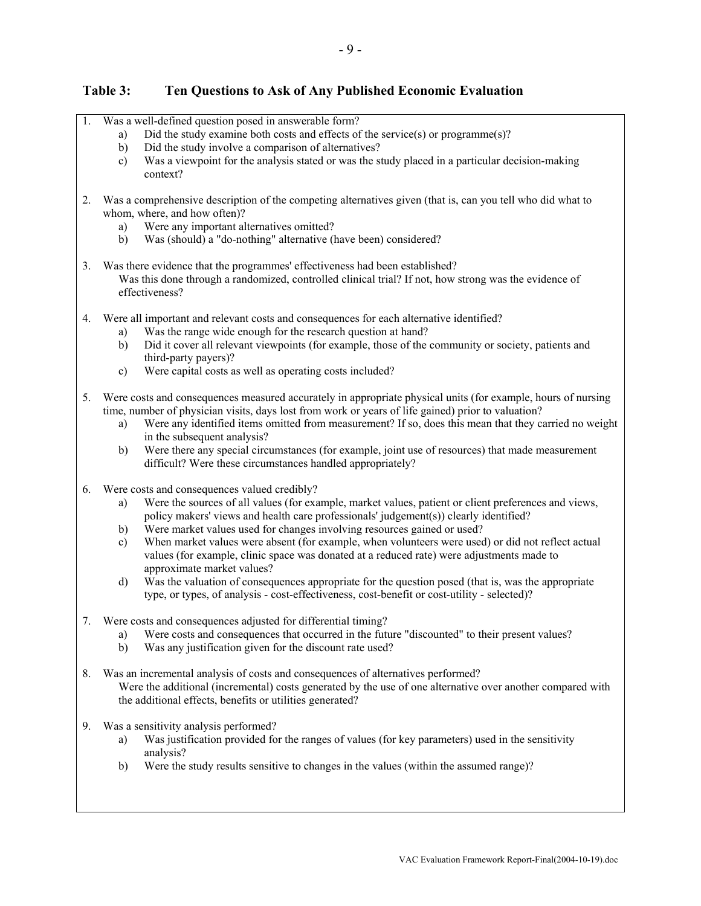## Table 3: Ten Questions to Ask of Any Published Economic Evaluation

1. Was a well-defined question posed in answerable form?
   a) Did the study examine both costs and effects of the service(s) or programme(s)?
   b) Did the study involve a comparison of alternatives?
   c) Was a viewpoint for the analysis stated or was the study placed in a particular decision-making context?

2. Was a comprehensive description of the competing alternatives given (that is, can you tell who did what to whom, where, and how often)?
   a) Were any important alternatives omitted?
   b) Was (should) a "do-nothing" alternative (have been) considered?

3. Was there evidence that the programmes' effectiveness had been established?
   Was this done through a randomized, controlled clinical trial? If not, how strong was the evidence of effectiveness?

4. Were all important and relevant costs and consequences for each alternative identified?
   a) Was the range wide enough for the research question at hand?
   b) Did it cover all relevant viewpoints (for example, those of the community or society, patients and third-party payers)?
   c) Were capital costs as well as operating costs included?

5. Were costs and consequences measured accurately in appropriate physical units (for example, hours of nursing time, number of physician visits, days lost from work or years of life gained) prior to valuation?
   a) Were any identified items omitted from measurement? If so, does this mean that they carried no weight in the subsequent analysis?
   b) Were there any special circumstances (for example, joint use of resources) that made measurement difficult? Were these circumstances handled appropriately?

6. Were costs and consequences valued credibly?
   a) Were the sources of all values (for example, market values, patient or client preferences and views, policy makers' views and health care professionals' judgement(s)) clearly identified?
   b) Were market values used for changes involving resources gained or used?
   c) When market values were absent (for example, when volunteers were used) or did not reflect actual values (for example, clinic space was donated at a reduced rate) were adjustments made to approximate market values?
   d) Was the valuation of consequences appropriate for the question posed (that is, was the appropriate type, or types, of analysis - cost-effectiveness, cost-benefit or cost-utility - selected)?

7. Were costs and consequences adjusted for differential timing?
   a) Were costs and consequences that occurred in the future "discounted" to their present values?
   b) Was any justification given for the discount rate used?

8. Was an incremental analysis of costs and consequences of alternatives performed?
   Were the additional (incremental) costs generated by the use of one alternative over another compared with the additional effects, benefits or utilities generated?

9. Was a sensitivity analysis performed?
   a) Was justification provided for the ranges of values (for key parameters) used in the sensitivity analysis?
   b) Were the study results sensitive to changes in the values (within the assumed range)?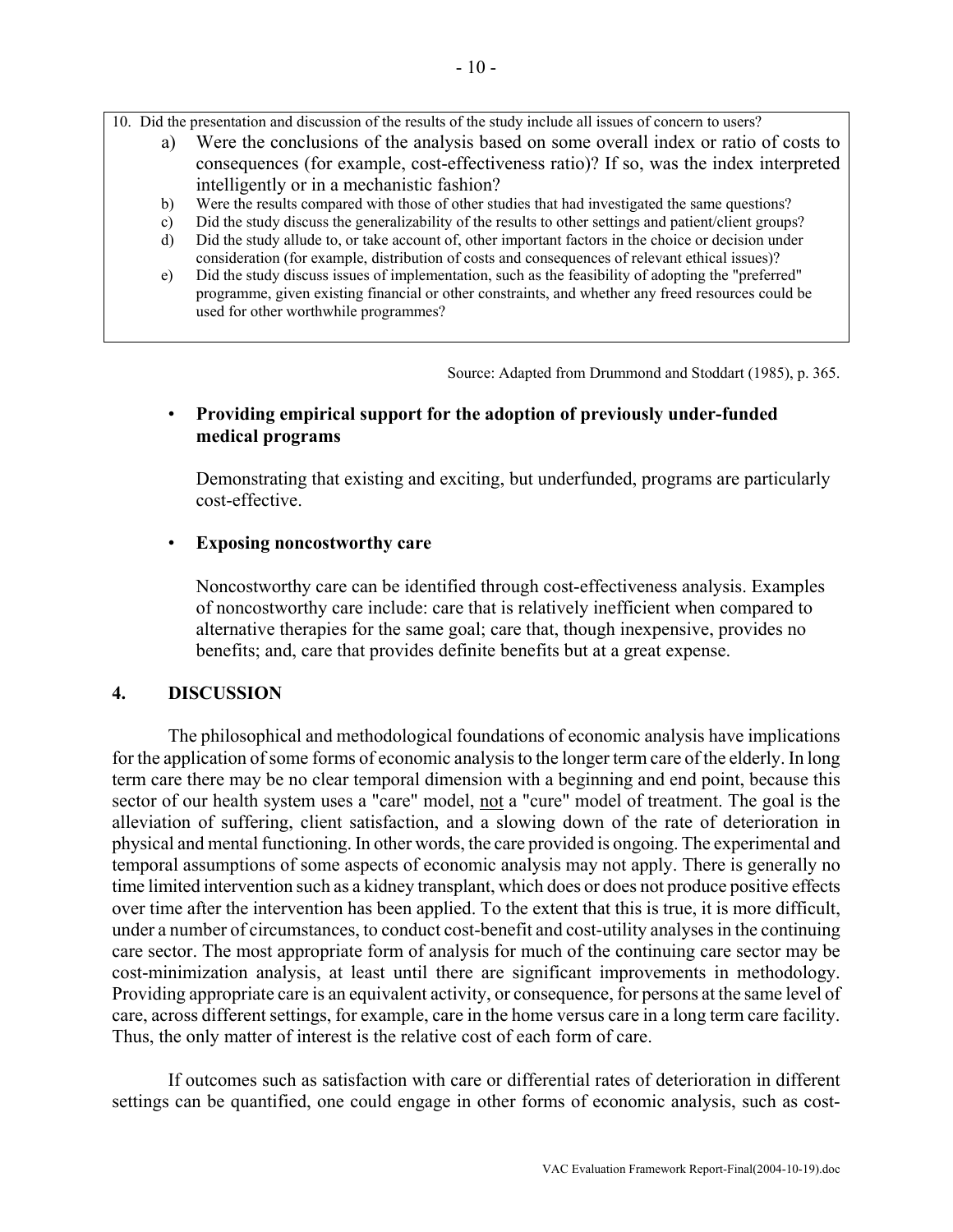10. Did the presentation and discussion of the results of the study include all issues of concern to users?
    a) Were the conclusions of the analysis based on some overall index or ratio of costs to consequences (for example, cost-effectiveness ratio)? If so, was the index interpreted intelligently or in a mechanistic fashion?
    b) Were the results compared with those of other studies that had investigated the same questions?
    c) Did the study discuss the generalizability of the results to other settings and patient/client groups?
    d) Did the study allude to, or take account of, other important factors in the choice or decision under consideration (for example, distribution of costs and consequences of relevant ethical issues)?
    e) Did the study discuss issues of implementation, such as the feasibility of adopting the "preferred" programme, given existing financial or other constraints, and whether any freed resources could be used for other worthwhile programmes?

Source: Adapted from Drummond and Stoddart (1985), p. 365.

- **Providing empirical support for the adoption of previously under-funded medical programs**

  Demonstrating that existing and exciting, but underfunded, programs are particularly cost-effective.

- **Exposing noncostworthy care**

  Noncostworthy care can be identified through cost-effectiveness analysis. Examples of noncostworthy care include: care that is relatively inefficient when compared to alternative therapies for the same goal; care that, though inexpensive, provides no benefits; and, care that provides definite benefits but at a great expense.

## 4. DISCUSSION

The philosophical and methodological foundations of economic analysis have implications for the application of some forms of economic analysis to the longer term care of the elderly. In long term care there may be no clear temporal dimension with a beginning and end point, because this sector of our health system uses a "care" model, not a "cure" model of treatment. The goal is the alleviation of suffering, client satisfaction, and a slowing down of the rate of deterioration in physical and mental functioning. In other words, the care provided is ongoing. The experimental and temporal assumptions of some aspects of economic analysis may not apply. There is generally no time limited intervention such as a kidney transplant, which does or does not produce positive effects over time after the intervention has been applied. To the extent that this is true, it is more difficult, under a number of circumstances, to conduct cost-benefit and cost-utility analyses in the continuing care sector. The most appropriate form of analysis for much of the continuing care sector may be cost-minimization analysis, at least until there are significant improvements in methodology. Providing appropriate care is an equivalent activity, or consequence, for persons at the same level of care, across different settings, for example, care in the home versus care in a long term care facility. Thus, the only matter of interest is the relative cost of each form of care.

If outcomes such as satisfaction with care or differential rates of deterioration in different settings can be quantified, one could engage in other forms of economic analysis, such as cost-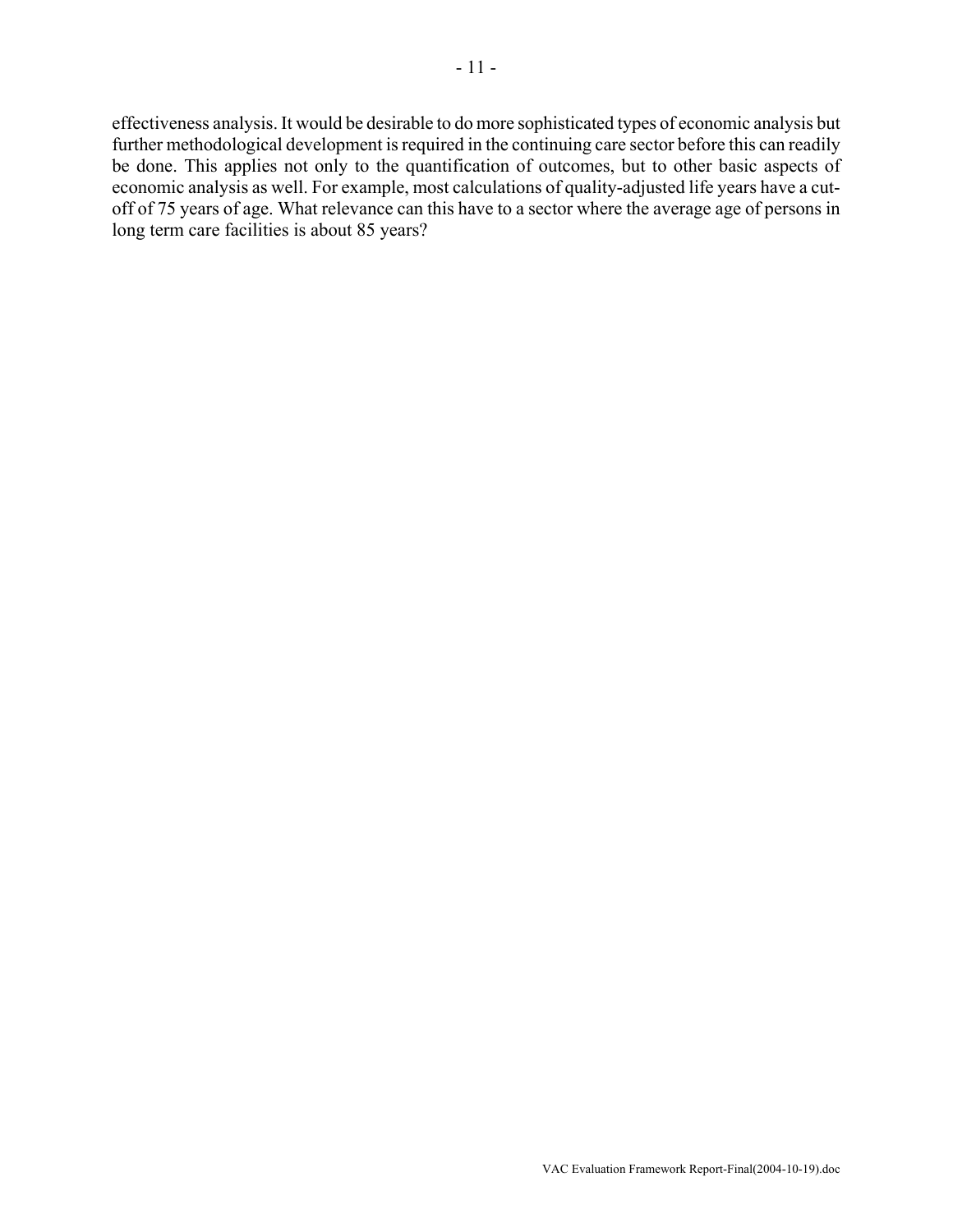effectiveness analysis. It would be desirable to do more sophisticated types of economic analysis but further methodological development is required in the continuing care sector before this can readily be done. This applies not only to the quantification of outcomes, but to other basic aspects of economic analysis as well. For example, most calculations of quality-adjusted life years have a cut-off of 75 years of age. What relevance can this have to a sector where the average age of persons in long term care facilities is about 85 years?